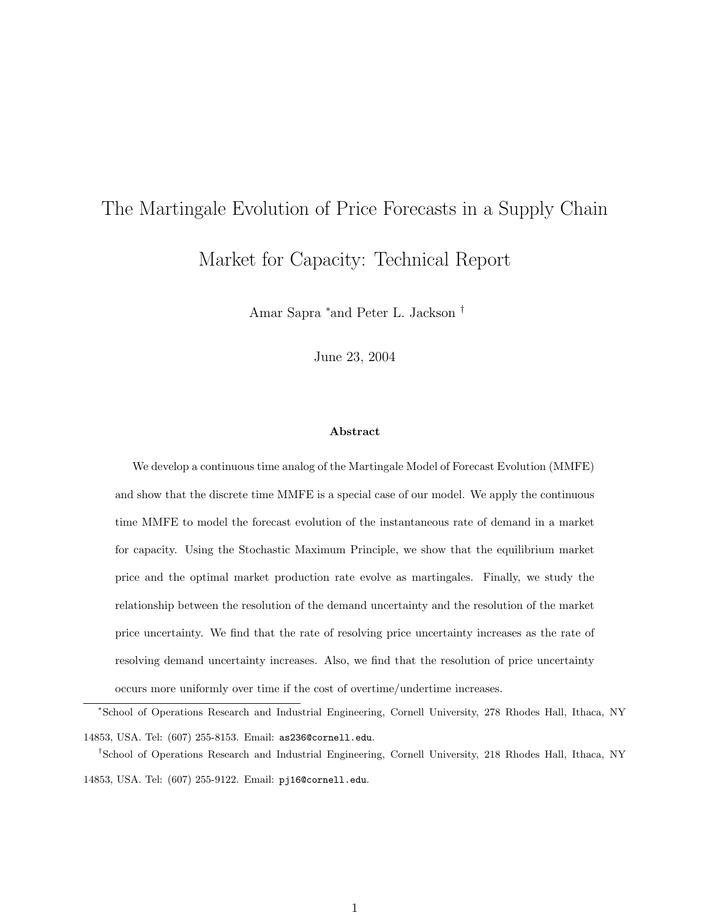# The Martingale Evolution of Price Forecasts in a Supply Chain Market for Capacity: Technical Report

Amar Sapra [*] and Peter L. Jackson [†]

June 23, 2004

**Abstract**

We develop a continuous time analog of the Martingale Model of Forecast Evolution (MMFE) and show that the discrete time MMFE is a special case of our model. We apply the continuous time MMFE to model the forecast evolution of the instantaneous rate of demand in a market for capacity. Using the Stochastic Maximum Principle, we show that the equilibrium market price and the optimal market production rate evolve as martingales. Finally, we study the relationship between the resolution of the demand uncertainty and the resolution of the market price uncertainty. We find that the rate of resolving price uncertainty increases as the rate of resolving demand uncertainty increases. Also, we find that the resolution of price uncertainty occurs more uniformly over time if the cost of overtime/undertime increases.

---

[*] School of Operations Research and Industrial Engineering, Cornell University, 278 Rhodes Hall, Ithaca, NY 14853, USA. Tel: (607) 255-8153. Email: as236@cornell.edu.

[†] School of Operations Research and Industrial Engineering, Cornell University, 218 Rhodes Hall, Ithaca, NY 14853, USA. Tel: (607) 255-9122. Email: pj16@cornell.edu.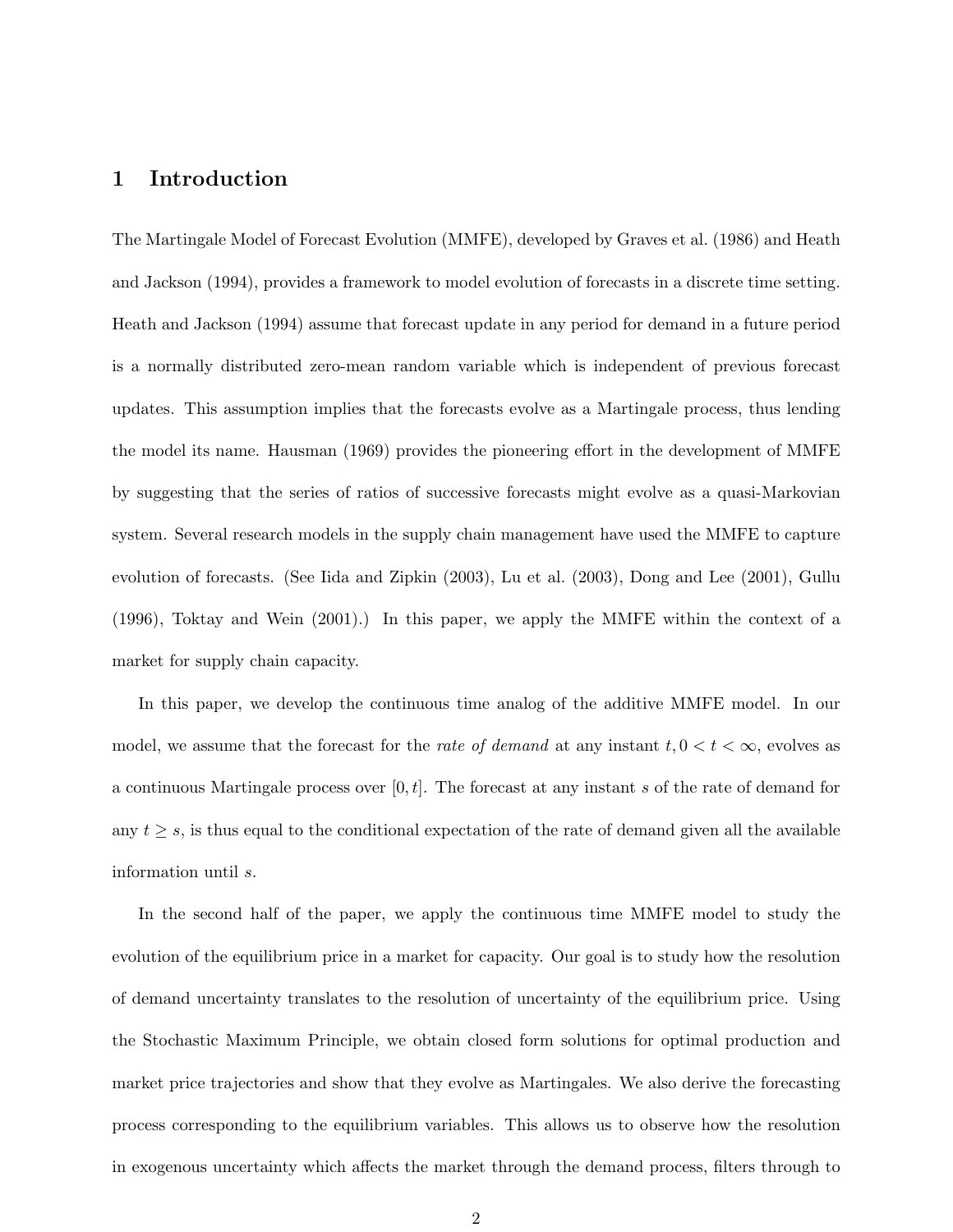# 1 Introduction

The Martingale Model of Forecast Evolution (MMFE), developed by Graves et al. (1986) and Heath and Jackson (1994), provides a framework to model evolution of forecasts in a discrete time setting. Heath and Jackson (1994) assume that forecast update in any period for demand in a future period is a normally distributed zero-mean random variable which is independent of previous forecast updates. This assumption implies that the forecasts evolve as a Martingale process, thus lending the model its name. Hausman (1969) provides the pioneering effort in the development of MMFE by suggesting that the series of ratios of successive forecasts might evolve as a quasi-Markovian system. Several research models in the supply chain management have used the MMFE to capture evolution of forecasts. (See Iida and Zipkin (2003), Lu et al. (2003), Dong and Lee (2001), Gullu (1996), Toktay and Wein (2001).) In this paper, we apply the MMFE within the context of a market for supply chain capacity.

In this paper, we develop the continuous time analog of the additive MMFE model. In our model, we assume that the forecast for the *rate of demand* at any instant $t, 0 < t < \infty$, evolves as a continuous Martingale process over $[0, t]$. The forecast at any instant $s$ of the rate of demand for any $t \geq s$, is thus equal to the conditional expectation of the rate of demand given all the available information until $s$.

In the second half of the paper, we apply the continuous time MMFE model to study the evolution of the equilibrium price in a market for capacity. Our goal is to study how the resolution of demand uncertainty translates to the resolution of uncertainty of the equilibrium price. Using the Stochastic Maximum Principle, we obtain closed form solutions for optimal production and market price trajectories and show that they evolve as Martingales. We also derive the forecasting process corresponding to the equilibrium variables. This allows us to observe how the resolution in exogenous uncertainty which affects the market through the demand process, filters through to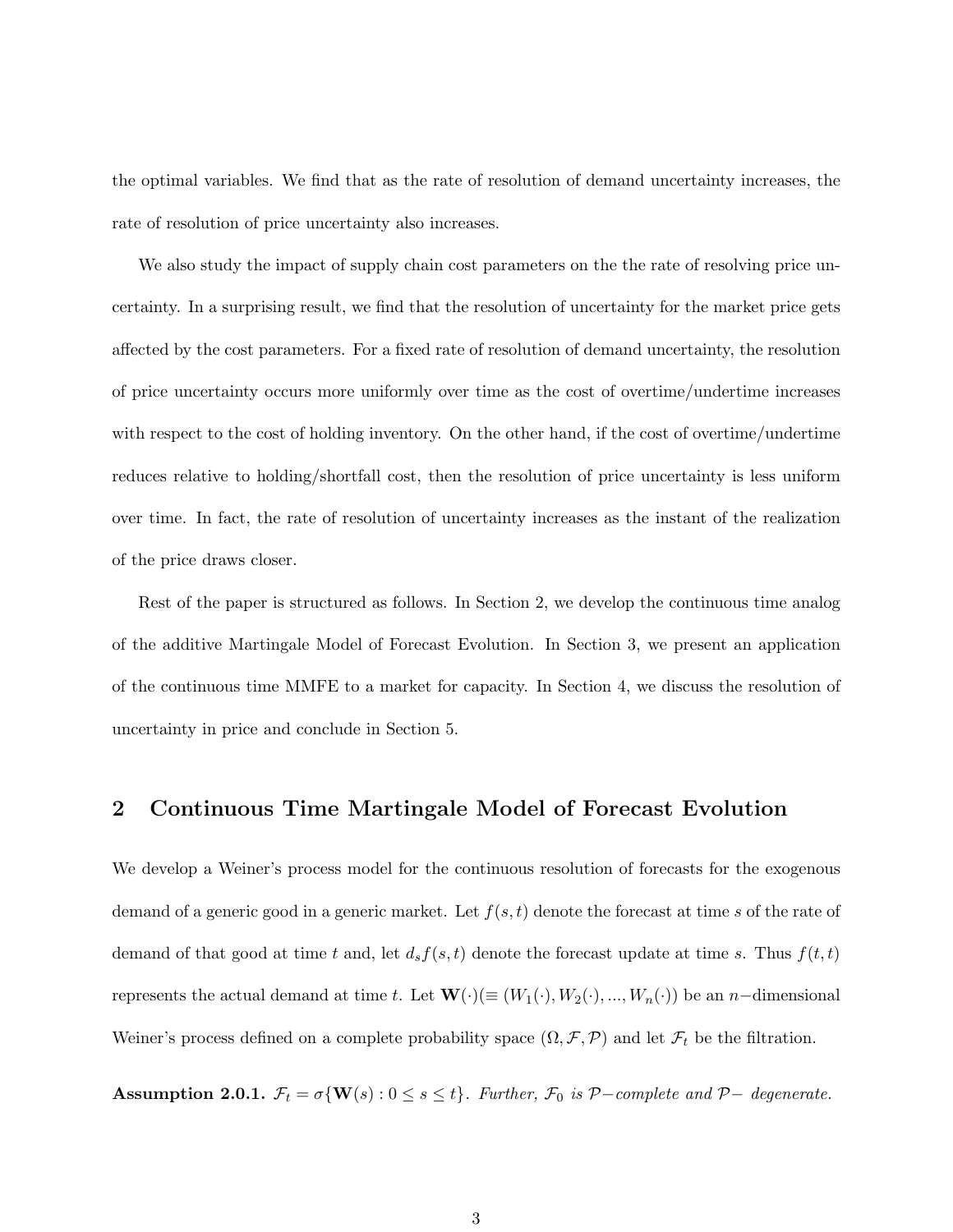the optimal variables. We find that as the rate of resolution of demand uncertainty increases, the rate of resolution of price uncertainty also increases.

We also study the impact of supply chain cost parameters on the the rate of resolving price uncertainty. In a surprising result, we find that the resolution of uncertainty for the market price gets affected by the cost parameters. For a fixed rate of resolution of demand uncertainty, the resolution of price uncertainty occurs more uniformly over time as the cost of overtime/undertime increases with respect to the cost of holding inventory. On the other hand, if the cost of overtime/undertime reduces relative to holding/shortfall cost, then the resolution of price uncertainty is less uniform over time. In fact, the rate of resolution of uncertainty increases as the instant of the realization of the price draws closer.

Rest of the paper is structured as follows. In Section 2, we develop the continuous time analog of the additive Martingale Model of Forecast Evolution. In Section 3, we present an application of the continuous time MMFE to a market for capacity. In Section 4, we discuss the resolution of uncertainty in price and conclude in Section 5.

## 2 Continuous Time Martingale Model of Forecast Evolution

We develop a Weiner's process model for the continuous resolution of forecasts for the exogenous demand of a generic good in a generic market. Let $f(s,t)$ denote the forecast at time $s$ of the rate of demand of that good at time $t$ and, let $d_s f(s,t)$ denote the forecast update at time $s$. Thus $f(t,t)$ represents the actual demand at time $t$. Let $\mathbf{W}(\cdot)(\equiv (W_1(\cdot), W_2(\cdot), ..., W_n(\cdot))$ be an $n-$dimensional Weiner's process defined on a complete probability space $(\Omega, \mathcal{F}, \mathcal{P})$ and let $\mathcal{F}_t$ be the filtration.

**Assumption 2.0.1.** *$\mathcal{F}_t = \sigma\{\mathbf{W}(s) : 0 \leq s \leq t\}$. Further, $\mathcal{F}_0$ is $\mathcal{P}-$complete and $\mathcal{P}-$ degenerate.*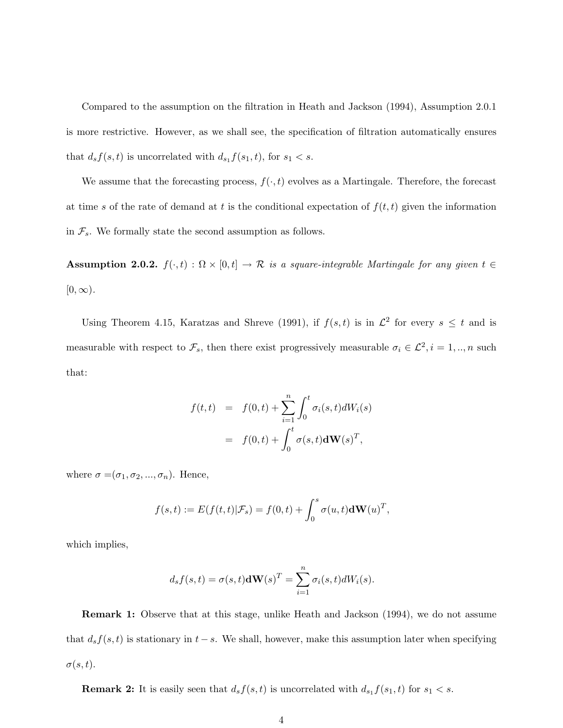Compared to the assumption on the filtration in Heath and Jackson (1994), Assumption 2.0.1 is more restrictive. However, as we shall see, the specification of filtration automatically ensures that $d_s f(s,t)$ is uncorrelated with $d_{s_1} f(s_1, t)$, for $s_1 < s$.

We assume that the forecasting process, $f(\cdot, t)$ evolves as a Martingale. Therefore, the forecast at time $s$ of the rate of demand at $t$ is the conditional expectation of $f(t,t)$ given the information in $\mathcal{F}_s$. We formally state the second assumption as follows.

**Assumption 2.0.2.** *$f(\cdot, t) : \Omega \times [0,t] \to \mathcal{R}$ is a square-integrable Martingale for any given $t \in [0, \infty)$.*

Using Theorem 4.15, Karatzas and Shreve (1991), if $f(s,t)$ is in $\mathcal{L}^2$ for every $s \leq t$ and is measurable with respect to $\mathcal{F}_s$, then there exist progressively measurable $\sigma_i \in \mathcal{L}^2, i = 1, .., n$ such that:

$$
\begin{aligned}
f(t,t) &= f(0,t) + \sum_{i=1}^{n} \int_0^t \sigma_i(s,t) dW_i(s) \\
&= f(0,t) + \int_0^t \sigma(s,t) \mathbf{dW}(s)^T,
\end{aligned}
$$

where $\sigma = (\sigma_1, \sigma_2, ..., \sigma_n)$. Hence,

$$
f(s,t) := E(f(t,t)|\mathcal{F}_s) = f(0,t) + \int_0^s \sigma(u,t) \mathbf{dW}(u)^T,
$$

which implies,

$$
d_s f(s,t) = \sigma(s,t) \mathbf{dW}(s)^T = \sum_{i=1}^{n} \sigma_i(s,t) dW_i(s).
$$

**Remark 1:** Observe that at this stage, unlike Heath and Jackson (1994), we do not assume that $d_s f(s,t)$ is stationary in $t - s$. We shall, however, make this assumption later when specifying $\sigma(s,t)$.

**Remark 2:** It is easily seen that $d_s f(s,t)$ is uncorrelated with $d_{s_1} f(s_1, t)$ for $s_1 < s$.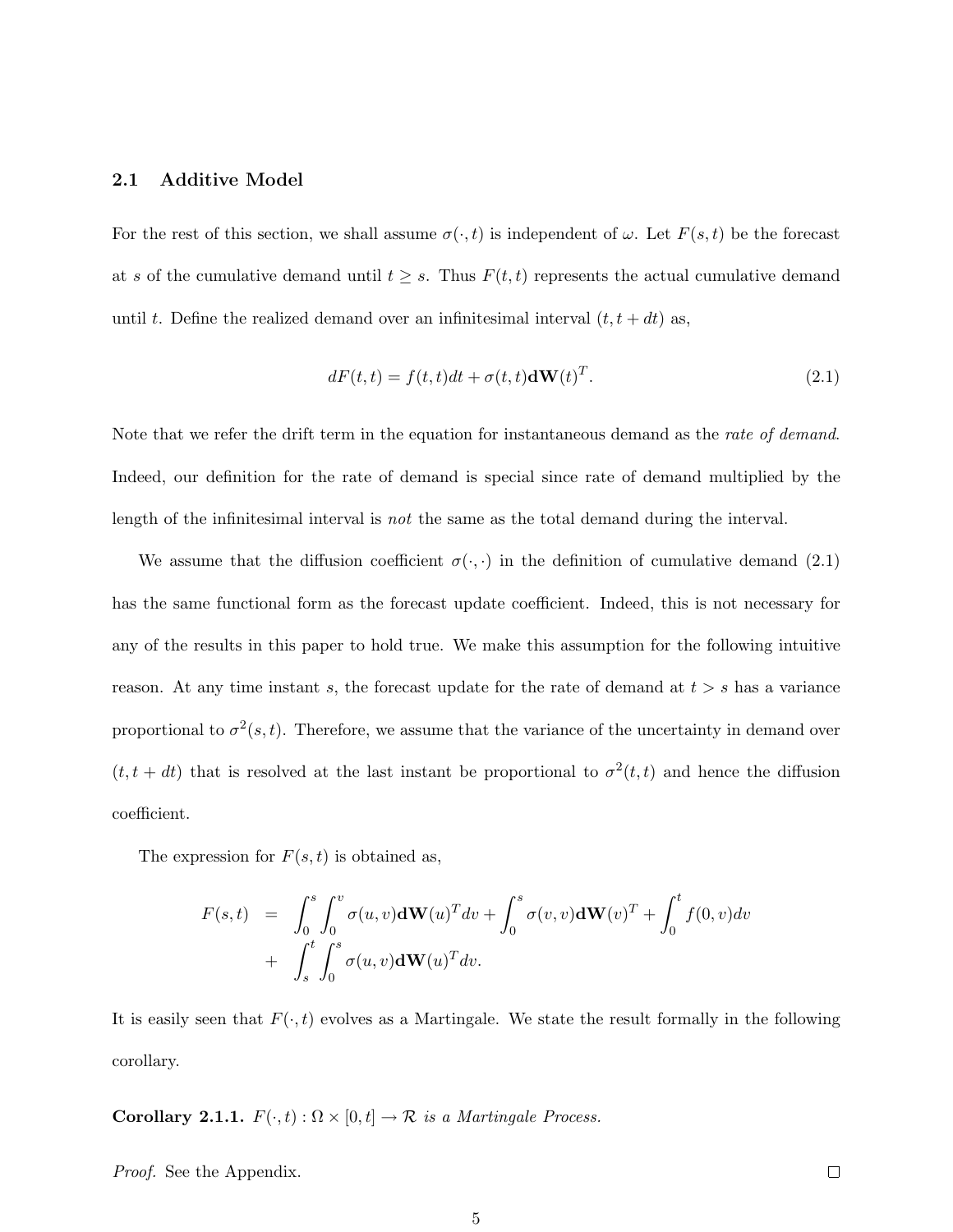### 2.1 Additive Model

For the rest of this section, we shall assume $\sigma(\cdot, t)$ is independent of $\omega$. Let $F(s, t)$ be the forecast at $s$ of the cumulative demand until $t \geq s$. Thus $F(t, t)$ represents the actual cumulative demand until $t$. Define the realized demand over an infinitesimal interval $(t, t + dt)$ as,

$$dF(t,t) = f(t,t)dt + \sigma(t,t)\mathbf{dW}(t)^T. \tag{2.1}$$

Note that we refer the drift term in the equation for instantaneous demand as the *rate of demand*. Indeed, our definition for the rate of demand is special since rate of demand multiplied by the length of the infinitesimal interval is *not* the same as the total demand during the interval.

We assume that the diffusion coefficient $\sigma(\cdot, \cdot)$ in the definition of cumulative demand (2.1) has the same functional form as the forecast update coefficient. Indeed, this is not necessary for any of the results in this paper to hold true. We make this assumption for the following intuitive reason. At any time instant $s$, the forecast update for the rate of demand at $t > s$ has a variance proportional to $\sigma^2(s, t)$. Therefore, we assume that the variance of the uncertainty in demand over $(t, t + dt)$ that is resolved at the last instant be proportional to $\sigma^2(t, t)$ and hence the diffusion coefficient.

The expression for $F(s, t)$ is obtained as,

$$\begin{aligned} F(s,t) &= \int_0^s \int_0^v \sigma(u,v)\mathbf{dW}(u)^T dv + \int_0^s \sigma(v,v)\mathbf{dW}(v)^T + \int_0^t f(0,v)dv \\ &+ \int_s^t \int_0^s \sigma(u,v)\mathbf{dW}(u)^T dv. \end{aligned}$$

It is easily seen that $F(\cdot, t)$ evolves as a Martingale. We state the result formally in the following corollary.

**Corollary 2.1.1.** *$F(\cdot, t) : \Omega \times [0, t] \to \mathcal{R}$ is a Martingale Process.*

*Proof.* See the Appendix. □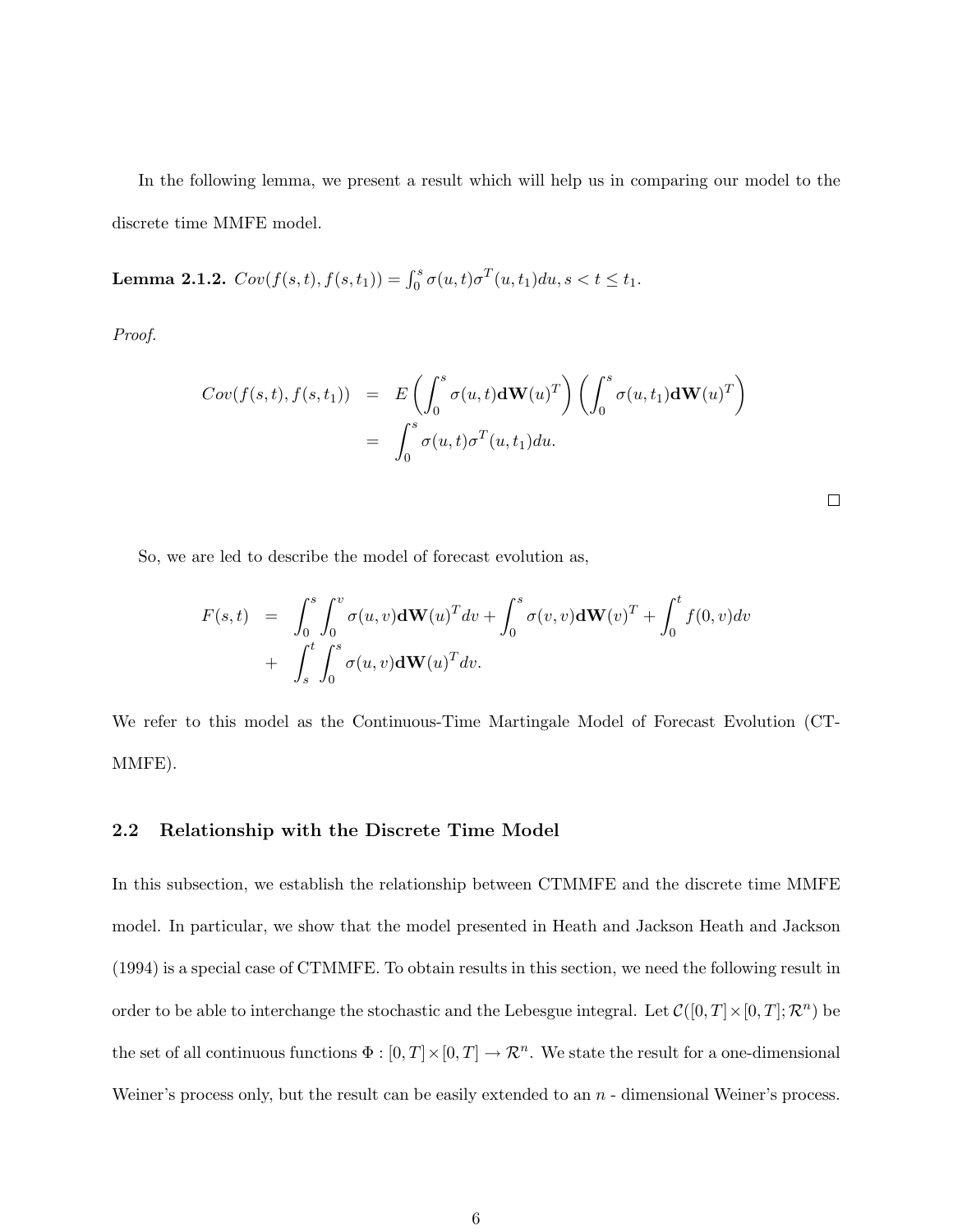In the following lemma, we present a result which will help us in comparing our model to the discrete time MMFE model.

**Lemma 2.1.2.** $Cov(f(s,t), f(s,t_1)) = \int_0^s \sigma(u,t)\sigma^T(u,t_1)du, s < t \leq t_1$.

*Proof.*

$$
\begin{aligned}
Cov(f(s,t), f(s,t_1)) &= E\left(\int_0^s \sigma(u,t)\mathbf{dW}(u)^T\right)\left(\int_0^s \sigma(u,t_1)\mathbf{dW}(u)^T\right) \\
&= \int_0^s \sigma(u,t)\sigma^T(u,t_1)du.
\end{aligned}
$$

□

So, we are led to describe the model of forecast evolution as,

$$
\begin{aligned}
F(s,t) &= \int_0^s \int_0^v \sigma(u,v)\mathbf{dW}(u)^T dv + \int_0^s \sigma(v,v)\mathbf{dW}(v)^T + \int_0^t f(0,v)dv \\
&+ \int_s^t \int_0^s \sigma(u,v)\mathbf{dW}(u)^T dv.
\end{aligned}
$$

We refer to this model as the Continuous-Time Martingale Model of Forecast Evolution (CT-MMFE).

## 2.2 Relationship with the Discrete Time Model

In this subsection, we establish the relationship between CTMMFE and the discrete time MMFE model. In particular, we show that the model presented in Heath and Jackson Heath and Jackson (1994) is a special case of CTMMFE. To obtain results in this section, we need the following result in order to be able to interchange the stochastic and the Lebesgue integral. Let $\mathcal{C}([0,T]\times[0,T];\mathcal{R}^n)$ be the set of all continuous functions $\Phi : [0,T]\times[0,T] \rightarrow \mathcal{R}^n$. We state the result for a one-dimensional Weiner's process only, but the result can be easily extended to an $n$ - dimensional Weiner's process.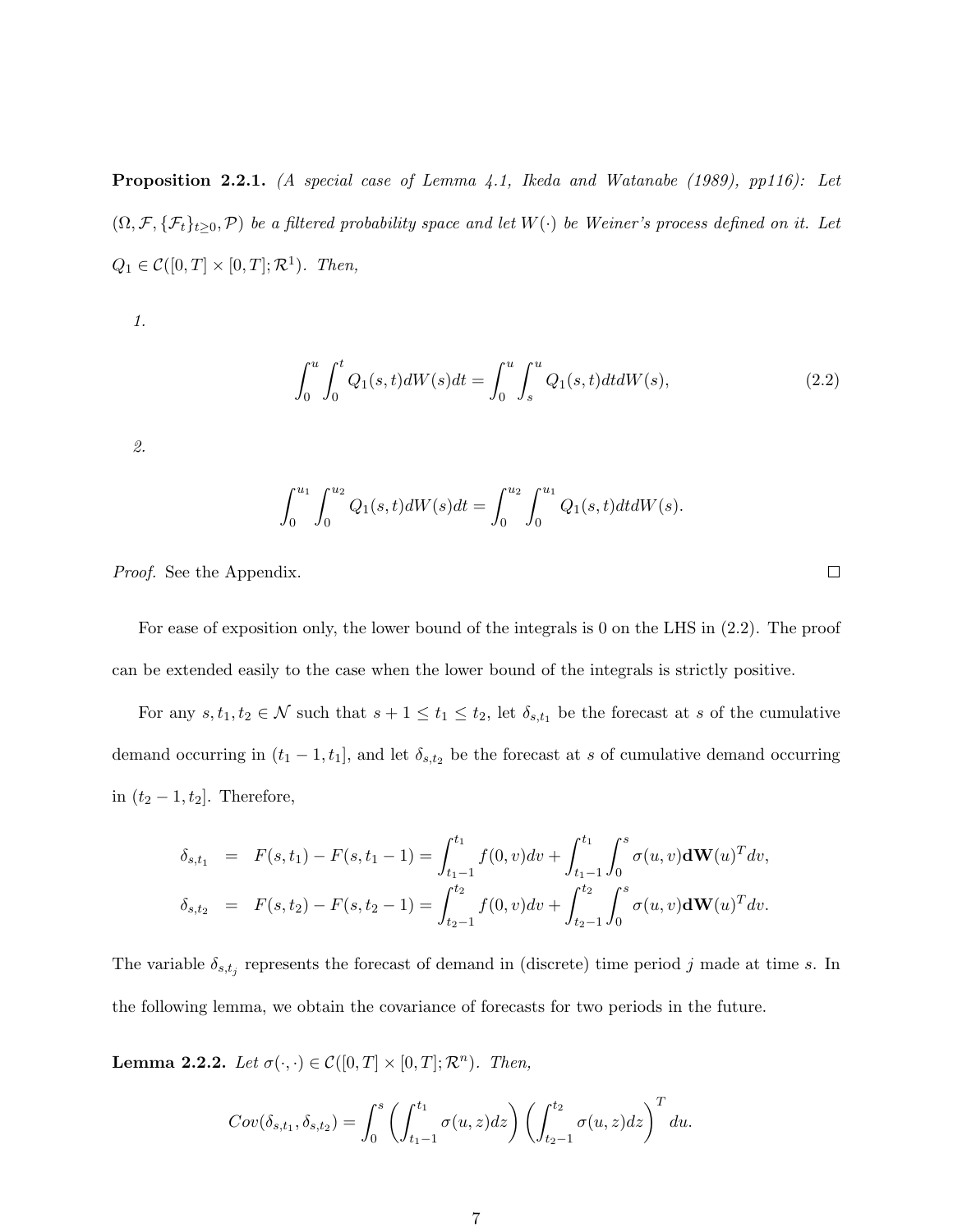**Proposition 2.2.1.** *(A special case of Lemma 4.1, Ikeda and Watanabe (1989), pp116): Let $(\Omega, \mathcal{F}, \{\mathcal{F}_t\}_{t\geq 0}, \mathcal{P})$ be a filtered probability space and let $W(\cdot)$ be Weiner's process defined on it. Let $Q_1 \in \mathcal{C}([0,T]\times[0,T];\mathcal{R}^1)$. Then,*

*1.*

$$\int_0^u \int_0^t Q_1(s,t) dW(s) dt = \int_0^u \int_s^u Q_1(s,t) dt dW(s), \tag{2.2}$$

*2.*

$$\int_0^{u_1} \int_0^{u_2} Q_1(s,t) dW(s) dt = \int_0^{u_2} \int_0^{u_1} Q_1(s,t) dt dW(s).$$

*Proof.* See the Appendix. □

For ease of exposition only, the lower bound of the integrals is 0 on the LHS in (2.2). The proof can be extended easily to the case when the lower bound of the integrals is strictly positive.

For any $s, t_1, t_2 \in \mathcal{N}$ such that $s+1 \leq t_1 \leq t_2$, let $\delta_{s,t_1}$ be the forecast at $s$ of the cumulative demand occurring in $(t_1 - 1, t_1]$, and let $\delta_{s,t_2}$ be the forecast at $s$ of cumulative demand occurring in $(t_2 - 1, t_2]$. Therefore,

$$\begin{aligned}
\delta_{s,t_1} &= F(s,t_1) - F(s,t_1 - 1) = \int_{t_1-1}^{t_1} f(0,v)dv + \int_{t_1-1}^{t_1}\int_0^s \sigma(u,v)\mathbf{dW}(u)^T dv, \\
\delta_{s,t_2} &= F(s,t_2) - F(s,t_2 - 1) = \int_{t_2-1}^{t_2} f(0,v)dv + \int_{t_2-1}^{t_2}\int_0^s \sigma(u,v)\mathbf{dW}(u)^T dv.
\end{aligned}$$

The variable $\delta_{s,t_j}$ represents the forecast of demand in (discrete) time period $j$ made at time $s$. In the following lemma, we obtain the covariance of forecasts for two periods in the future.

**Lemma 2.2.2.** *Let $\sigma(\cdot,\cdot) \in \mathcal{C}([0,T]\times[0,T];\mathcal{R}^n)$. Then,*

$$Cov(\delta_{s,t_1}, \delta_{s,t_2}) = \int_0^s \left(\int_{t_1-1}^{t_1} \sigma(u,z)dz\right)\left(\int_{t_2-1}^{t_2} \sigma(u,z)dz\right)^T du.$$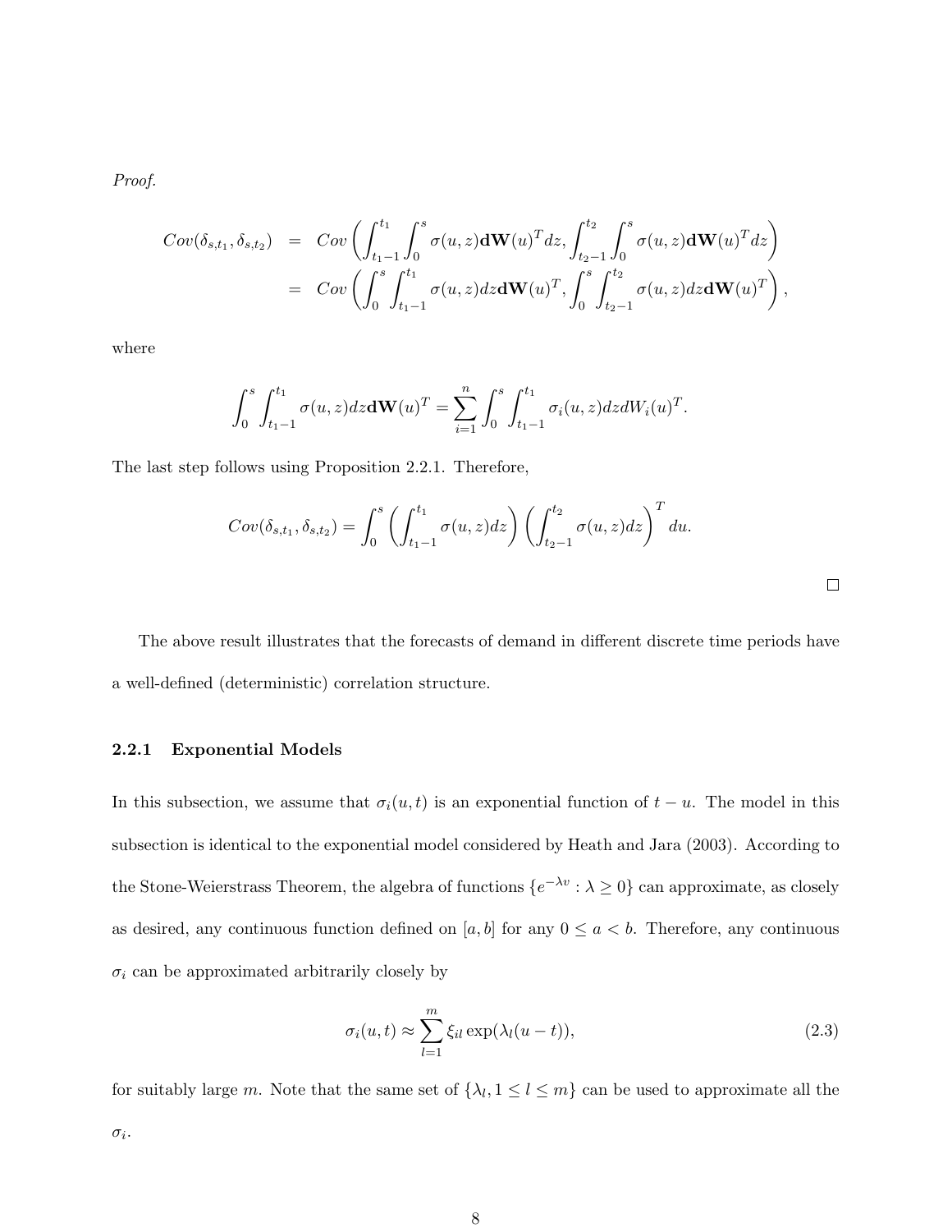*Proof.*

$$
\begin{aligned}
Cov(\delta_{s,t_1}, \delta_{s,t_2}) &= Cov\left(\int_{t_1-1}^{t_1}\int_0^s \sigma(u,z)\mathbf{dW}(u)^T dz, \int_{t_2-1}^{t_2}\int_0^s \sigma(u,z)\mathbf{dW}(u)^T dz\right) \\
&= Cov\left(\int_0^s\int_{t_1-1}^{t_1} \sigma(u,z)dz\mathbf{dW}(u)^T, \int_0^s\int_{t_2-1}^{t_2} \sigma(u,z)dz\mathbf{dW}(u)^T\right),
\end{aligned}
$$

where

$$
\int_0^s\int_{t_1-1}^{t_1} \sigma(u,z)dz\mathbf{dW}(u)^T = \sum_{i=1}^n \int_0^s\int_{t_1-1}^{t_1} \sigma_i(u,z)dz dW_i(u)^T.
$$

The last step follows using Proposition 2.2.1. Therefore,

$$
Cov(\delta_{s,t_1}, \delta_{s,t_2}) = \int_0^s \left(\int_{t_1-1}^{t_1} \sigma(u,z)dz\right)\left(\int_{t_2-1}^{t_2} \sigma(u,z)dz\right)^T du.
$$

□

The above result illustrates that the forecasts of demand in different discrete time periods have a well-defined (deterministic) correlation structure.

### 2.2.1 Exponential Models

In this subsection, we assume that $\sigma_i(u,t)$ is an exponential function of $t-u$. The model in this subsection is identical to the exponential model considered by Heath and Jara (2003). According to the Stone-Weierstrass Theorem, the algebra of functions $\{e^{-\lambda v} : \lambda \geq 0\}$ can approximate, as closely as desired, any continuous function defined on $[a,b]$ for any $0 \leq a < b$. Therefore, any continuous $\sigma_i$ can be approximated arbitrarily closely by

$$
\sigma_i(u,t) \approx \sum_{l=1}^m \xi_{il} \exp(\lambda_l(u-t)), \tag{2.3}
$$

for suitably large $m$. Note that the same set of $\{\lambda_l, 1 \leq l \leq m\}$ can be used to approximate all the $\sigma_i$.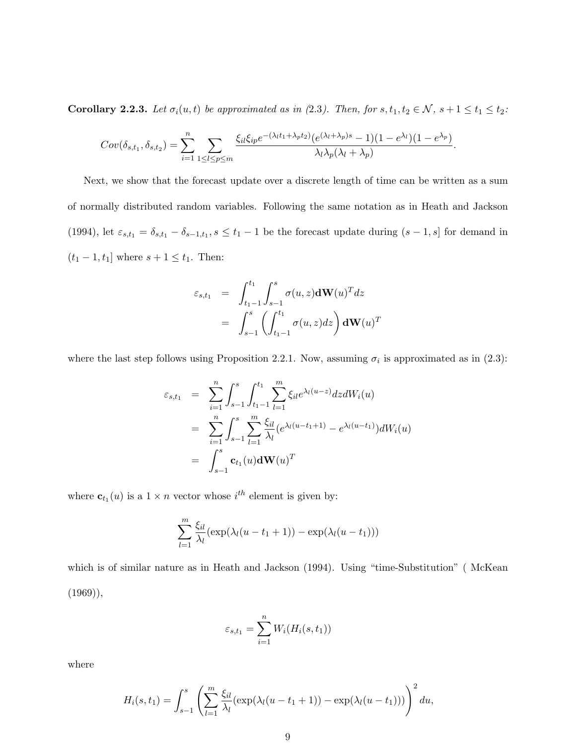**Corollary 2.2.3.** *Let $\sigma_i(u,t)$ be approximated as in (2.3). Then, for $s, t_1, t_2 \in \mathcal{N}$, $s+1 \leq t_1 \leq t_2$:*

$$Cov(\delta_{s,t_1}, \delta_{s,t_2}) = \sum_{i=1}^{n} \sum_{1 \leq l \leq p \leq m} \frac{\xi_{il}\xi_{ip} e^{-(\lambda_l t_1 + \lambda_p t_2)}(e^{(\lambda_l+\lambda_p)s} - 1)(1 - e^{\lambda_l})(1 - e^{\lambda_p})}{\lambda_l \lambda_p (\lambda_l + \lambda_p)}.$$

Next, we show that the forecast update over a discrete length of time can be written as a sum of normally distributed random variables. Following the same notation as in Heath and Jackson (1994), let $\varepsilon_{s,t_1} = \delta_{s,t_1} - \delta_{s-1,t_1}, s \leq t_1 - 1$ be the forecast update during $(s-1, s]$ for demand in $(t_1 - 1, t_1]$ where $s + 1 \leq t_1$. Then:

$$\begin{aligned}
\varepsilon_{s,t_1} &= \int_{t_1-1}^{t_1} \int_{s-1}^{s} \sigma(u,z) \mathbf{dW}(u)^T dz \\
&= \int_{s-1}^{s} \left( \int_{t_1-1}^{t_1} \sigma(u,z) dz \right) \mathbf{dW}(u)^T
\end{aligned}$$

where the last step follows using Proposition 2.2.1. Now, assuming $\sigma_i$ is approximated as in (2.3):

$$\begin{aligned}
\varepsilon_{s,t_1} &= \sum_{i=1}^{n} \int_{s-1}^{s} \int_{t_1-1}^{t_1} \sum_{l=1}^{m} \xi_{il} e^{\lambda_l(u-z)} dz dW_i(u) \\
&= \sum_{i=1}^{n} \int_{s-1}^{s} \sum_{l=1}^{m} \frac{\xi_{il}}{\lambda_l} (e^{\lambda_l(u-t_1+1)} - e^{\lambda_l(u-t_1)}) dW_i(u) \\
&= \int_{s-1}^{s} \mathbf{c}_{t_1}(u) \mathbf{dW}(u)^T
\end{aligned}$$

where $\mathbf{c}_{t_1}(u)$ is a $1 \times n$ vector whose $i^{th}$ element is given by:

$$\sum_{l=1}^{m} \frac{\xi_{il}}{\lambda_l} (\exp(\lambda_l(u - t_1 + 1)) - \exp(\lambda_l(u - t_1)))$$

which is of similar nature as in Heath and Jackson (1994). Using "time-Substitution" ( McKean (1969)),

$$\varepsilon_{s,t_1} = \sum_{i=1}^{n} W_i(H_i(s, t_1))$$

where

$$H_i(s, t_1) = \int_{s-1}^{s} \left( \sum_{l=1}^{m} \frac{\xi_{il}}{\lambda_l} (\exp(\lambda_l(u - t_1 + 1)) - \exp(\lambda_l(u - t_1))) \right)^2 du,$$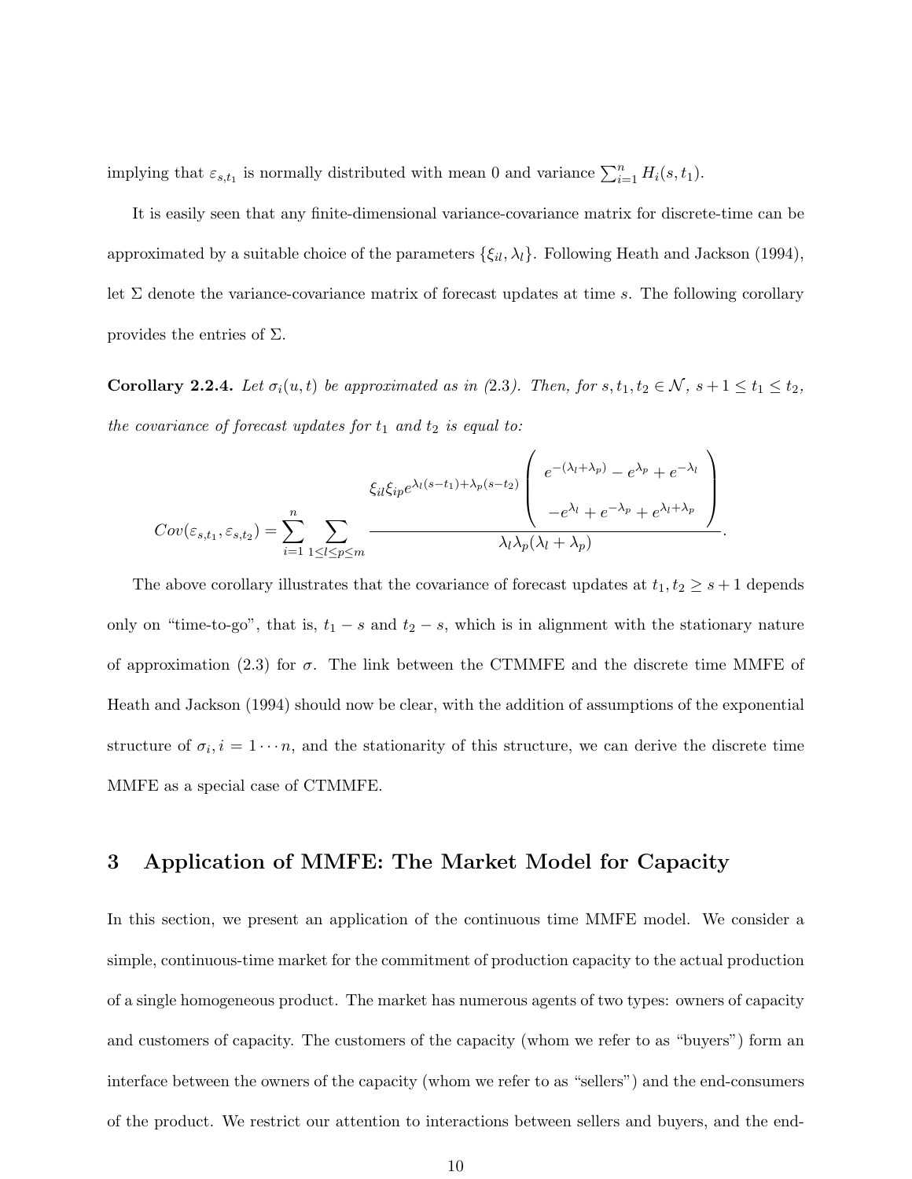implying that $\varepsilon_{s,t_1}$ is normally distributed with mean 0 and variance $\sum_{i=1}^{n} H_i(s,t_1)$.

It is easily seen that any finite-dimensional variance-covariance matrix for discrete-time can be approximated by a suitable choice of the parameters $\{\xi_{il}, \lambda_l\}$. Following Heath and Jackson (1994), let $\Sigma$ denote the variance-covariance matrix of forecast updates at time $s$. The following corollary provides the entries of $\Sigma$.

**Corollary 2.2.4.** *Let $\sigma_i(u,t)$ be approximated as in (2.3). Then, for $s, t_1, t_2 \in \mathcal{N}$, $s+1 \leq t_1 \leq t_2$, the covariance of forecast updates for $t_1$ and $t_2$ is equal to:*

$$Cov(\varepsilon_{s,t_1}, \varepsilon_{s,t_2}) = \sum_{i=1}^{n} \sum_{1 \leq l \leq p \leq m} \frac{\xi_{il}\xi_{ip} e^{\lambda_l(s-t_1)+\lambda_p(s-t_2)} \begin{pmatrix} e^{-(\lambda_l+\lambda_p)} - e^{\lambda_p} + e^{-\lambda_l} \\ -e^{\lambda_l} + e^{-\lambda_p} + e^{\lambda_l+\lambda_p} \end{pmatrix}}{\lambda_l \lambda_p (\lambda_l + \lambda_p)}.$$

The above corollary illustrates that the covariance of forecast updates at $t_1, t_2 \geq s+1$ depends only on "time-to-go", that is, $t_1 - s$ and $t_2 - s$, which is in alignment with the stationary nature of approximation (2.3) for $\sigma$. The link between the CTMMFE and the discrete time MMFE of Heath and Jackson (1994) should now be clear, with the addition of assumptions of the exponential structure of $\sigma_i, i = 1 \cdots n$, and the stationarity of this structure, we can derive the discrete time MMFE as a special case of CTMMFE.

# 3 Application of MMFE: The Market Model for Capacity

In this section, we present an application of the continuous time MMFE model. We consider a simple, continuous-time market for the commitment of production capacity to the actual production of a single homogeneous product. The market has numerous agents of two types: owners of capacity and customers of capacity. The customers of the capacity (whom we refer to as "buyers") form an interface between the owners of the capacity (whom we refer to as "sellers") and the end-consumers of the product. We restrict our attention to interactions between sellers and buyers, and the end-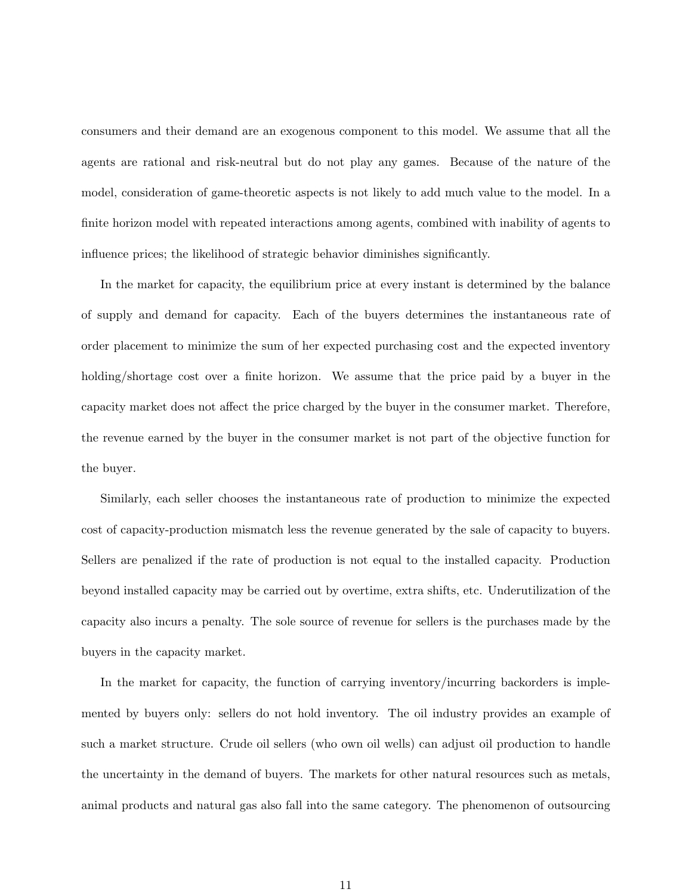consumers and their demand are an exogenous component to this model. We assume that all the agents are rational and risk-neutral but do not play any games. Because of the nature of the model, consideration of game-theoretic aspects is not likely to add much value to the model. In a finite horizon model with repeated interactions among agents, combined with inability of agents to influence prices; the likelihood of strategic behavior diminishes significantly.

In the market for capacity, the equilibrium price at every instant is determined by the balance of supply and demand for capacity. Each of the buyers determines the instantaneous rate of order placement to minimize the sum of her expected purchasing cost and the expected inventory holding/shortage cost over a finite horizon. We assume that the price paid by a buyer in the capacity market does not affect the price charged by the buyer in the consumer market. Therefore, the revenue earned by the buyer in the consumer market is not part of the objective function for the buyer.

Similarly, each seller chooses the instantaneous rate of production to minimize the expected cost of capacity-production mismatch less the revenue generated by the sale of capacity to buyers. Sellers are penalized if the rate of production is not equal to the installed capacity. Production beyond installed capacity may be carried out by overtime, extra shifts, etc. Underutilization of the capacity also incurs a penalty. The sole source of revenue for sellers is the purchases made by the buyers in the capacity market.

In the market for capacity, the function of carrying inventory/incurring backorders is implemented by buyers only: sellers do not hold inventory. The oil industry provides an example of such a market structure. Crude oil sellers (who own oil wells) can adjust oil production to handle the uncertainty in the demand of buyers. The markets for other natural resources such as metals, animal products and natural gas also fall into the same category. The phenomenon of outsourcing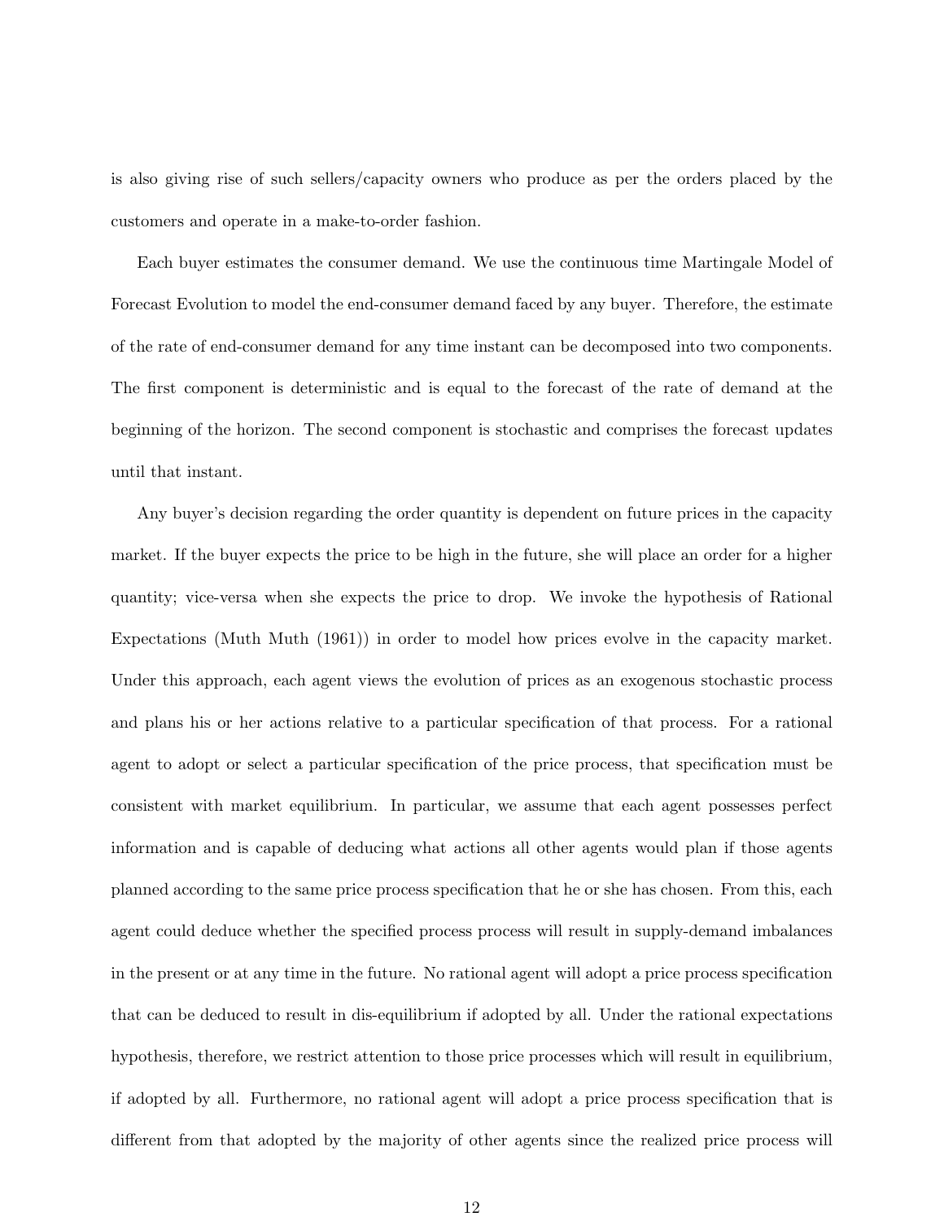is also giving rise of such sellers/capacity owners who produce as per the orders placed by the customers and operate in a make-to-order fashion.

Each buyer estimates the consumer demand. We use the continuous time Martingale Model of Forecast Evolution to model the end-consumer demand faced by any buyer. Therefore, the estimate of the rate of end-consumer demand for any time instant can be decomposed into two components. The first component is deterministic and is equal to the forecast of the rate of demand at the beginning of the horizon. The second component is stochastic and comprises the forecast updates until that instant.

Any buyer's decision regarding the order quantity is dependent on future prices in the capacity market. If the buyer expects the price to be high in the future, she will place an order for a higher quantity; vice-versa when she expects the price to drop. We invoke the hypothesis of Rational Expectations (Muth Muth (1961)) in order to model how prices evolve in the capacity market. Under this approach, each agent views the evolution of prices as an exogenous stochastic process and plans his or her actions relative to a particular specification of that process. For a rational agent to adopt or select a particular specification of the price process, that specification must be consistent with market equilibrium. In particular, we assume that each agent possesses perfect information and is capable of deducing what actions all other agents would plan if those agents planned according to the same price process specification that he or she has chosen. From this, each agent could deduce whether the specified process process will result in supply-demand imbalances in the present or at any time in the future. No rational agent will adopt a price process specification that can be deduced to result in dis-equilibrium if adopted by all. Under the rational expectations hypothesis, therefore, we restrict attention to those price processes which will result in equilibrium, if adopted by all. Furthermore, no rational agent will adopt a price process specification that is different from that adopted by the majority of other agents since the realized price process will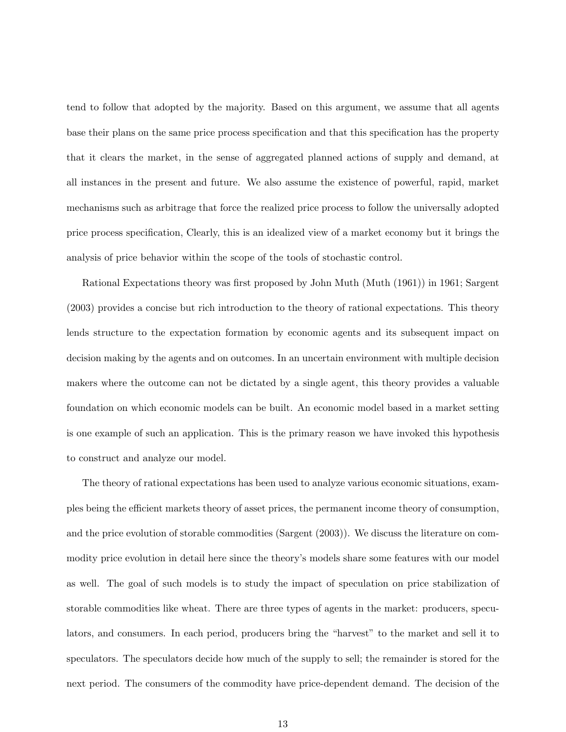tend to follow that adopted by the majority. Based on this argument, we assume that all agents base their plans on the same price process specification and that this specification has the property that it clears the market, in the sense of aggregated planned actions of supply and demand, at all instances in the present and future. We also assume the existence of powerful, rapid, market mechanisms such as arbitrage that force the realized price process to follow the universally adopted price process specification, Clearly, this is an idealized view of a market economy but it brings the analysis of price behavior within the scope of the tools of stochastic control.

Rational Expectations theory was first proposed by John Muth (Muth (1961)) in 1961; Sargent (2003) provides a concise but rich introduction to the theory of rational expectations. This theory lends structure to the expectation formation by economic agents and its subsequent impact on decision making by the agents and on outcomes. In an uncertain environment with multiple decision makers where the outcome can not be dictated by a single agent, this theory provides a valuable foundation on which economic models can be built. An economic model based in a market setting is one example of such an application. This is the primary reason we have invoked this hypothesis to construct and analyze our model.

The theory of rational expectations has been used to analyze various economic situations, examples being the efficient markets theory of asset prices, the permanent income theory of consumption, and the price evolution of storable commodities (Sargent (2003)). We discuss the literature on commodity price evolution in detail here since the theory's models share some features with our model as well. The goal of such models is to study the impact of speculation on price stabilization of storable commodities like wheat. There are three types of agents in the market: producers, speculators, and consumers. In each period, producers bring the "harvest" to the market and sell it to speculators. The speculators decide how much of the supply to sell; the remainder is stored for the next period. The consumers of the commodity have price-dependent demand. The decision of the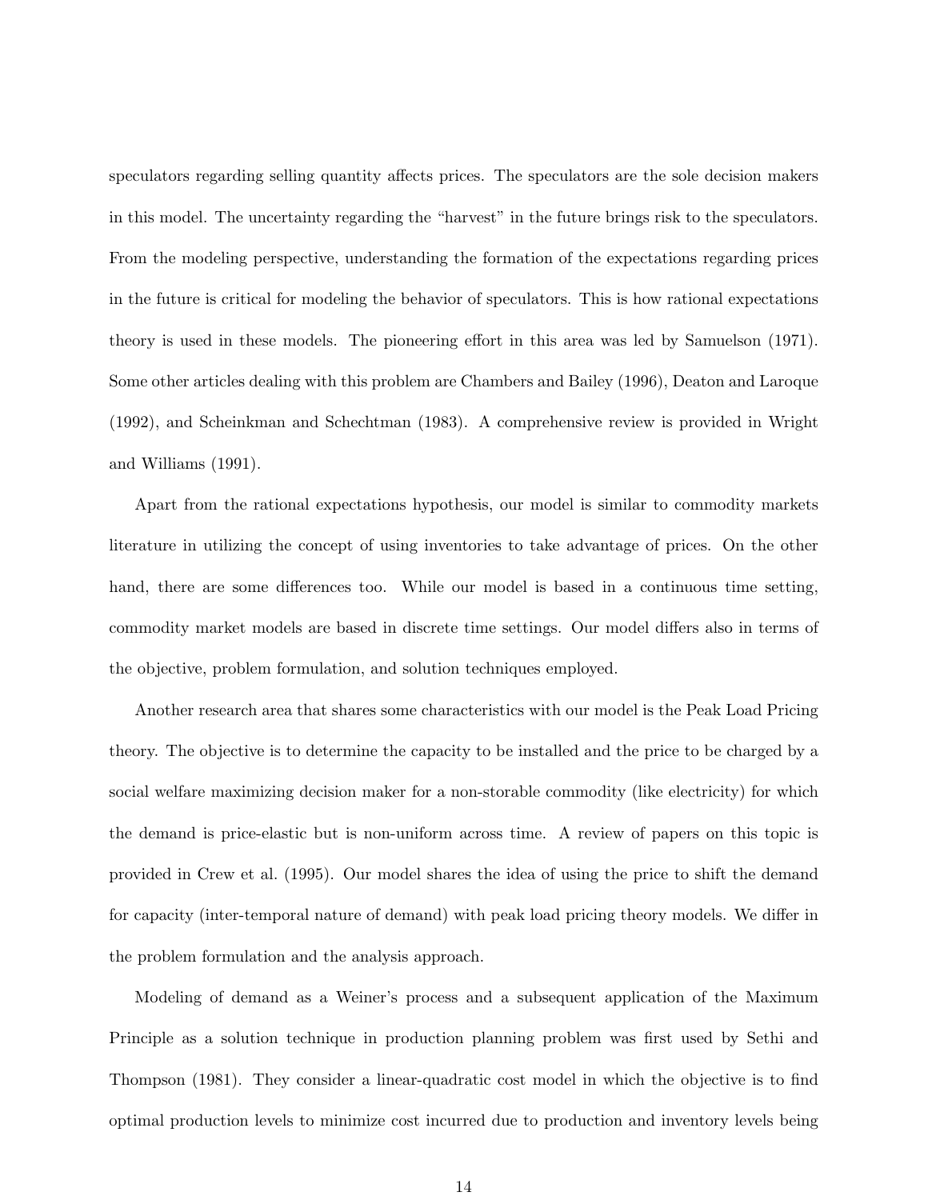speculators regarding selling quantity affects prices. The speculators are the sole decision makers in this model. The uncertainty regarding the "harvest" in the future brings risk to the speculators. From the modeling perspective, understanding the formation of the expectations regarding prices in the future is critical for modeling the behavior of speculators. This is how rational expectations theory is used in these models. The pioneering effort in this area was led by Samuelson (1971). Some other articles dealing with this problem are Chambers and Bailey (1996), Deaton and Laroque (1992), and Scheinkman and Schechtman (1983). A comprehensive review is provided in Wright and Williams (1991).

Apart from the rational expectations hypothesis, our model is similar to commodity markets literature in utilizing the concept of using inventories to take advantage of prices. On the other hand, there are some differences too. While our model is based in a continuous time setting, commodity market models are based in discrete time settings. Our model differs also in terms of the objective, problem formulation, and solution techniques employed.

Another research area that shares some characteristics with our model is the Peak Load Pricing theory. The objective is to determine the capacity to be installed and the price to be charged by a social welfare maximizing decision maker for a non-storable commodity (like electricity) for which the demand is price-elastic but is non-uniform across time. A review of papers on this topic is provided in Crew et al. (1995). Our model shares the idea of using the price to shift the demand for capacity (inter-temporal nature of demand) with peak load pricing theory models. We differ in the problem formulation and the analysis approach.

Modeling of demand as a Weiner's process and a subsequent application of the Maximum Principle as a solution technique in production planning problem was first used by Sethi and Thompson (1981). They consider a linear-quadratic cost model in which the objective is to find optimal production levels to minimize cost incurred due to production and inventory levels being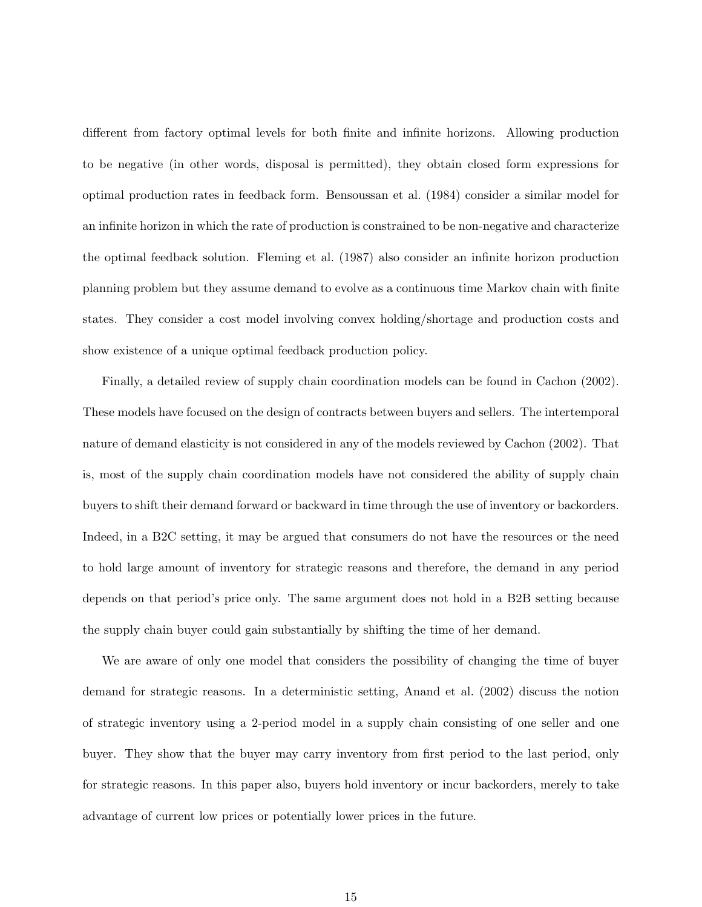different from factory optimal levels for both finite and infinite horizons. Allowing production to be negative (in other words, disposal is permitted), they obtain closed form expressions for optimal production rates in feedback form. Bensoussan et al. (1984) consider a similar model for an infinite horizon in which the rate of production is constrained to be non-negative and characterize the optimal feedback solution. Fleming et al. (1987) also consider an infinite horizon production planning problem but they assume demand to evolve as a continuous time Markov chain with finite states. They consider a cost model involving convex holding/shortage and production costs and show existence of a unique optimal feedback production policy.

Finally, a detailed review of supply chain coordination models can be found in Cachon (2002). These models have focused on the design of contracts between buyers and sellers. The intertemporal nature of demand elasticity is not considered in any of the models reviewed by Cachon (2002). That is, most of the supply chain coordination models have not considered the ability of supply chain buyers to shift their demand forward or backward in time through the use of inventory or backorders. Indeed, in a B2C setting, it may be argued that consumers do not have the resources or the need to hold large amount of inventory for strategic reasons and therefore, the demand in any period depends on that period's price only. The same argument does not hold in a B2B setting because the supply chain buyer could gain substantially by shifting the time of her demand.

We are aware of only one model that considers the possibility of changing the time of buyer demand for strategic reasons. In a deterministic setting, Anand et al. (2002) discuss the notion of strategic inventory using a 2-period model in a supply chain consisting of one seller and one buyer. They show that the buyer may carry inventory from first period to the last period, only for strategic reasons. In this paper also, buyers hold inventory or incur backorders, merely to take advantage of current low prices or potentially lower prices in the future.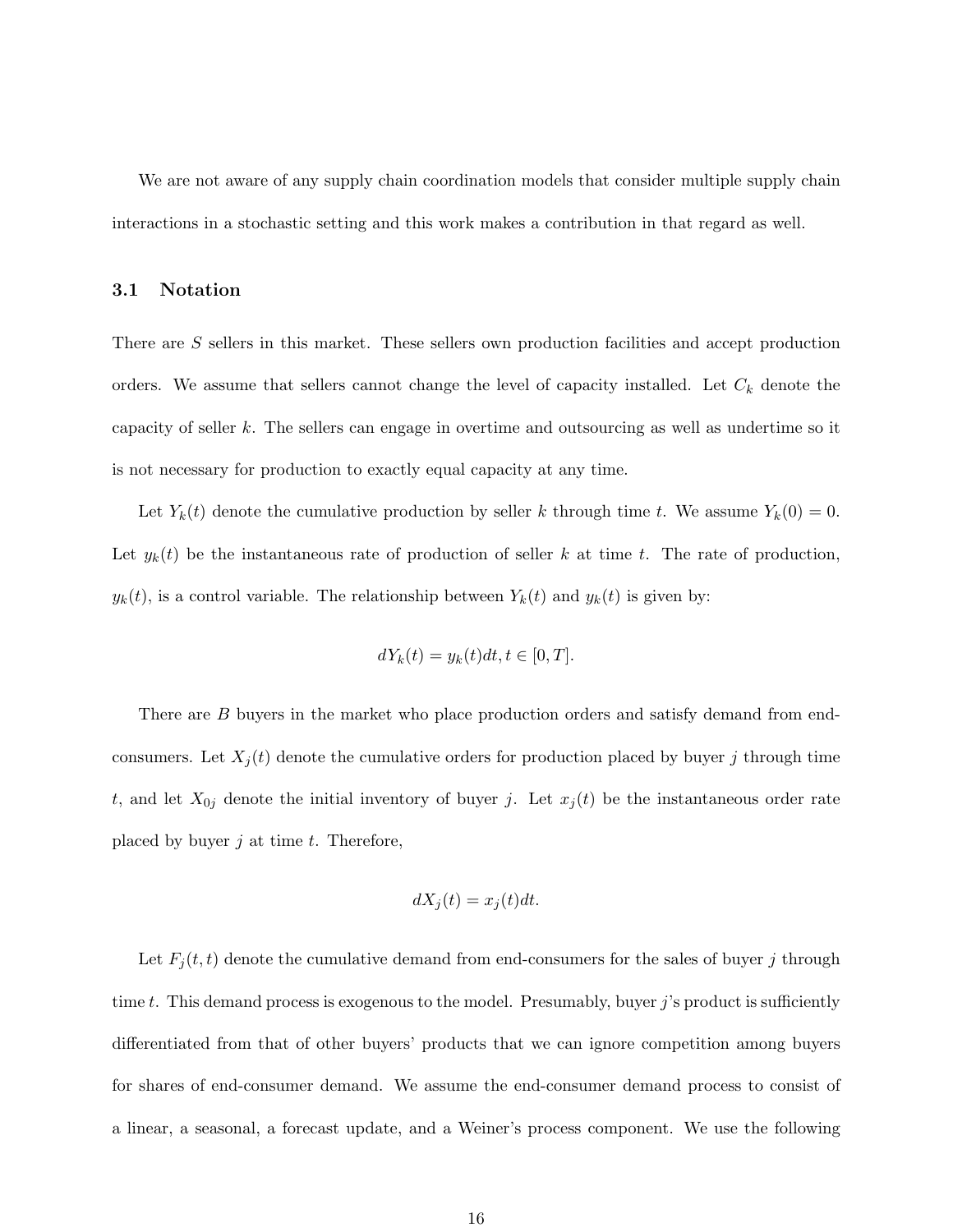We are not aware of any supply chain coordination models that consider multiple supply chain interactions in a stochastic setting and this work makes a contribution in that regard as well.

### 3.1 Notation

There are $S$ sellers in this market. These sellers own production facilities and accept production orders. We assume that sellers cannot change the level of capacity installed. Let $C_k$ denote the capacity of seller $k$. The sellers can engage in overtime and outsourcing as well as undertime so it is not necessary for production to exactly equal capacity at any time.

Let $Y_k(t)$ denote the cumulative production by seller $k$ through time $t$. We assume $Y_k(0) = 0$. Let $y_k(t)$ be the instantaneous rate of production of seller $k$ at time $t$. The rate of production, $y_k(t)$, is a control variable. The relationship between $Y_k(t)$ and $y_k(t)$ is given by:

$$dY_k(t) = y_k(t)dt, t \in [0, T].$$

There are $B$ buyers in the market who place production orders and satisfy demand from end-consumers. Let $X_j(t)$ denote the cumulative orders for production placed by buyer $j$ through time $t$, and let $X_{0j}$ denote the initial inventory of buyer $j$. Let $x_j(t)$ be the instantaneous order rate placed by buyer $j$ at time $t$. Therefore,

$$dX_j(t) = x_j(t)dt.$$

Let $F_j(t,t)$ denote the cumulative demand from end-consumers for the sales of buyer $j$ through time $t$. This demand process is exogenous to the model. Presumably, buyer $j$'s product is sufficiently differentiated from that of other buyers' products that we can ignore competition among buyers for shares of end-consumer demand. We assume the end-consumer demand process to consist of a linear, a seasonal, a forecast update, and a Weiner's process component. We use the following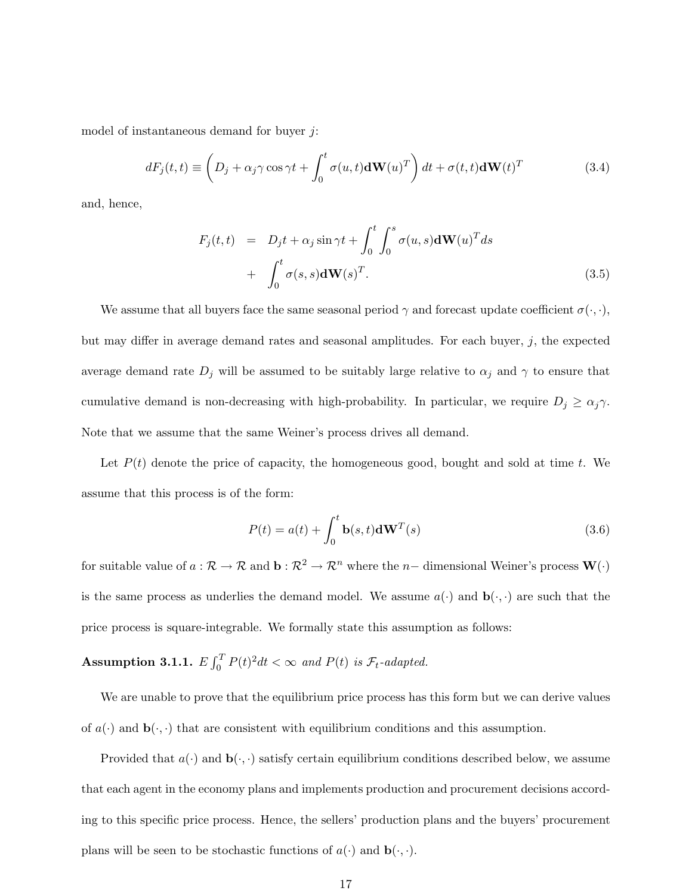model of instantaneous demand for buyer $j$:

$$dF_j(t,t) \equiv \left( D_j + \alpha_j \gamma \cos \gamma t + \int_0^t \sigma(u,t) \mathbf{dW}(u)^T \right) dt + \sigma(t,t) \mathbf{dW}(t)^T \tag{3.4}$$

and, hence,

$$\begin{aligned} F_j(t,t) &= D_j t + \alpha_j \sin \gamma t + \int_0^t \int_0^s \sigma(u,s) \mathbf{dW}(u)^T ds \\ &+ \int_0^t \sigma(s,s) \mathbf{dW}(s)^T. \end{aligned} \tag{3.5}$$

We assume that all buyers face the same seasonal period $\gamma$ and forecast update coefficient $\sigma(\cdot,\cdot)$, but may differ in average demand rates and seasonal amplitudes. For each buyer, $j$, the expected average demand rate $D_j$ will be assumed to be suitably large relative to $\alpha_j$ and $\gamma$ to ensure that cumulative demand is non-decreasing with high-probability. In particular, we require $D_j \geq \alpha_j \gamma$. Note that we assume that the same Weiner's process drives all demand.

Let $P(t)$ denote the price of capacity, the homogeneous good, bought and sold at time $t$. We assume that this process is of the form:

$$P(t) = a(t) + \int_0^t \mathbf{b}(s,t) \mathbf{dW}^T(s) \tag{3.6}$$

for suitable value of $a : \mathcal{R} \to \mathcal{R}$ and $\mathbf{b} : \mathcal{R}^2 \to \mathcal{R}^n$ where the $n-$ dimensional Weiner's process $\mathbf{W}(\cdot)$ is the same process as underlies the demand model. We assume $a(\cdot)$ and $\mathbf{b}(\cdot,\cdot)$ are such that the price process is square-integrable. We formally state this assumption as follows:

**Assumption 3.1.1.** *$E \int_0^T P(t)^2 dt < \infty$ and $P(t)$ is $\mathcal{F}_t$-adapted.*

We are unable to prove that the equilibrium price process has this form but we can derive values of $a(\cdot)$ and $\mathbf{b}(\cdot,\cdot)$ that are consistent with equilibrium conditions and this assumption.

Provided that $a(\cdot)$ and $\mathbf{b}(\cdot,\cdot)$ satisfy certain equilibrium conditions described below, we assume that each agent in the economy plans and implements production and procurement decisions according to this specific price process. Hence, the sellers' production plans and the buyers' procurement plans will be seen to be stochastic functions of $a(\cdot)$ and $\mathbf{b}(\cdot,\cdot)$.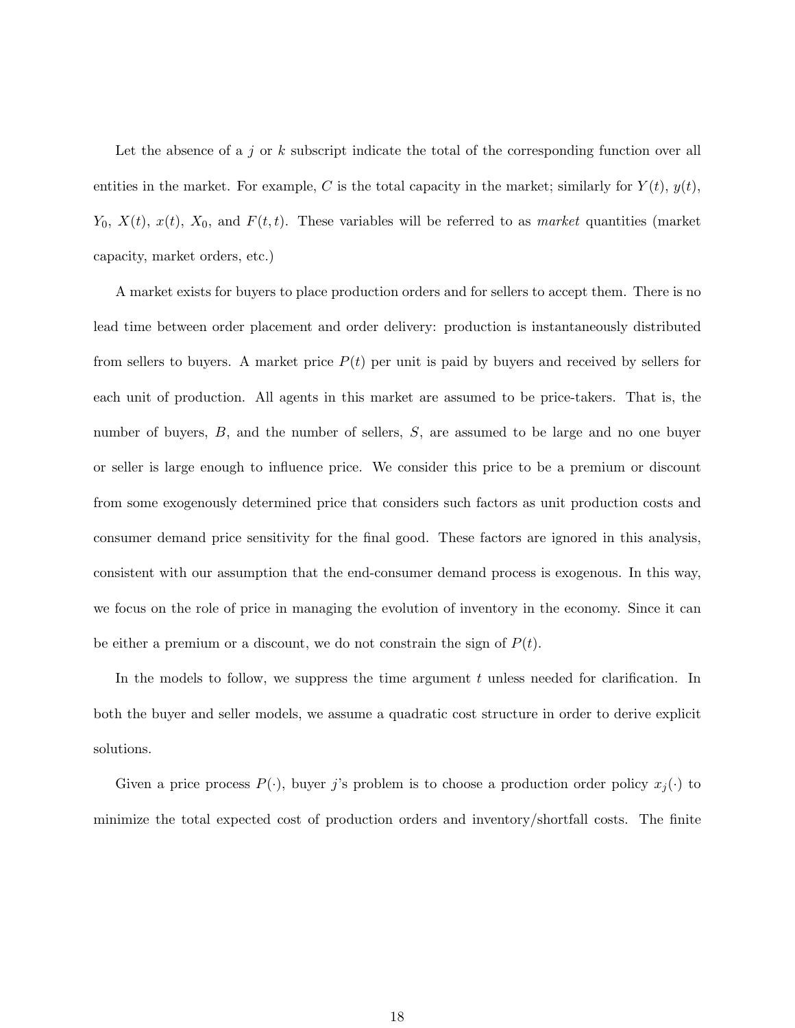Let the absence of a $j$ or $k$ subscript indicate the total of the corresponding function over all entities in the market. For example, $C$ is the total capacity in the market; similarly for $Y(t)$, $y(t)$, $Y_0$, $X(t)$, $x(t)$, $X_0$, and $F(t,t)$. These variables will be referred to as *market* quantities (market capacity, market orders, etc.)

A market exists for buyers to place production orders and for sellers to accept them. There is no lead time between order placement and order delivery: production is instantaneously distributed from sellers to buyers. A market price $P(t)$ per unit is paid by buyers and received by sellers for each unit of production. All agents in this market are assumed to be price-takers. That is, the number of buyers, $B$, and the number of sellers, $S$, are assumed to be large and no one buyer or seller is large enough to influence price. We consider this price to be a premium or discount from some exogenously determined price that considers such factors as unit production costs and consumer demand price sensitivity for the final good. These factors are ignored in this analysis, consistent with our assumption that the end-consumer demand process is exogenous. In this way, we focus on the role of price in managing the evolution of inventory in the economy. Since it can be either a premium or a discount, we do not constrain the sign of $P(t)$.

In the models to follow, we suppress the time argument $t$ unless needed for clarification. In both the buyer and seller models, we assume a quadratic cost structure in order to derive explicit solutions.

Given a price process $P(\cdot)$, buyer $j$'s problem is to choose a production order policy $x_j(\cdot)$ to minimize the total expected cost of production orders and inventory/shortfall costs. The finite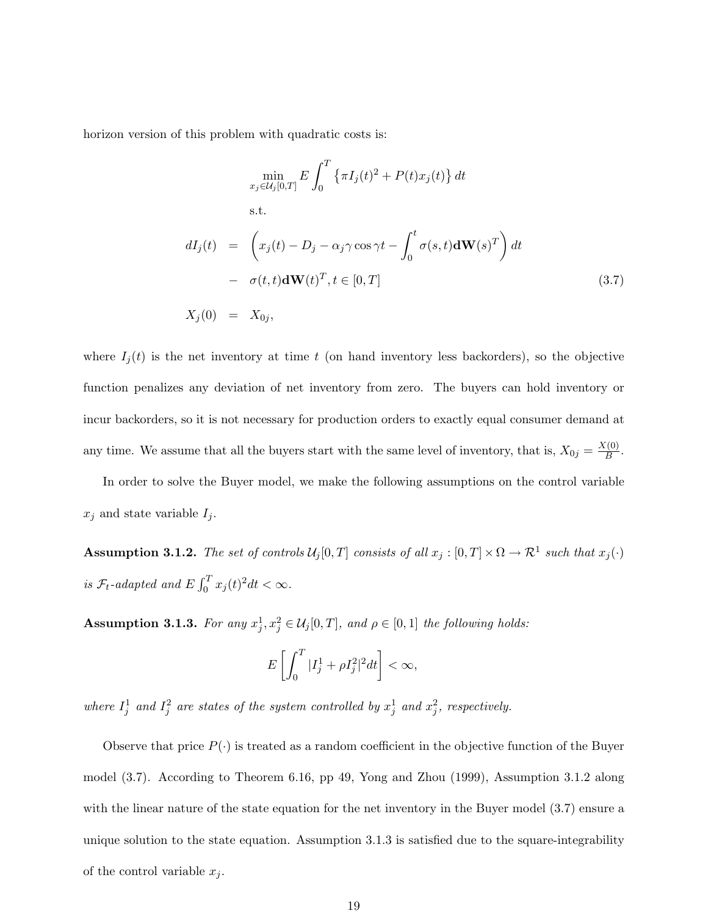horizon version of this problem with quadratic costs is:

$$
\begin{aligned}
& \min_{x_j \in \mathcal{U}_j[0,T]} E \int_0^T \left\{ \pi I_j(t)^2 + P(t) x_j(t) \right\} dt \\
& \text{s.t.}
\end{aligned}
$$

$$
\begin{aligned}
dI_j(t) &= \left( x_j(t) - D_j - \alpha_j \gamma \cos \gamma t - \int_0^t \sigma(s,t) \mathbf{dW}(s)^T \right) dt \\
&- \sigma(t,t) \mathbf{dW}(t)^T, t \in [0,T] \\
X_j(0) &= X_{0j},
\end{aligned}
\tag{3.7}
$$

where $I_j(t)$ is the net inventory at time $t$ (on hand inventory less backorders), so the objective function penalizes any deviation of net inventory from zero. The buyers can hold inventory or incur backorders, so it is not necessary for production orders to exactly equal consumer demand at any time. We assume that all the buyers start with the same level of inventory, that is, $X_{0j} = \frac{X(0)}{B}$.

In order to solve the Buyer model, we make the following assumptions on the control variable $x_j$ and state variable $I_j$.

**Assumption 3.1.2.** *The set of controls* $\mathcal{U}_j[0,T]$ *consists of all* $x_j : [0,T] \times \Omega \to \mathcal{R}^1$ *such that* $x_j(\cdot)$ *is* $\mathcal{F}_t$*-adapted and* $E \int_0^T x_j(t)^2 dt < \infty$.

**Assumption 3.1.3.** *For any* $x_j^1, x_j^2 \in \mathcal{U}_j[0,T]$*, and* $\rho \in [0,1]$ *the following holds:*

$$
E\left[ \int_0^T |I_j^1 + \rho I_j^2|^2 dt \right] < \infty,
$$

*where* $I_j^1$ *and* $I_j^2$ *are states of the system controlled by* $x_j^1$ *and* $x_j^2$*, respectively.*

Observe that price $P(\cdot)$ is treated as a random coefficient in the objective function of the Buyer model (3.7). According to Theorem 6.16, pp 49, Yong and Zhou (1999), Assumption 3.1.2 along with the linear nature of the state equation for the net inventory in the Buyer model (3.7) ensure a unique solution to the state equation. Assumption 3.1.3 is satisfied due to the square-integrability of the control variable $x_j$.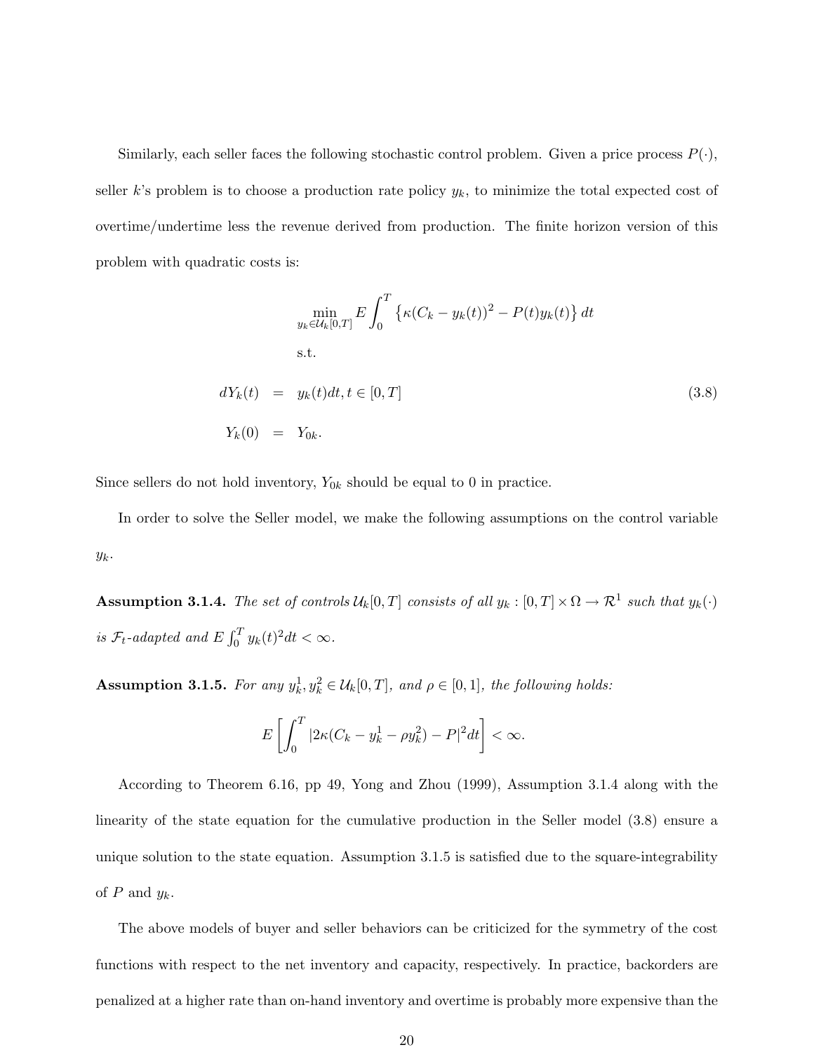Similarly, each seller faces the following stochastic control problem. Given a price process $P(\cdot)$, seller $k$'s problem is to choose a production rate policy $y_k$, to minimize the total expected cost of overtime/undertime less the revenue derived from production. The finite horizon version of this problem with quadratic costs is:

$$
\begin{aligned}
& \min_{y_k \in \mathcal{U}_k[0,T]} E \int_0^T \left\{ \kappa (C_k - y_k(t))^2 - P(t) y_k(t) \right\} dt \\
& \text{s.t.} \\
dY_k(t) &= y_k(t) dt, t \in [0,T] \\
Y_k(0) &= Y_{0k}.
\end{aligned}
\tag{3.8}
$$

Since sellers do not hold inventory, $Y_{0k}$ should be equal to 0 in practice.

In order to solve the Seller model, we make the following assumptions on the control variable $y_k$.

**Assumption 3.1.4.** *The set of controls $\mathcal{U}_k[0,T]$ consists of all $y_k : [0,T] \times \Omega \to \mathcal{R}^1$ such that $y_k(\cdot)$ is $\mathcal{F}_t$-adapted and $E \int_0^T y_k(t)^2 dt < \infty$.*

**Assumption 3.1.5.** *For any $y_k^1, y_k^2 \in \mathcal{U}_k[0,T]$, and $\rho \in [0,1]$, the following holds:*

$$
E\left[ \int_0^T |2\kappa(C_k - y_k^1 - \rho y_k^2) - P|^2 dt \right] < \infty.
$$

According to Theorem 6.16, pp 49, Yong and Zhou (1999), Assumption 3.1.4 along with the linearity of the state equation for the cumulative production in the Seller model (3.8) ensure a unique solution to the state equation. Assumption 3.1.5 is satisfied due to the square-integrability of $P$ and $y_k$.

The above models of buyer and seller behaviors can be criticized for the symmetry of the cost functions with respect to the net inventory and capacity, respectively. In practice, backorders are penalized at a higher rate than on-hand inventory and overtime is probably more expensive than the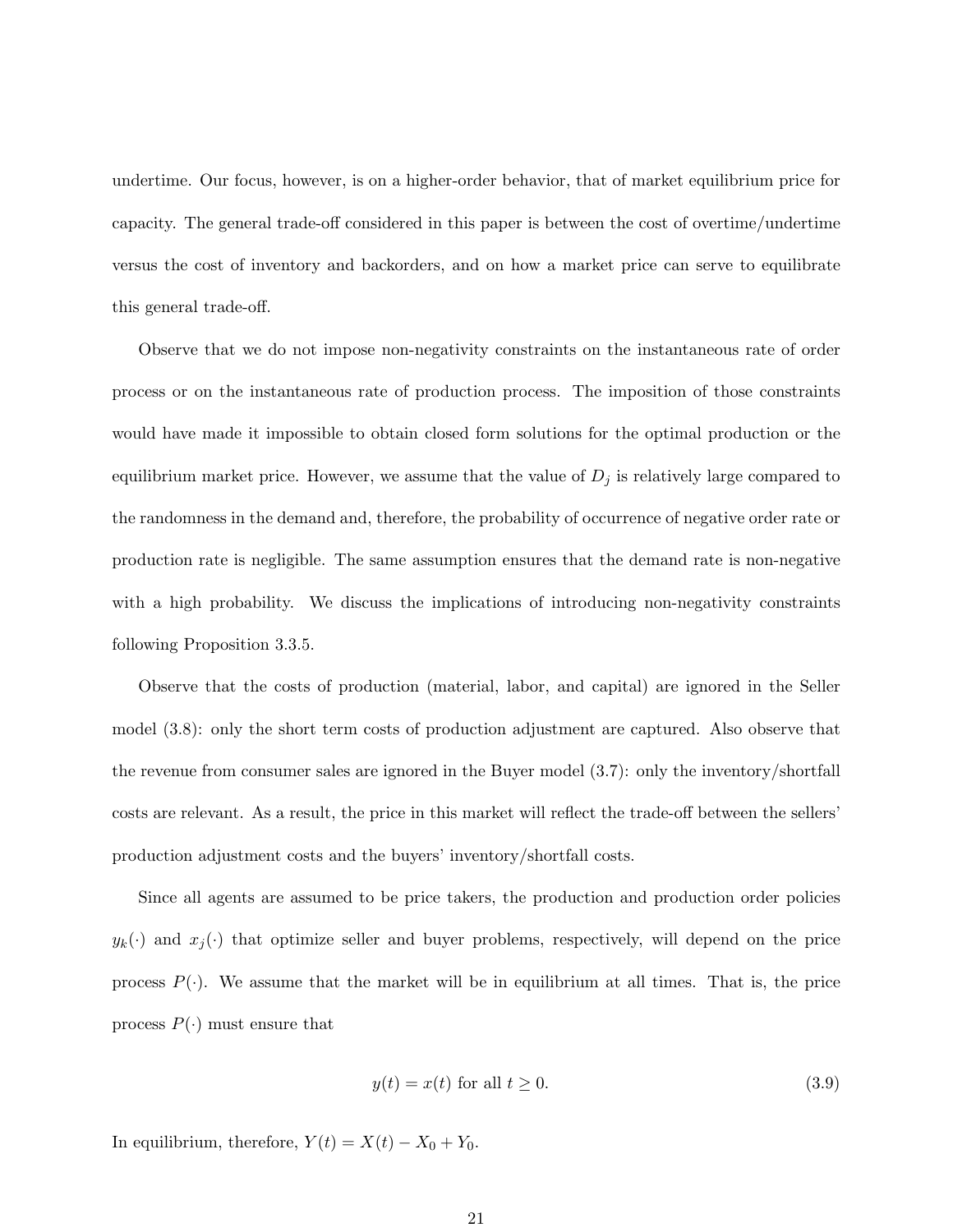undertime. Our focus, however, is on a higher-order behavior, that of market equilibrium price for capacity. The general trade-off considered in this paper is between the cost of overtime/undertime versus the cost of inventory and backorders, and on how a market price can serve to equilibrate this general trade-off.

Observe that we do not impose non-negativity constraints on the instantaneous rate of order process or on the instantaneous rate of production process. The imposition of those constraints would have made it impossible to obtain closed form solutions for the optimal production or the equilibrium market price. However, we assume that the value of $D_j$ is relatively large compared to the randomness in the demand and, therefore, the probability of occurrence of negative order rate or production rate is negligible. The same assumption ensures that the demand rate is non-negative with a high probability. We discuss the implications of introducing non-negativity constraints following Proposition 3.3.5.

Observe that the costs of production (material, labor, and capital) are ignored in the Seller model (3.8): only the short term costs of production adjustment are captured. Also observe that the revenue from consumer sales are ignored in the Buyer model (3.7): only the inventory/shortfall costs are relevant. As a result, the price in this market will reflect the trade-off between the sellers' production adjustment costs and the buyers' inventory/shortfall costs.

Since all agents are assumed to be price takers, the production and production order policies $y_k(\cdot)$ and $x_j(\cdot)$ that optimize seller and buyer problems, respectively, will depend on the price process $P(\cdot)$. We assume that the market will be in equilibrium at all times. That is, the price process $P(\cdot)$ must ensure that

$$y(t) = x(t) \text{ for all } t \geq 0. \tag{3.9}$$

In equilibrium, therefore, $Y(t) = X(t) - X_0 + Y_0$.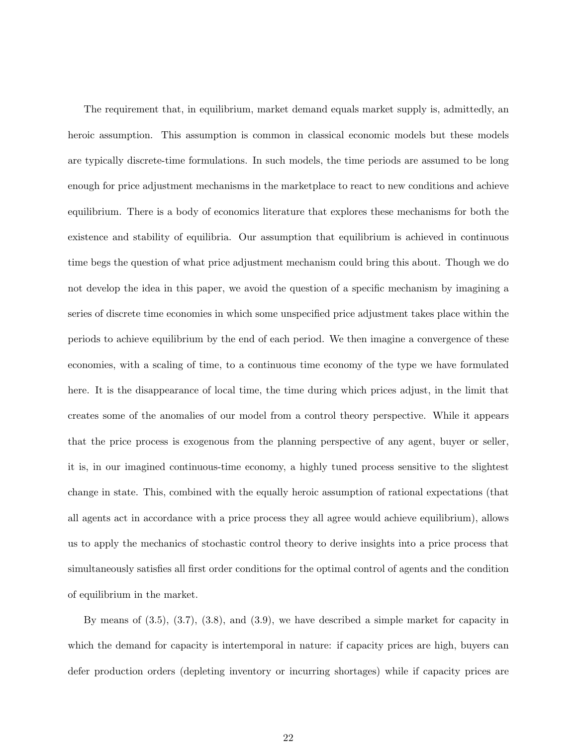The requirement that, in equilibrium, market demand equals market supply is, admittedly, an heroic assumption. This assumption is common in classical economic models but these models are typically discrete-time formulations. In such models, the time periods are assumed to be long enough for price adjustment mechanisms in the marketplace to react to new conditions and achieve equilibrium. There is a body of economics literature that explores these mechanisms for both the existence and stability of equilibria. Our assumption that equilibrium is achieved in continuous time begs the question of what price adjustment mechanism could bring this about. Though we do not develop the idea in this paper, we avoid the question of a specific mechanism by imagining a series of discrete time economies in which some unspecified price adjustment takes place within the periods to achieve equilibrium by the end of each period. We then imagine a convergence of these economies, with a scaling of time, to a continuous time economy of the type we have formulated here. It is the disappearance of local time, the time during which prices adjust, in the limit that creates some of the anomalies of our model from a control theory perspective. While it appears that the price process is exogenous from the planning perspective of any agent, buyer or seller, it is, in our imagined continuous-time economy, a highly tuned process sensitive to the slightest change in state. This, combined with the equally heroic assumption of rational expectations (that all agents act in accordance with a price process they all agree would achieve equilibrium), allows us to apply the mechanics of stochastic control theory to derive insights into a price process that simultaneously satisfies all first order conditions for the optimal control of agents and the condition of equilibrium in the market.

By means of (3.5), (3.7), (3.8), and (3.9), we have described a simple market for capacity in which the demand for capacity is intertemporal in nature: if capacity prices are high, buyers can defer production orders (depleting inventory or incurring shortages) while if capacity prices are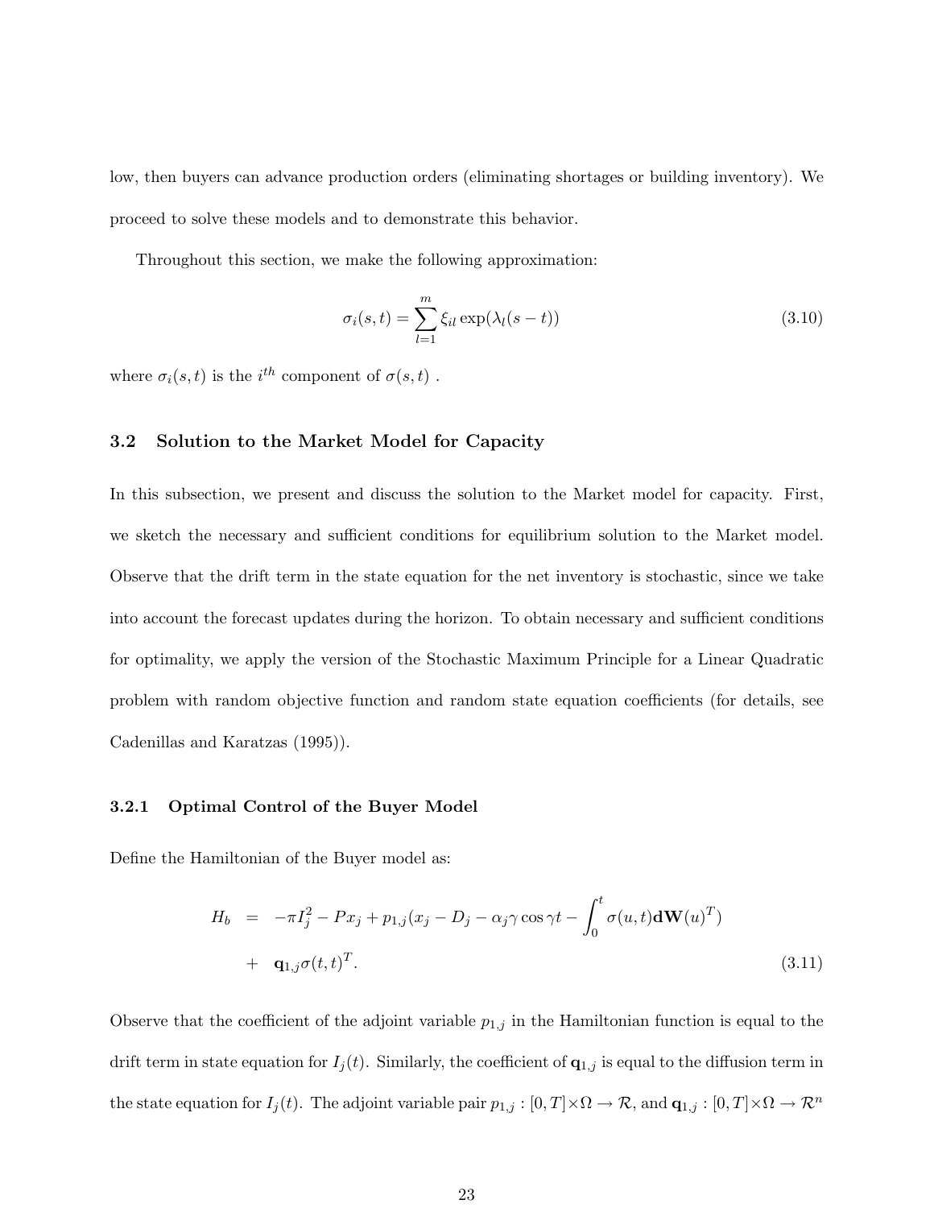low, then buyers can advance production orders (eliminating shortages or building inventory). We proceed to solve these models and to demonstrate this behavior.

Throughout this section, we make the following approximation:

$$\sigma_i(s,t) = \sum_{l=1}^{m} \xi_{il} \exp(\lambda_l(s-t)) \tag{3.10}$$

where $\sigma_i(s,t)$ is the $i^{th}$ component of $\sigma(s,t)$ .

### 3.2 Solution to the Market Model for Capacity

In this subsection, we present and discuss the solution to the Market model for capacity. First, we sketch the necessary and sufficient conditions for equilibrium solution to the Market model. Observe that the drift term in the state equation for the net inventory is stochastic, since we take into account the forecast updates during the horizon. To obtain necessary and sufficient conditions for optimality, we apply the version of the Stochastic Maximum Principle for a Linear Quadratic problem with random objective function and random state equation coefficients (for details, see Cadenillas and Karatzas (1995)).

#### 3.2.1 Optimal Control of the Buyer Model

Define the Hamiltonian of the Buyer model as:

$$\begin{aligned} H_b &= -\pi I_j^2 - P x_j + p_{1,j}(x_j - D_j - \alpha_j \gamma \cos \gamma t - \int_0^t \sigma(u,t) \mathbf{dW}(u)^T) \\ &+ \mathbf{q}_{1,j} \sigma(t,t)^T. \end{aligned} \tag{3.11}$$

Observe that the coefficient of the adjoint variable $p_{1,j}$ in the Hamiltonian function is equal to the drift term in state equation for $I_j(t)$. Similarly, the coefficient of $\mathbf{q}_{1,j}$ is equal to the diffusion term in the state equation for $I_j(t)$. The adjoint variable pair $p_{1,j} : [0,T] \times \Omega \to \mathcal{R}$, and $\mathbf{q}_{1,j} : [0,T] \times \Omega \to \mathcal{R}^n$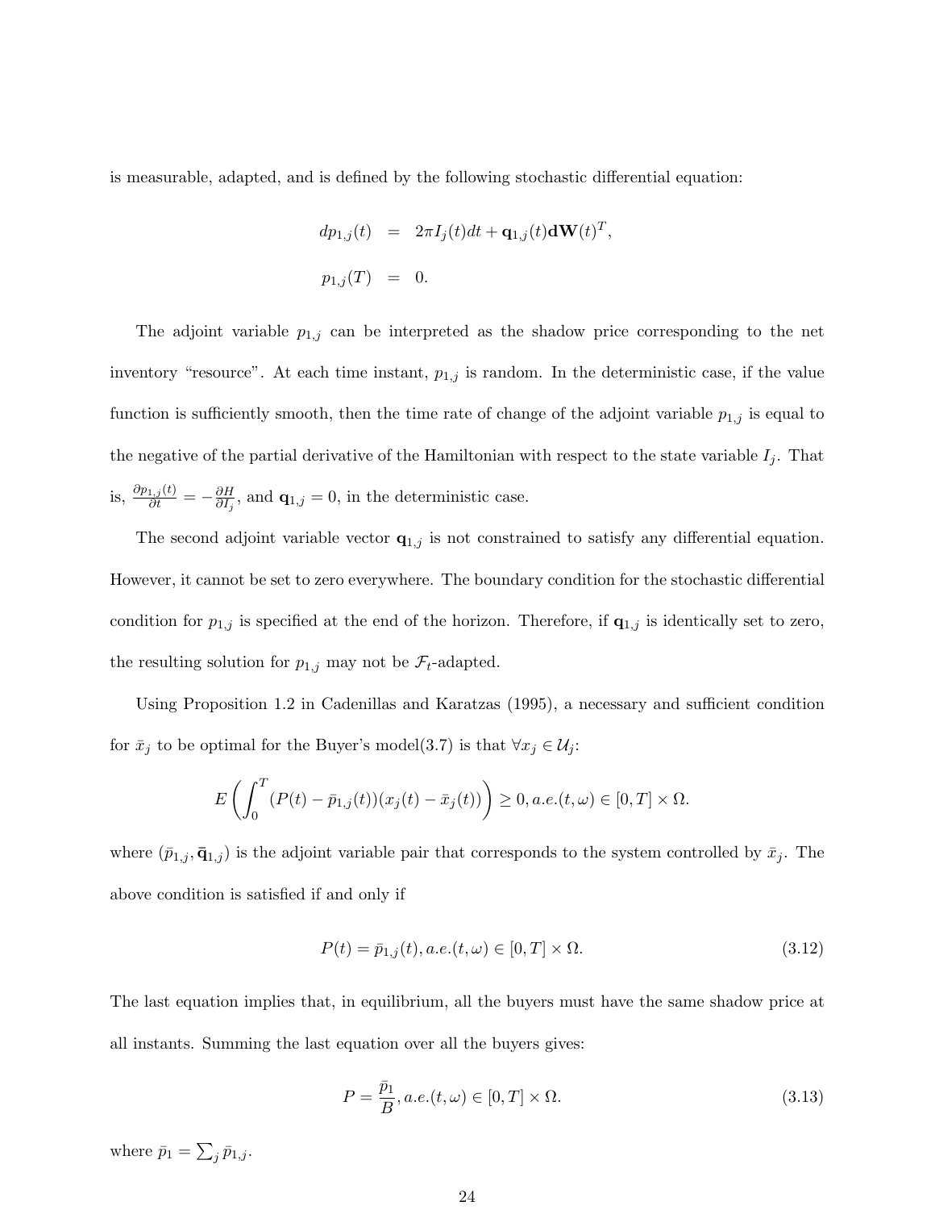is measurable, adapted, and is defined by the following stochastic differential equation:

$$
\begin{aligned}
dp_{1,j}(t) &= 2\pi I_j(t)dt + \mathbf{q}_{1,j}(t)\mathbf{dW}(t)^T, \\
p_{1,j}(T) &= 0.
\end{aligned}
$$

The adjoint variable $p_{1,j}$ can be interpreted as the shadow price corresponding to the net inventory "resource". At each time instant, $p_{1,j}$ is random. In the deterministic case, if the value function is sufficiently smooth, then the time rate of change of the adjoint variable $p_{1,j}$ is equal to the negative of the partial derivative of the Hamiltonian with respect to the state variable $I_j$. That is, $\frac{\partial p_{1,j}(t)}{\partial t} = -\frac{\partial H}{\partial I_j}$, and $\mathbf{q}_{1,j} = 0$, in the deterministic case.

The second adjoint variable vector $\mathbf{q}_{1,j}$ is not constrained to satisfy any differential equation. However, it cannot be set to zero everywhere. The boundary condition for the stochastic differential condition for $p_{1,j}$ is specified at the end of the horizon. Therefore, if $\mathbf{q}_{1,j}$ is identically set to zero, the resulting solution for $p_{1,j}$ may not be $\mathcal{F}_t$-adapted.

Using Proposition 1.2 in Cadenillas and Karatzas (1995), a necessary and sufficient condition for $\bar{x}_j$ to be optimal for the Buyer's model(3.7) is that $\forall x_j \in \mathcal{U}_j$:

$$
E\left(\int_0^T (P(t) - \bar{p}_{1,j}(t))(x_j(t) - \bar{x}_j(t))\right) \geq 0, a.e.(t,\omega) \in [0,T] \times \Omega.
$$

where $(\bar{p}_{1,j}, \bar{\mathbf{q}}_{1,j})$ is the adjoint variable pair that corresponds to the system controlled by $\bar{x}_j$. The above condition is satisfied if and only if

$$
P(t) = \bar{p}_{1,j}(t), a.e.(t,\omega) \in [0,T] \times \Omega. \tag{3.12}
$$

The last equation implies that, in equilibrium, all the buyers must have the same shadow price at all instants. Summing the last equation over all the buyers gives:

$$
P = \frac{\bar{p}_1}{B}, a.e.(t,\omega) \in [0,T] \times \Omega. \tag{3.13}
$$

where $\bar{p}_1 = \sum_j \bar{p}_{1,j}$.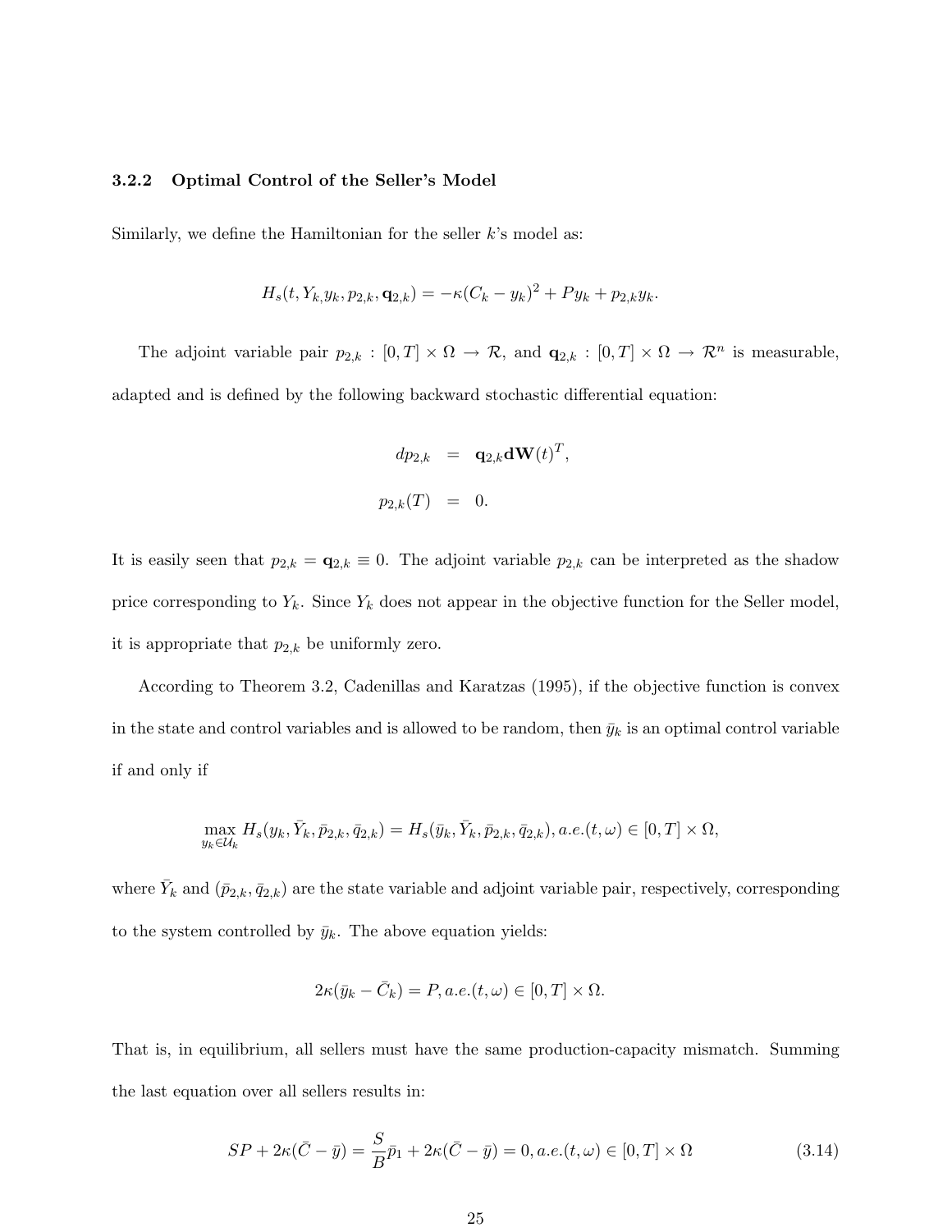### 3.2.2 Optimal Control of the Seller's Model

Similarly, we define the Hamiltonian for the seller $k$'s model as:

$$H_s(t, Y_{k,} y_k, p_{2,k}, \mathbf{q}_{2,k}) = -\kappa(C_k - y_k)^2 + Py_k + p_{2,k}y_k.$$

The adjoint variable pair $p_{2,k} : [0,T] \times \Omega \to \mathcal{R}$, and $\mathbf{q}_{2,k} : [0,T] \times \Omega \to \mathcal{R}^n$ is measurable, adapted and is defined by the following backward stochastic differential equation:

$$\begin{aligned} dp_{2,k} &= \mathbf{q}_{2,k}\mathbf{dW}(t)^T, \\ p_{2,k}(T) &= 0. \end{aligned}$$

It is easily seen that $p_{2,k} = \mathbf{q}_{2,k} \equiv 0$. The adjoint variable $p_{2,k}$ can be interpreted as the shadow price corresponding to $Y_k$. Since $Y_k$ does not appear in the objective function for the Seller model, it is appropriate that $p_{2,k}$ be uniformly zero.

According to Theorem 3.2, Cadenillas and Karatzas (1995), if the objective function is convex in the state and control variables and is allowed to be random, then $\bar{y}_k$ is an optimal control variable if and only if

$$\max_{y_k \in \mathcal{U}_k} H_s(y_k, \bar{Y}_k, \bar{p}_{2,k}, \bar{q}_{2,k}) = H_s(\bar{y}_k, \bar{Y}_k, \bar{p}_{2,k}, \bar{q}_{2,k}), a.e.(t,\omega) \in [0,T] \times \Omega,$$

where $\bar{Y}_k$ and $(\bar{p}_{2,k}, \bar{q}_{2,k})$ are the state variable and adjoint variable pair, respectively, corresponding to the system controlled by $\bar{y}_k$. The above equation yields:

$$2\kappa(\bar{y}_k - \bar{C}_k) = P, a.e.(t,\omega) \in [0,T] \times \Omega.$$

That is, in equilibrium, all sellers must have the same production-capacity mismatch. Summing the last equation over all sellers results in:

$$SP + 2\kappa(\bar{C} - \bar{y}) = \frac{S}{B}\bar{p}_1 + 2\kappa(\bar{C} - \bar{y}) = 0, a.e.(t,\omega) \in [0,T] \times \Omega \tag{3.14}$$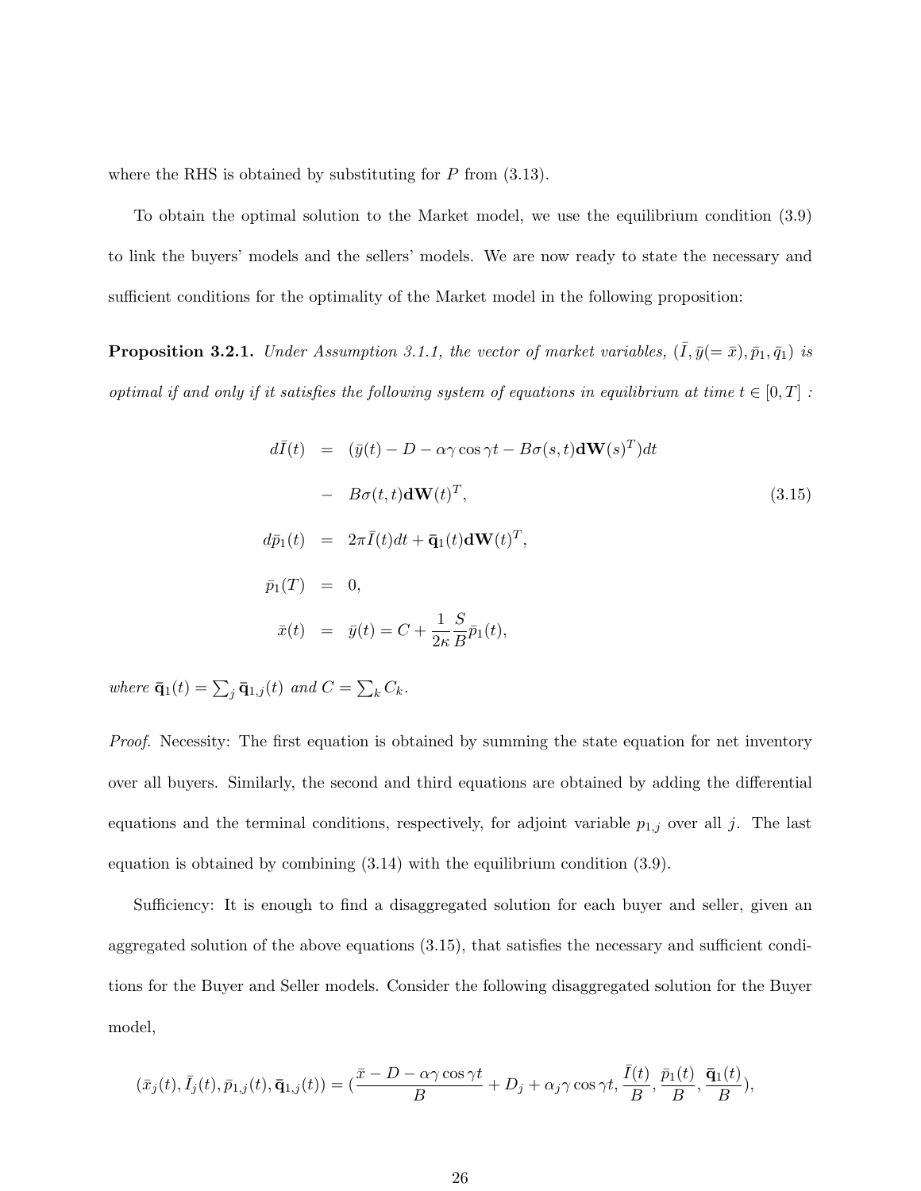where the RHS is obtained by substituting for $P$ from (3.13).

To obtain the optimal solution to the Market model, we use the equilibrium condition (3.9) to link the buyers' models and the sellers' models. We are now ready to state the necessary and sufficient conditions for the optimality of the Market model in the following proposition:

**Proposition 3.2.1.** *Under Assumption 3.1.1, the vector of market variables, $(\bar{I}, \bar{y}(= \bar{x}), \bar{p}_1, \bar{q}_1)$ is optimal if and only if it satisfies the following system of equations in equilibrium at time $t \in [0, T]$ :*

$$
\begin{aligned}
d\bar{I}(t) &= (\bar{y}(t) - D - \alpha\gamma\cos\gamma t - B\sigma(s,t)\mathbf{dW}(s)^T)dt \\
&- \; B\sigma(t,t)\mathbf{dW}(t)^T, \\
d\bar{p}_1(t) &= 2\pi\bar{I}(t)dt + \bar{\mathbf{q}}_1(t)\mathbf{dW}(t)^T, \\
\bar{p}_1(T) &= 0, \\
\bar{x}(t) &= \bar{y}(t) = C + \frac{1}{2\kappa}\frac{S}{B}\bar{p}_1(t),
\end{aligned}
\tag{3.15}
$$

*where $\bar{\mathbf{q}}_1(t) = \sum_j \bar{\mathbf{q}}_{1,j}(t)$ and $C = \sum_k C_k$.*

*Proof.* Necessity: The first equation is obtained by summing the state equation for net inventory over all buyers. Similarly, the second and third equations are obtained by adding the differential equations and the terminal conditions, respectively, for adjoint variable $p_{1,j}$ over all $j$. The last equation is obtained by combining (3.14) with the equilibrium condition (3.9).

Sufficiency: It is enough to find a disaggregated solution for each buyer and seller, given an aggregated solution of the above equations (3.15), that satisfies the necessary and sufficient conditions for the Buyer and Seller models. Consider the following disaggregated solution for the Buyer model,

$$
(\bar{x}_j(t), \bar{I}_j(t), \bar{p}_{1,j}(t), \bar{\mathbf{q}}_{1,j}(t)) = (\frac{\bar{x} - D - \alpha\gamma\cos\gamma t}{B} + D_j + \alpha_j\gamma\cos\gamma t, \frac{\bar{I}(t)}{B}, \frac{\bar{p}_1(t)}{B}, \frac{\bar{\mathbf{q}}_1(t)}{B}),
$$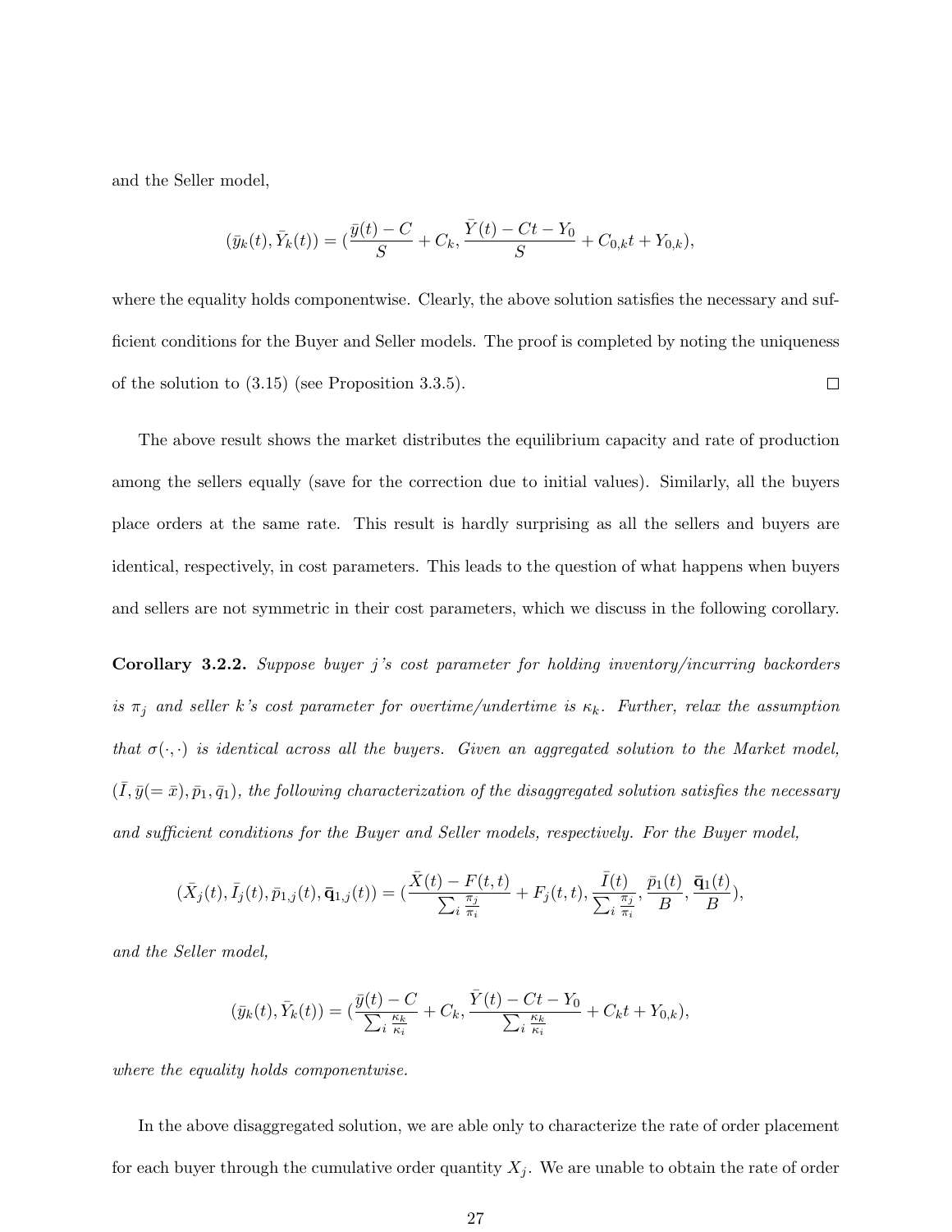and the Seller model,

$$(\bar{y}_k(t), \bar{Y}_k(t)) = (\frac{\bar{y}(t) - C}{S} + C_k, \frac{\bar{Y}(t) - Ct - Y_0}{S} + C_{0,k}t + Y_{0,k}),$$

where the equality holds componentwise. Clearly, the above solution satisfies the necessary and sufficient conditions for the Buyer and Seller models. The proof is completed by noting the uniqueness of the solution to (3.15) (see Proposition 3.3.5). □

The above result shows the market distributes the equilibrium capacity and rate of production among the sellers equally (save for the correction due to initial values). Similarly, all the buyers place orders at the same rate. This result is hardly surprising as all the sellers and buyers are identical, respectively, in cost parameters. This leads to the question of what happens when buyers and sellers are not symmetric in their cost parameters, which we discuss in the following corollary.

**Corollary 3.2.2.** *Suppose buyer $j$'s cost parameter for holding inventory/incurring backorders is $\pi_j$ and seller $k$'s cost parameter for overtime/undertime is $\kappa_k$. Further, relax the assumption that $\sigma(\cdot,\cdot)$ is identical across all the buyers. Given an aggregated solution to the Market model, $(\bar{I}, \bar{y}(= \bar{x}), \bar{p}_1, \bar{q}_1)$, the following characterization of the disaggregated solution satisfies the necessary and sufficient conditions for the Buyer and Seller models, respectively. For the Buyer model,*

$$(\bar{X}_j(t), \bar{I}_j(t), \bar{p}_{1,j}(t), \bar{\mathbf{q}}_{1,j}(t)) = (\frac{\bar{X}(t) - F(t,t)}{\sum_i \frac{\pi_j}{\pi_i}} + F_j(t,t), \frac{\bar{I}(t)}{\sum_i \frac{\pi_j}{\pi_i}}, \frac{\bar{p}_1(t)}{B}, \frac{\bar{\mathbf{q}}_1(t)}{B}),$$

*and the Seller model,*

$$(\bar{y}_k(t), \bar{Y}_k(t)) = (\frac{\bar{y}(t) - C}{\sum_i \frac{\kappa_k}{\kappa_i}} + C_k, \frac{\bar{Y}(t) - Ct - Y_0}{\sum_i \frac{\kappa_k}{\kappa_i}} + C_k t + Y_{0,k}),$$

*where the equality holds componentwise.*

In the above disaggregated solution, we are able only to characterize the rate of order placement for each buyer through the cumulative order quantity $X_j$. We are unable to obtain the rate of order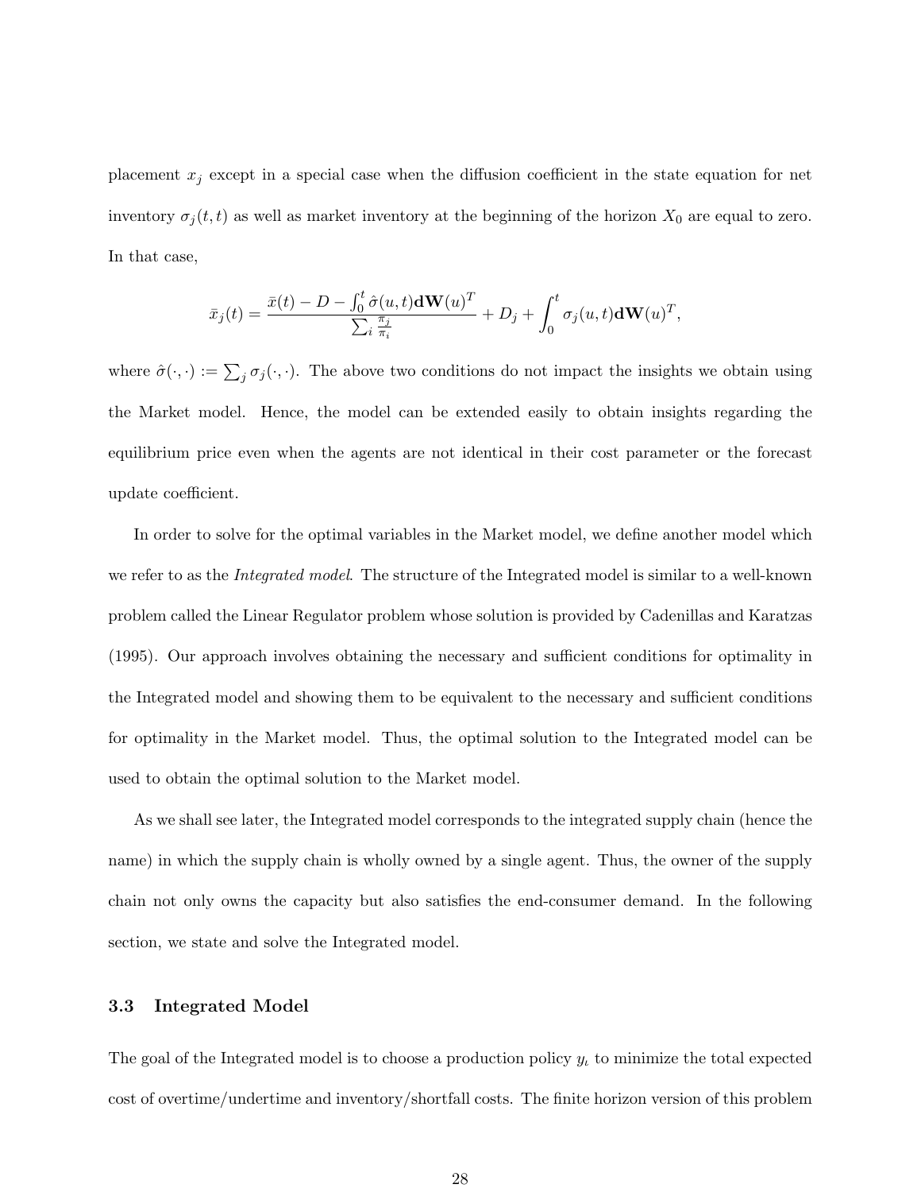placement $x_j$ except in a special case when the diffusion coefficient in the state equation for net inventory $\sigma_j(t,t)$ as well as market inventory at the beginning of the horizon $X_0$ are equal to zero. In that case,

$$\bar{x}_j(t) = \frac{\bar{x}(t) - D - \int_0^t \hat{\sigma}(u,t)\mathbf{dW}(u)^T}{\sum_i \frac{\pi_j}{\pi_i}} + D_j + \int_0^t \sigma_j(u,t)\mathbf{dW}(u)^T,$$

where $\hat{\sigma}(\cdot,\cdot) := \sum_j \sigma_j(\cdot,\cdot)$. The above two conditions do not impact the insights we obtain using the Market model. Hence, the model can be extended easily to obtain insights regarding the equilibrium price even when the agents are not identical in their cost parameter or the forecast update coefficient.

In order to solve for the optimal variables in the Market model, we define another model which we refer to as the *Integrated model*. The structure of the Integrated model is similar to a well-known problem called the Linear Regulator problem whose solution is provided by Cadenillas and Karatzas (1995). Our approach involves obtaining the necessary and sufficient conditions for optimality in the Integrated model and showing them to be equivalent to the necessary and sufficient conditions for optimality in the Market model. Thus, the optimal solution to the Integrated model can be used to obtain the optimal solution to the Market model.

As we shall see later, the Integrated model corresponds to the integrated supply chain (hence the name) in which the supply chain is wholly owned by a single agent. Thus, the owner of the supply chain not only owns the capacity but also satisfies the end-consumer demand. In the following section, we state and solve the Integrated model.

### 3.3 Integrated Model

The goal of the Integrated model is to choose a production policy $y_\iota$ to minimize the total expected cost of overtime/undertime and inventory/shortfall costs. The finite horizon version of this problem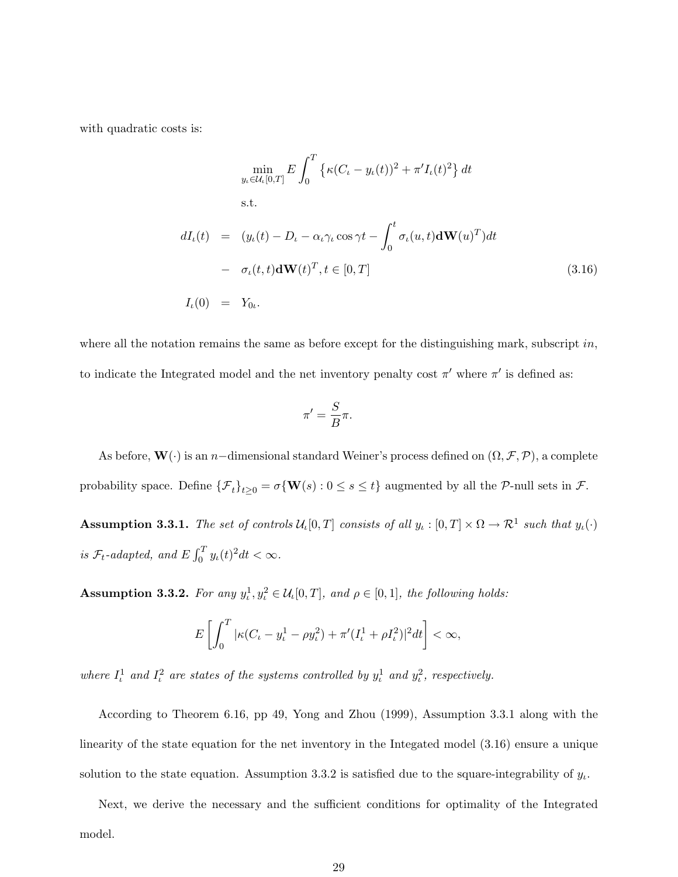with quadratic costs is:

$$
\begin{aligned}
& \min_{y_\iota \in \mathcal{U}_\iota[0,T]} E \int_0^T \left\{ \kappa (C_\iota - y_\iota(t))^2 + \pi' I_\iota(t)^2 \right\} dt \\
& \text{s.t.} \\
dI_\iota(t) \;&=\; (y_\iota(t) - D_\iota - \alpha_\iota \gamma_\iota \cos \gamma t - \int_0^t \sigma_\iota(u,t) \mathbf{dW}(u)^T) dt \\
&-\; \sigma_\iota(t,t) \mathbf{dW}(t)^T, t \in [0,T] \qquad (3.16) \\
I_\iota(0) \;&=\; Y_{0\iota}.
\end{aligned}
$$

where all the notation remains the same as before except for the distinguishing mark, subscript *in*, to indicate the Integrated model and the net inventory penalty cost $\pi'$ where $\pi'$ is defined as:

$$
\pi' = \frac{S}{B} \pi.
$$

As before, $\mathbf{W}(\cdot)$ is an $n-$dimensional standard Weiner's process defined on $(\Omega, \mathcal{F}, \mathcal{P})$, a complete probability space. Define $\{\mathcal{F}_t\}_{t \geq 0} = \sigma\{\mathbf{W}(s) : 0 \leq s \leq t\}$ augmented by all the $\mathcal{P}$-null sets in $\mathcal{F}$.

**Assumption 3.3.1.** *The set of controls $\mathcal{U}_\iota[0,T]$ consists of all $y_\iota : [0,T] \times \Omega \rightarrow \mathcal{R}^1$ such that $y_\iota(\cdot)$ is $\mathcal{F}_t$-adapted, and $E \int_0^T y_\iota(t)^2 dt < \infty$.*

**Assumption 3.3.2.** *For any $y_\iota^1, y_\iota^2 \in \mathcal{U}_\iota[0,T]$, and $\rho \in [0,1]$, the following holds:*

$$
E \left[ \int_0^T |\kappa (C_\iota - y_\iota^1 - \rho y_\iota^2) + \pi' (I_\iota^1 + \rho I_\iota^2)|^2 dt \right] < \infty,
$$

*where $I_\iota^1$ and $I_\iota^2$ are states of the systems controlled by $y_\iota^1$ and $y_\iota^2$, respectively.*

According to Theorem 6.16, pp 49, Yong and Zhou (1999), Assumption 3.3.1 along with the linearity of the state equation for the net inventory in the Integated model (3.16) ensure a unique solution to the state equation. Assumption 3.3.2 is satisfied due to the square-integrability of $y_\iota$.

Next, we derive the necessary and the sufficient conditions for optimality of the Integrated model.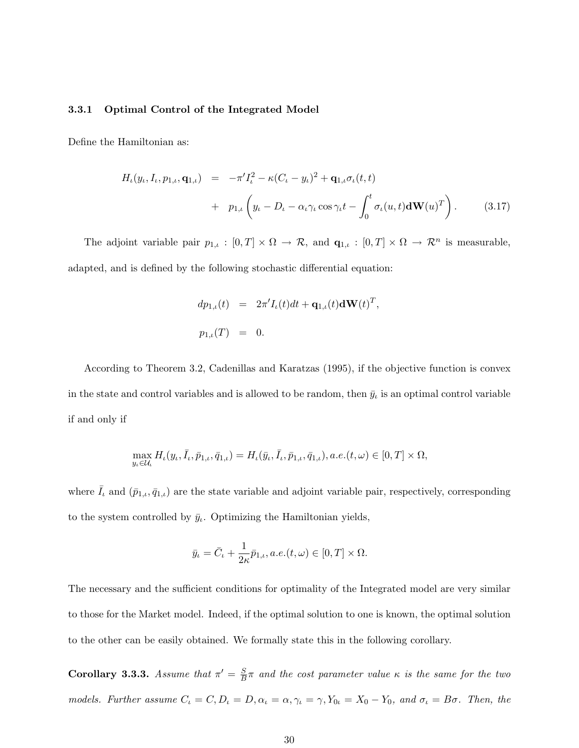### 3.3.1 Optimal Control of the Integrated Model

Define the Hamiltonian as:

$$
\begin{aligned}
H_\iota(y_\iota, I_\iota, p_{1,\iota}, \mathbf{q}_{1,\iota}) &= -\pi' I_\iota^2 - \kappa(C_\iota - y_\iota)^2 + \mathbf{q}_{1,\iota}\sigma_\iota(t,t) \\
&+ p_{1,\iota}\left(y_\iota - D_\iota - \alpha_\iota\gamma_\iota \cos\gamma_\iota t - \int_0^t \sigma_\iota(u,t)\mathbf{dW}(u)^T\right). \qquad (3.17)
\end{aligned}
$$

The adjoint variable pair $p_{1,\iota} : [0,T] \times \Omega \to \mathcal{R}$, and $\mathbf{q}_{1,\iota} : [0,T] \times \Omega \to \mathcal{R}^n$ is measurable, adapted, and is defined by the following stochastic differential equation:

$$
\begin{aligned}
dp_{1,\iota}(t) &= 2\pi' I_\iota(t)dt + \mathbf{q}_{1,\iota}(t)\mathbf{dW}(t)^T, \\
p_{1,\iota}(T) &= 0.
\end{aligned}
$$

According to Theorem 3.2, Cadenillas and Karatzas (1995), if the objective function is convex in the state and control variables and is allowed to be random, then $\bar{y}_\iota$ is an optimal control variable if and only if

$$
\max_{y_\iota \in \mathcal{U}_\iota} H_\iota(y_\iota, \bar{I}_\iota, \bar{p}_{1,\iota}, \bar{q}_{1,\iota}) = H_\iota(\bar{y}_\iota, \bar{I}_\iota, \bar{p}_{1,\iota}, \bar{q}_{1,\iota}), a.e.(t,\omega) \in [0,T] \times \Omega,
$$

where $\bar{I}_\iota$ and $(\bar{p}_{1,\iota}, \bar{q}_{1,\iota})$ are the state variable and adjoint variable pair, respectively, corresponding to the system controlled by $\bar{y}_\iota$. Optimizing the Hamiltonian yields,

$$
\bar{y}_\iota = \bar{C}_\iota + \frac{1}{2\kappa}\bar{p}_{1,\iota}, a.e.(t,\omega) \in [0,T] \times \Omega.
$$

The necessary and the sufficient conditions for optimality of the Integrated model are very similar to those for the Market model. Indeed, if the optimal solution to one is known, the optimal solution to the other can be easily obtained. We formally state this in the following corollary.

**Corollary 3.3.3.** *Assume that $\pi' = \frac{S}{B}\pi$ and the cost parameter value $\kappa$ is the same for the two models. Further assume $C_\iota = C, D_\iota = D, \alpha_\iota = \alpha, \gamma_\iota = \gamma, Y_{0\iota} = X_0 - Y_0$, and $\sigma_\iota = B\sigma$. Then, the*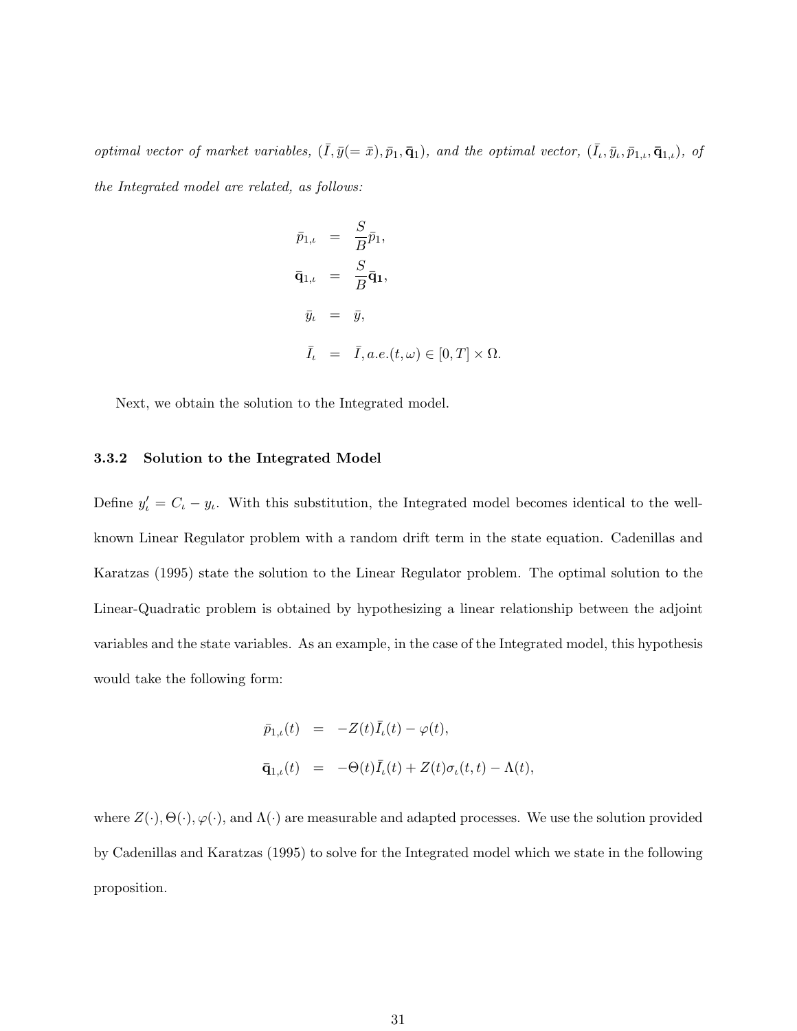*optimal vector of market variables,* $(\bar{I}, \bar{y}(=\bar{x}), \bar{p}_1, \bar{\mathbf{q}}_1)$*, and the optimal vector,* $(\bar{I}_\iota, \bar{y}_\iota, \bar{p}_{1,\iota}, \bar{\mathbf{q}}_{1,\iota})$*, of the Integrated model are related, as follows:*

$$
\begin{aligned}
\bar{p}_{1,\iota} &= \frac{S}{B}\bar{p}_1, \\
\bar{\mathbf{q}}_{1,\iota} &= \frac{S}{B}\bar{\mathbf{q}}_{\mathbf{1}}, \\
\bar{y}_\iota &= \bar{y}, \\
\bar{I}_\iota &= \bar{I}, a.e.(t, \omega) \in [0, T] \times \Omega.
\end{aligned}
$$

Next, we obtain the solution to the Integrated model.

### 3.3.2 Solution to the Integrated Model

Define $y'_\iota = C_\iota - y_\iota$. With this substitution, the Integrated model becomes identical to the well-known Linear Regulator problem with a random drift term in the state equation. Cadenillas and Karatzas (1995) state the solution to the Linear Regulator problem. The optimal solution to the Linear-Quadratic problem is obtained by hypothesizing a linear relationship between the adjoint variables and the state variables. As an example, in the case of the Integrated model, this hypothesis would take the following form:

$$
\begin{aligned}
\bar{p}_{1,\iota}(t) &= -Z(t)\bar{I}_\iota(t) - \varphi(t), \\
\bar{\mathbf{q}}_{1,\iota}(t) &= -\Theta(t)\bar{I}_\iota(t) + Z(t)\sigma_\iota(t,t) - \Lambda(t),
\end{aligned}
$$

where $Z(\cdot), \Theta(\cdot), \varphi(\cdot)$, and $\Lambda(\cdot)$ are measurable and adapted processes. We use the solution provided by Cadenillas and Karatzas (1995) to solve for the Integrated model which we state in the following proposition.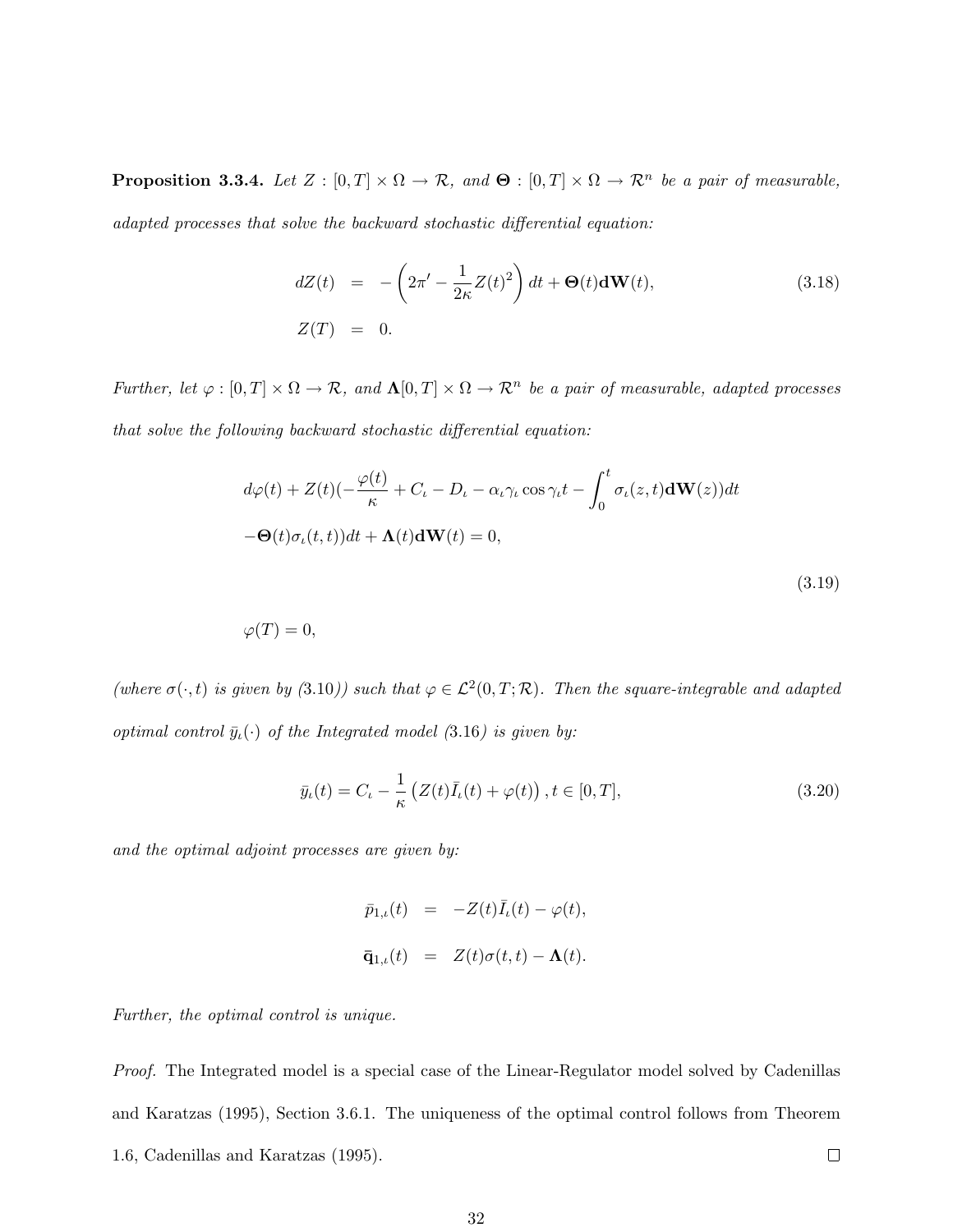**Proposition 3.3.4.** *Let $Z : [0,T] \times \Omega \to \mathcal{R}$, and $\mathbf{\Theta} : [0,T] \times \Omega \to \mathcal{R}^n$ be a pair of measurable, adapted processes that solve the backward stochastic differential equation:*

$$
\begin{aligned}
dZ(t) &= -\left(2\pi' - \frac{1}{2\kappa}Z(t)^2\right)dt + \mathbf{\Theta}(t)\mathbf{dW}(t), \\
Z(T) &= 0.
\end{aligned}
\tag{3.18}
$$

*Further, let $\varphi : [0,T] \times \Omega \to \mathcal{R}$, and $\mathbf{\Lambda}[0,T] \times \Omega \to \mathcal{R}^n$ be a pair of measurable, adapted processes that solve the following backward stochastic differential equation:*

$$
\begin{aligned}
& d\varphi(t) + Z(t)(-\frac{\varphi(t)}{\kappa} + C_\iota - D_\iota - \alpha_\iota\gamma_\iota \cos\gamma_\iota t - \int_0^t \sigma_\iota(z,t)\mathbf{dW}(z))dt \\
& -\mathbf{\Theta}(t)\sigma_\iota(t,t))dt + \mathbf{\Lambda}(t)\mathbf{dW}(t) = 0,
\end{aligned}
\tag{3.19}
$$

$$
\varphi(T) = 0,
$$

*(where $\sigma(\cdot,t)$ is given by (3.10)) such that $\varphi \in \mathcal{L}^2(0,T;\mathcal{R})$. Then the square-integrable and adapted optimal control $\bar{y}_\iota(\cdot)$ of the Integrated model (3.16) is given by:*

$$
\bar{y}_\iota(t) = C_\iota - \frac{1}{\kappa}\left(Z(t)\bar{I}_\iota(t) + \varphi(t)\right), t \in [0,T],
\tag{3.20}
$$

*and the optimal adjoint processes are given by:*

$$
\begin{aligned}
\bar{p}_{1,\iota}(t) &= -Z(t)\bar{I}_\iota(t) - \varphi(t), \\
\bar{\mathbf{q}}_{1,\iota}(t) &= Z(t)\sigma(t,t) - \mathbf{\Lambda}(t).
\end{aligned}
$$

*Further, the optimal control is unique.*

*Proof.* The Integrated model is a special case of the Linear-Regulator model solved by Cadenillas and Karatzas (1995), Section 3.6.1. The uniqueness of the optimal control follows from Theorem 1.6, Cadenillas and Karatzas (1995). $\square$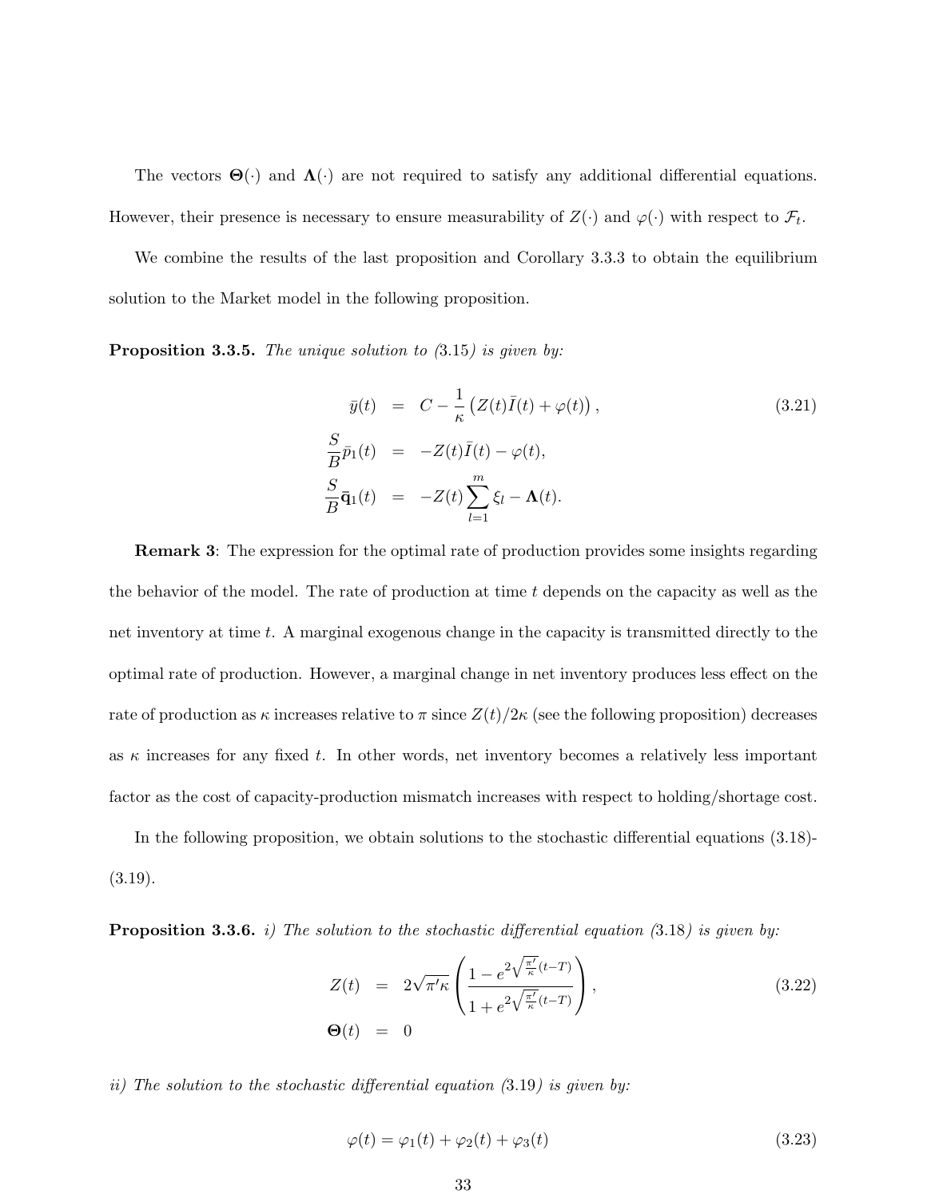The vectors $\mathbf{\Theta}(\cdot)$ and $\mathbf{\Lambda}(\cdot)$ are not required to satisfy any additional differential equations. However, their presence is necessary to ensure measurability of $Z(\cdot)$ and $\varphi(\cdot)$ with respect to $\mathcal{F}_t$.

We combine the results of the last proposition and Corollary 3.3.3 to obtain the equilibrium solution to the Market model in the following proposition.

**Proposition 3.3.5.** *The unique solution to (*3.15*) is given by:*

$$
\begin{aligned}
\bar{y}(t) &= C - \frac{1}{\kappa}\left(Z(t)\bar{I}(t) + \varphi(t)\right), \\
\frac{S}{B}\bar{p}_1(t) &= -Z(t)\bar{I}(t) - \varphi(t), \\
\frac{S}{B}\bar{\mathbf{q}}_1(t) &= -Z(t)\sum_{l=1}^{m}\xi_l - \mathbf{\Lambda}(t).
\end{aligned}
\tag{3.21}
$$

**Remark 3**: The expression for the optimal rate of production provides some insights regarding the behavior of the model. The rate of production at time $t$ depends on the capacity as well as the net inventory at time $t$. A marginal exogenous change in the capacity is transmitted directly to the optimal rate of production. However, a marginal change in net inventory produces less effect on the rate of production as $\kappa$ increases relative to $\pi$ since $Z(t)/2\kappa$ (see the following proposition) decreases as $\kappa$ increases for any fixed $t$. In other words, net inventory becomes a relatively less important factor as the cost of capacity-production mismatch increases with respect to holding/shortage cost.

In the following proposition, we obtain solutions to the stochastic differential equations (3.18)-(3.19).

**Proposition 3.3.6.** *i) The solution to the stochastic differential equation (*3.18*) is given by:*

$$
\begin{aligned}
Z(t) &= 2\sqrt{\pi'\kappa}\left(\frac{1 - e^{2\sqrt{\frac{\pi'}{\kappa}}(t-T)}}{1 + e^{2\sqrt{\frac{\pi'}{\kappa}}(t-T)}}\right), \\
\mathbf{\Theta}(t) &= 0
\end{aligned}
\tag{3.22}
$$

*ii) The solution to the stochastic differential equation (*3.19*) is given by:*

$$
\varphi(t) = \varphi_1(t) + \varphi_2(t) + \varphi_3(t) \tag{3.23}
$$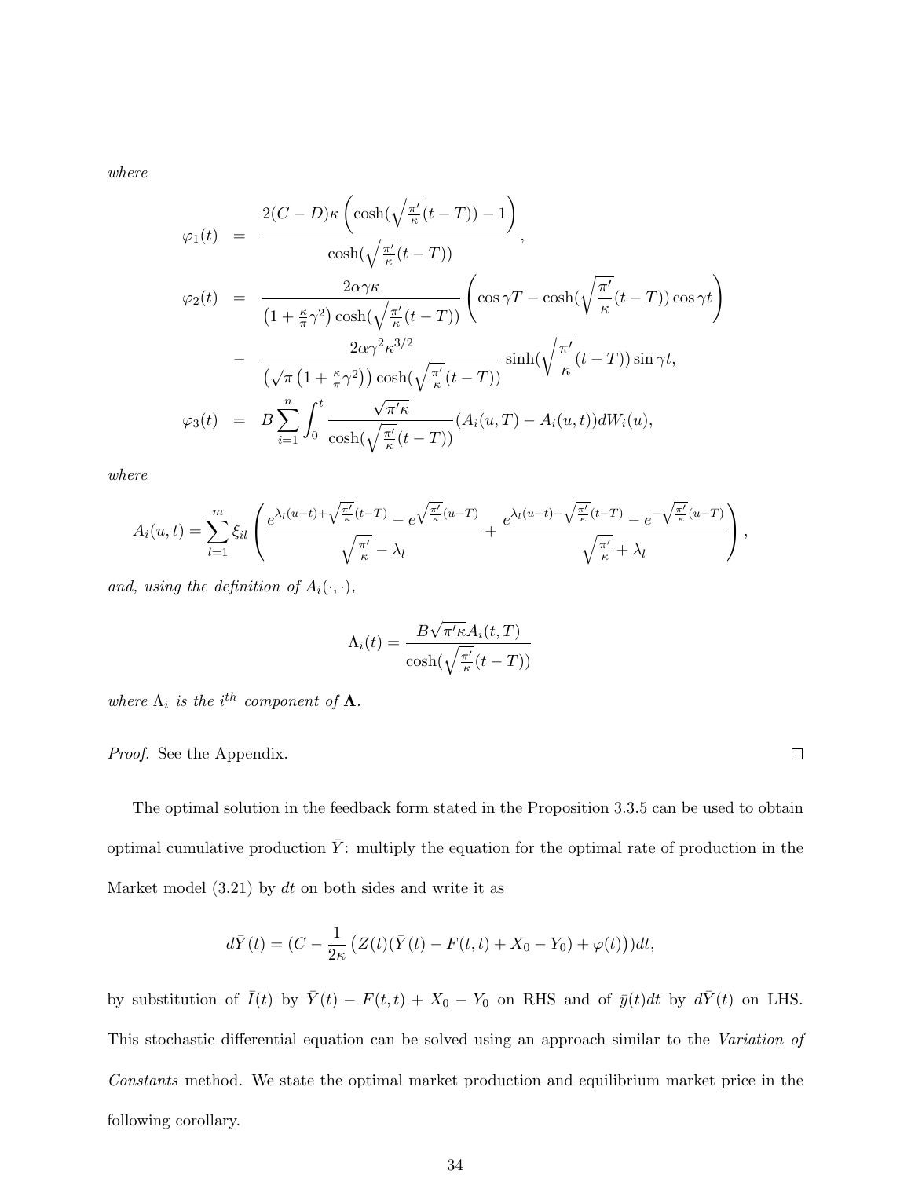*where*

$$
\begin{aligned}
\varphi_1(t) &= \frac{2(C-D)\kappa\left(\cosh(\sqrt{\frac{\pi'}{\kappa}}(t-T))-1\right)}{\cosh(\sqrt{\frac{\pi'}{\kappa}}(t-T))}, \\
\varphi_2(t) &= \frac{2\alpha\gamma\kappa}{\left(1+\frac{\kappa}{\pi}\gamma^2\right)\cosh(\sqrt{\frac{\pi'}{\kappa}}(t-T))}\left(\cos\gamma T - \cosh(\sqrt{\frac{\pi'}{\kappa}}(t-T))\cos\gamma t\right) \\
&- \frac{2\alpha\gamma^2\kappa^{3/2}}{\left(\sqrt{\pi}\left(1+\frac{\kappa}{\pi}\gamma^2\right)\right)\cosh(\sqrt{\frac{\pi'}{\kappa}}(t-T))}\sinh(\sqrt{\frac{\pi'}{\kappa}}(t-T))\sin\gamma t, \\
\varphi_3(t) &= B\sum_{i=1}^{n}\int_0^t \frac{\sqrt{\pi'\kappa}}{\cosh(\sqrt{\frac{\pi'}{\kappa}}(t-T))}(A_i(u,T)-A_i(u,t))dW_i(u),
\end{aligned}
$$

*where*

$$
A_i(u,t) = \sum_{l=1}^{m}\xi_{il}\left(\frac{e^{\lambda_l(u-t)+\sqrt{\frac{\pi'}{\kappa}}(t-T)} - e^{\sqrt{\frac{\pi'}{\kappa}}(u-T)}}{\sqrt{\frac{\pi'}{\kappa}}-\lambda_l} + \frac{e^{\lambda_l(u-t)-\sqrt{\frac{\pi'}{\kappa}}(t-T)} - e^{-\sqrt{\frac{\pi'}{\kappa}}(u-T)}}{\sqrt{\frac{\pi'}{\kappa}}+\lambda_l}\right),
$$

*and, using the definition of* $A_i(\cdot,\cdot)$*,*

$$
\Lambda_i(t) = \frac{B\sqrt{\pi'\kappa}A_i(t,T)}{\cosh(\sqrt{\frac{\pi'}{\kappa}}(t-T))}
$$

*where* $\Lambda_i$ *is the* $i^{th}$ *component of* $\mathbf{\Lambda}$*.*

*Proof.* See the Appendix. □

The optimal solution in the feedback form stated in the Proposition 3.3.5 can be used to obtain optimal cumulative production $\bar{Y}$: multiply the equation for the optimal rate of production in the Market model (3.21) by $dt$ on both sides and write it as

$$
d\bar{Y}(t) = (C - \frac{1}{2\kappa}\left(Z(t)(\bar{Y}(t) - F(t,t) + X_0 - Y_0) + \varphi(t)\right))dt,
$$

by substitution of $\bar{I}(t)$ by $\bar{Y}(t) - F(t,t) + X_0 - Y_0$ on RHS and of $\bar{y}(t)dt$ by $d\bar{Y}(t)$ on LHS. This stochastic differential equation can be solved using an approach similar to the *Variation of Constants* method. We state the optimal market production and equilibrium market price in the following corollary.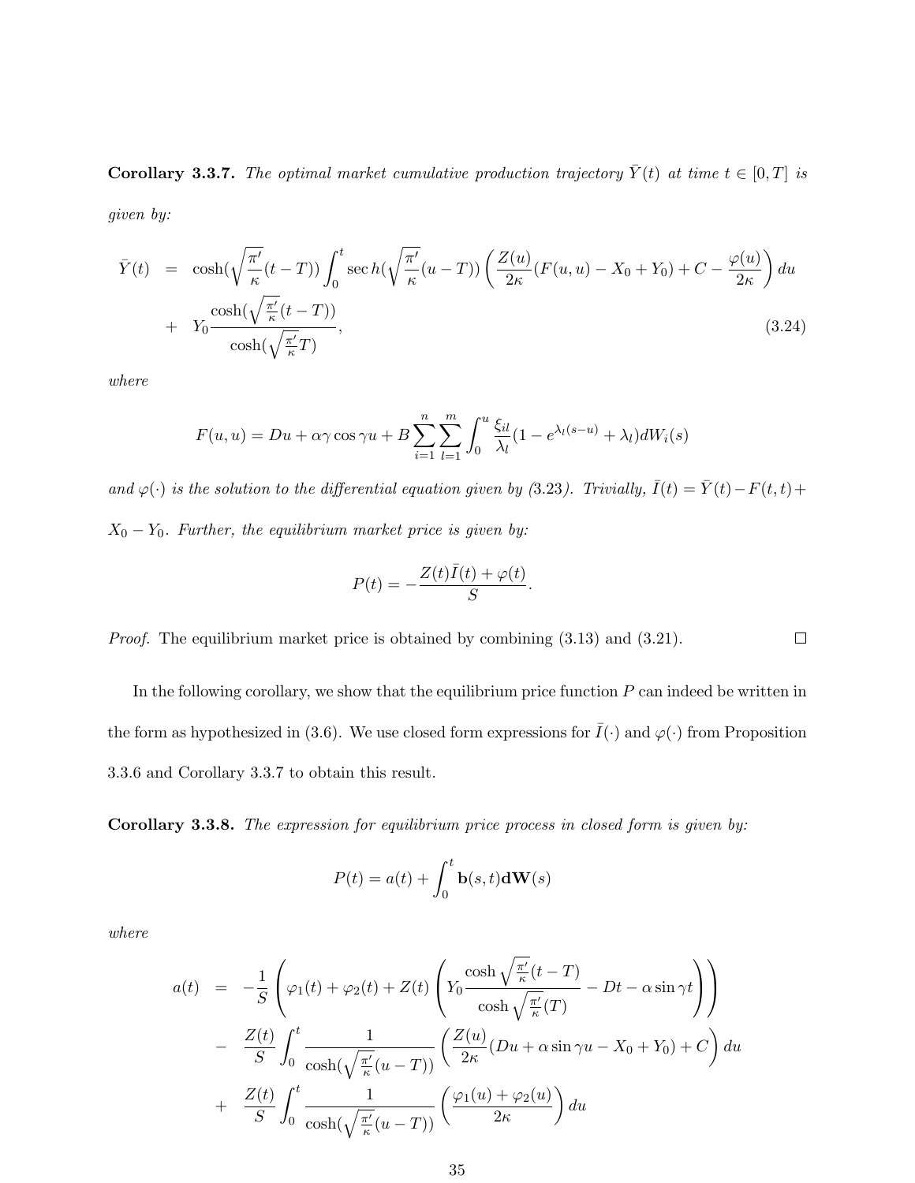**Corollary 3.3.7.** *The optimal market cumulative production trajectory $\bar{Y}(t)$ at time $t \in [0, T]$ is given by:*

$$
\begin{aligned}
\bar{Y}(t) &= \cosh\Big(\sqrt{\frac{\pi'}{\kappa}}(t-T)\Big) \int_0^t \sec h\Big(\sqrt{\frac{\pi'}{\kappa}}(u-T)\Big) \left( \frac{Z(u)}{2\kappa}(F(u,u) - X_0 + Y_0) + C - \frac{\varphi(u)}{2\kappa} \right) du \\
&+ Y_0 \frac{\cosh(\sqrt{\frac{\pi'}{\kappa}}(t-T))}{\cosh(\sqrt{\frac{\pi'}{\kappa}}T)},
\end{aligned}
\tag{3.24}
$$

*where*

$$
F(u,u) = Du + \alpha\gamma \cos \gamma u + B \sum_{i=1}^{n} \sum_{l=1}^{m} \int_0^u \frac{\xi_{il}}{\lambda_l}(1 - e^{\lambda_l(s-u)} + \lambda_l) dW_i(s)
$$

*and $\varphi(\cdot)$ is the solution to the differential equation given by (3.23). Trivially, $\bar{I}(t) = \bar{Y}(t) - F(t,t) + X_0 - Y_0$. Further, the equilibrium market price is given by:*

$$
P(t) = -\frac{Z(t)\bar{I}(t) + \varphi(t)}{S}.
$$

*Proof.* The equilibrium market price is obtained by combining (3.13) and (3.21). $\square$

In the following corollary, we show that the equilibrium price function $P$ can indeed be written in the form as hypothesized in (3.6). We use closed form expressions for $\bar{I}(\cdot)$ and $\varphi(\cdot)$ from Proposition 3.3.6 and Corollary 3.3.7 to obtain this result.

**Corollary 3.3.8.** *The expression for equilibrium price process in closed form is given by:*

$$
P(t) = a(t) + \int_0^t \mathbf{b}(s,t)\mathbf{dW}(s)
$$

*where*

$$
\begin{aligned}
a(t) &= -\frac{1}{S}\left( \varphi_1(t) + \varphi_2(t) + Z(t)\left( Y_0 \frac{\cosh\sqrt{\frac{\pi'}{\kappa}}(t-T)}{\cosh\sqrt{\frac{\pi'}{\kappa}}(T)} - Dt - \alpha \sin \gamma t \right) \right) \\
&- \frac{Z(t)}{S} \int_0^t \frac{1}{\cosh(\sqrt{\frac{\pi'}{\kappa}}(u-T))} \left( \frac{Z(u)}{2\kappa}(Du + \alpha \sin \gamma u - X_0 + Y_0) + C \right) du \\
&+ \frac{Z(t)}{S} \int_0^t \frac{1}{\cosh(\sqrt{\frac{\pi'}{\kappa}}(u-T))} \left( \frac{\varphi_1(u) + \varphi_2(u)}{2\kappa} \right) du
\end{aligned}
$$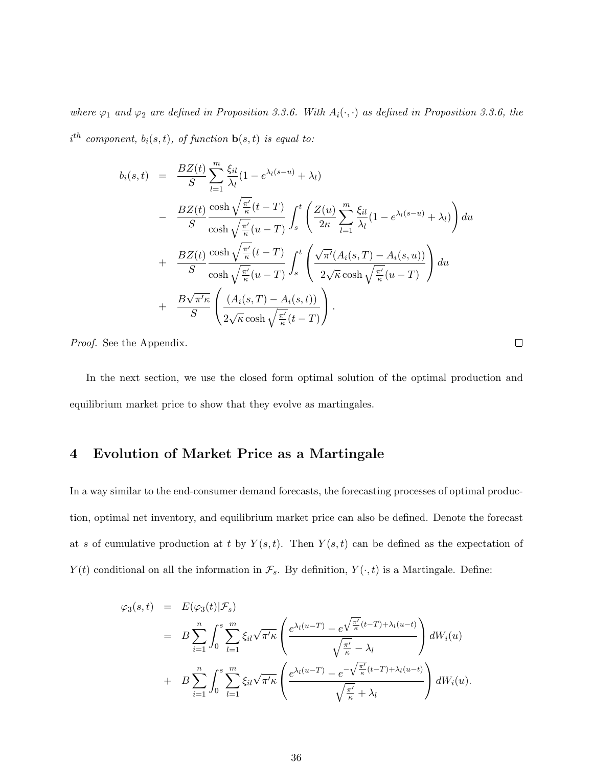*where $\varphi_1$ and $\varphi_2$ are defined in Proposition 3.3.6. With $A_i(\cdot,\cdot)$ as defined in Proposition 3.3.6, the $i^{th}$ component, $b_i(s,t)$, of function $\mathbf{b}(s,t)$ is equal to:*

$$
\begin{aligned}
b_i(s,t) &= \frac{BZ(t)}{S}\sum_{l=1}^{m}\frac{\xi_{il}}{\lambda_l}(1-e^{\lambda_l(s-u)}+\lambda_l) \\
&- \frac{BZ(t)}{S}\frac{\cosh\sqrt{\frac{\pi'}{\kappa}}(t-T)}{\cosh\sqrt{\frac{\pi'}{\kappa}}(u-T)}\int_s^t\left(\frac{Z(u)}{2\kappa}\sum_{l=1}^{m}\frac{\xi_{il}}{\lambda_l}(1-e^{\lambda_l(s-u)}+\lambda_l)\right)du \\
&+ \frac{BZ(t)}{S}\frac{\cosh\sqrt{\frac{\pi'}{\kappa}}(t-T)}{\cosh\sqrt{\frac{\pi'}{\kappa}}(u-T)}\int_s^t\left(\frac{\sqrt{\pi'}(A_i(s,T)-A_i(s,u))}{2\sqrt{\kappa}\cosh\sqrt{\frac{\pi'}{\kappa}}(u-T)}\right)du \\
&+ \frac{B\sqrt{\pi'\kappa}}{S}\left(\frac{(A_i(s,T)-A_i(s,t))}{2\sqrt{\kappa}\cosh\sqrt{\frac{\pi'}{\kappa}}(t-T)}\right).
\end{aligned}
$$

*Proof.* See the Appendix. □

In the next section, we use the closed form optimal solution of the optimal production and equilibrium market price to show that they evolve as martingales.

# 4 Evolution of Market Price as a Martingale

In a way similar to the end-consumer demand forecasts, the forecasting processes of optimal production, optimal net inventory, and equilibrium market price can also be defined. Denote the forecast at $s$ of cumulative production at $t$ by $Y(s,t)$. Then $Y(s,t)$ can be defined as the expectation of $Y(t)$ conditional on all the information in $\mathcal{F}_s$. By definition, $Y(\cdot,t)$ is a Martingale. Define:

$$
\begin{aligned}
\varphi_3(s,t) &= E(\varphi_3(t)|\mathcal{F}_s) \\
&= B\sum_{i=1}^{n}\int_0^s\sum_{l=1}^{m}\xi_{il}\sqrt{\pi'\kappa}\left(\frac{e^{\lambda_l(u-T)}-e^{\sqrt{\frac{\pi'}{\kappa}}(t-T)+\lambda_l(u-t)}}{\sqrt{\frac{\pi'}{\kappa}}-\lambda_l}\right)dW_i(u) \\
&+ B\sum_{i=1}^{n}\int_0^s\sum_{l=1}^{m}\xi_{il}\sqrt{\pi'\kappa}\left(\frac{e^{\lambda_l(u-T)}-e^{-\sqrt{\frac{\pi'}{\kappa}}(t-T)+\lambda_l(u-t)}}{\sqrt{\frac{\pi'}{\kappa}}+\lambda_l}\right)dW_i(u).
\end{aligned}
$$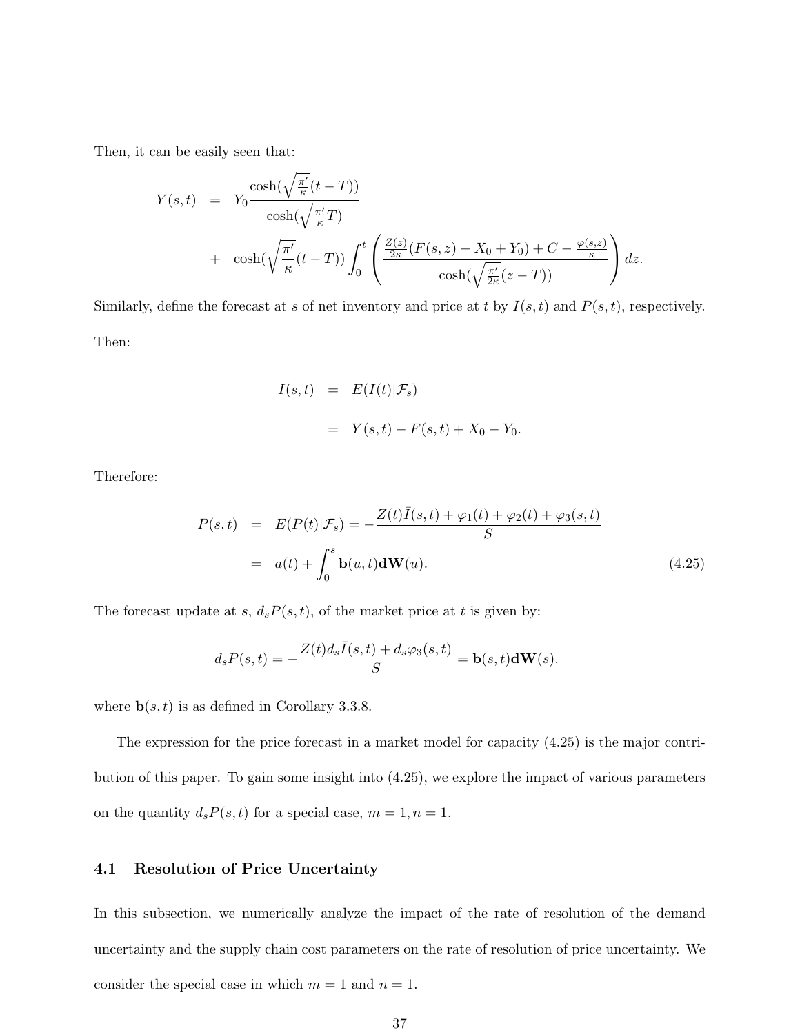Then, it can be easily seen that:

$$
\begin{aligned}
Y(s,t) &= Y_0 \frac{\cosh(\sqrt{\frac{\pi'}{\kappa}}(t-T))}{\cosh(\sqrt{\frac{\pi'}{\kappa}}T)} \\
&+ \cosh(\sqrt{\frac{\pi'}{\kappa}}(t-T)) \int_0^t \left( \frac{\frac{Z(z)}{2\kappa}(F(s,z) - X_0 + Y_0) + C - \frac{\varphi(s,z)}{\kappa}}{\cosh(\sqrt{\frac{\pi'}{2\kappa}}(z-T))} \right) dz.
\end{aligned}
$$

Similarly, define the forecast at $s$ of net inventory and price at $t$ by $I(s,t)$ and $P(s,t)$, respectively. Then:

$$
\begin{aligned}
I(s,t) &= E(I(t)|\mathcal{F}_s) \\
&= Y(s,t) - F(s,t) + X_0 - Y_0.
\end{aligned}
$$

Therefore:

$$
\begin{aligned}
P(s,t) &= E(P(t)|\mathcal{F}_s) = -\frac{Z(t)\bar{I}(s,t) + \varphi_1(t) + \varphi_2(t) + \varphi_3(s,t)}{S} \\
&= a(t) + \int_0^s \mathbf{b}(u,t)\mathbf{dW}(u).
\end{aligned}
\tag{4.25}
$$

The forecast update at $s$, $d_sP(s,t)$, of the market price at $t$ is given by:

$$
d_sP(s,t) = -\frac{Z(t)d_s\bar{I}(s,t) + d_s\varphi_3(s,t)}{S} = \mathbf{b}(s,t)\mathbf{dW}(s).
$$

where $\mathbf{b}(s,t)$ is as defined in Corollary 3.3.8.

The expression for the price forecast in a market model for capacity (4.25) is the major contribution of this paper. To gain some insight into (4.25), we explore the impact of various parameters on the quantity $d_sP(s,t)$ for a special case, $m=1, n=1$.

## 4.1 Resolution of Price Uncertainty

In this subsection, we numerically analyze the impact of the rate of resolution of the demand uncertainty and the supply chain cost parameters on the rate of resolution of price uncertainty. We consider the special case in which $m = 1$ and $n = 1$.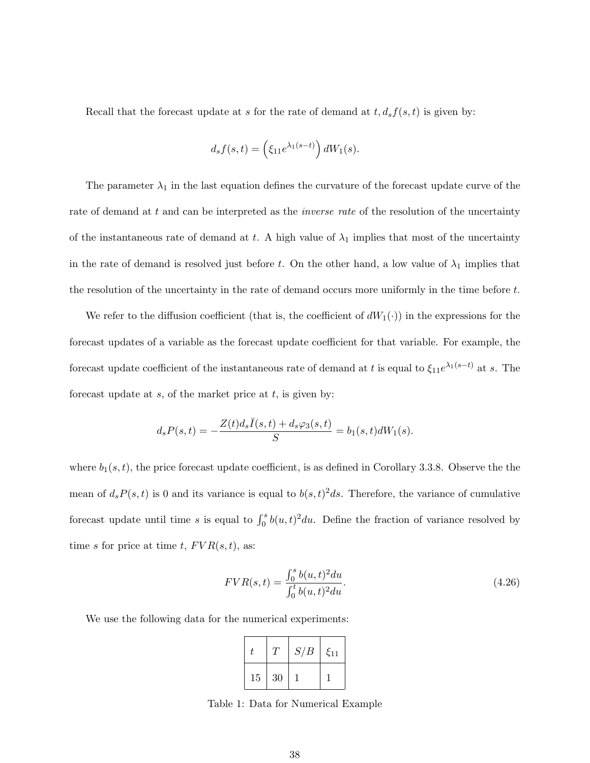Recall that the forecast update at $s$ for the rate of demand at $t, d_s f(s,t)$ is given by:

$$d_s f(s,t) = \left(\xi_{11} e^{\lambda_1 (s-t)}\right) dW_1(s).$$

The parameter $\lambda_1$ in the last equation defines the curvature of the forecast update curve of the rate of demand at $t$ and can be interpreted as the *inverse rate* of the resolution of the uncertainty of the instantaneous rate of demand at $t$. A high value of $\lambda_1$ implies that most of the uncertainty in the rate of demand is resolved just before $t$. On the other hand, a low value of $\lambda_1$ implies that the resolution of the uncertainty in the rate of demand occurs more uniformly in the time before $t$.

We refer to the diffusion coefficient (that is, the coefficient of $dW_1(\cdot)$) in the expressions for the forecast updates of a variable as the forecast update coefficient for that variable. For example, the forecast update coefficient of the instantaneous rate of demand at $t$ is equal to $\xi_{11} e^{\lambda_1 (s-t)}$ at $s$. The forecast update at $s$, of the market price at $t$, is given by:

$$d_s P(s,t) = -\frac{Z(t) d_s \bar{I}(s,t) + d_s \varphi_3(s,t)}{S} = b_1(s,t) dW_1(s).$$

where $b_1(s,t)$, the price forecast update coefficient, is as defined in Corollary 3.3.8. Observe the the mean of $d_s P(s,t)$ is 0 and its variance is equal to $b(s,t)^2 ds$. Therefore, the variance of cumulative forecast update until time $s$ is equal to $\int_0^s b(u,t)^2 du$. Define the fraction of variance resolved by time $s$ for price at time $t$, $FVR(s,t)$, as:

$$FVR(s,t) = \frac{\int_0^s b(u,t)^2 du}{\int_0^t b(u,t)^2 du}. \tag{4.26}$$

We use the following data for the numerical experiments:

| $t$ | $T$ | $S/B$ | $\xi_{11}$ |
|---|---|---|---|
| 15 | 30 | 1 | 1 |

Table 1: Data for Numerical Example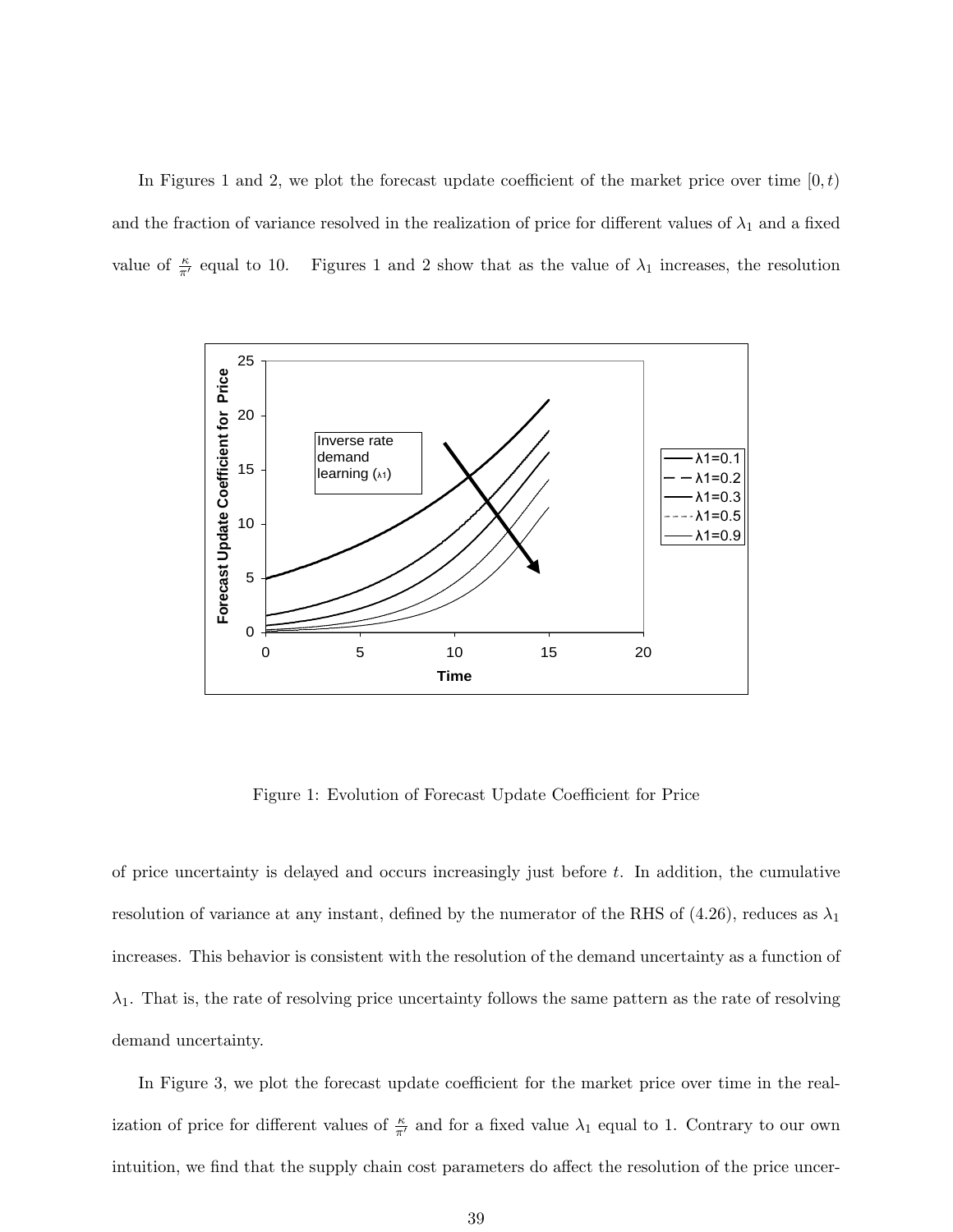In Figures 1 and 2, we plot the forecast update coefficient of the market price over time $[0, t)$ and the fraction of variance resolved in the realization of price for different values of $\lambda_1$ and a fixed value of $\frac{\kappa}{\pi'}$ equal to 10. Figures 1 and 2 show that as the value of $\lambda_1$ increases, the resolution

Forecast Update Coefficient for Price

25
20
15
10
5
0

0
5
10
15
20

Time

Inverse rate demand learning ($\lambda_1$)

λ1=0.1
λ1=0.2
λ1=0.3
λ1=0.5
λ1=0.9

Figure 1: Evolution of Forecast Update Coefficient for Price

of price uncertainty is delayed and occurs increasingly just before $t$. In addition, the cumulative resolution of variance at any instant, defined by the numerator of the RHS of (4.26), reduces as $\lambda_1$ increases. This behavior is consistent with the resolution of the demand uncertainty as a function of $\lambda_1$. That is, the rate of resolving price uncertainty follows the same pattern as the rate of resolving demand uncertainty.

In Figure 3, we plot the forecast update coefficient for the market price over time in the realization of price for different values of $\frac{\kappa}{\pi'}$ and for a fixed value $\lambda_1$ equal to 1. Contrary to our own intuition, we find that the supply chain cost parameters do affect the resolution of the price uncer-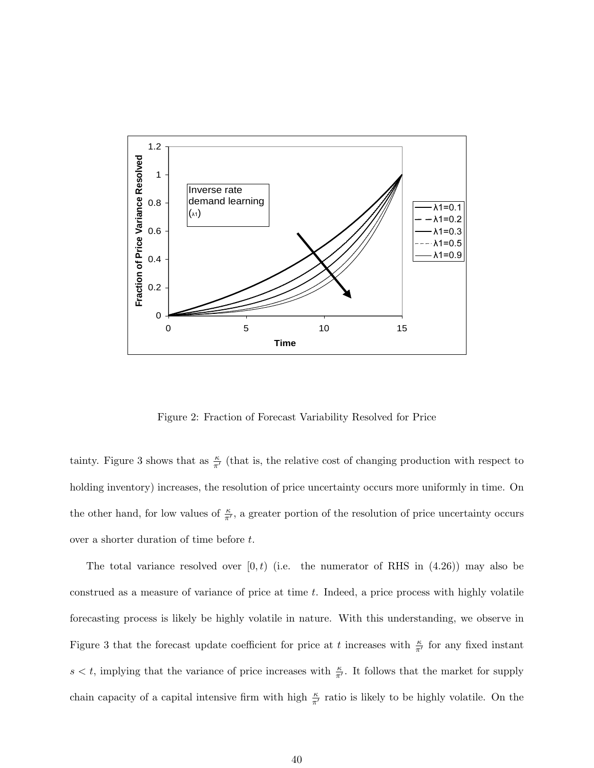1.2
1
0.8
0.6
0.4
0.2
0
0
5
10
15
Time
Fraction of Price Variance Resolved
Inverse rate demand learning ($\lambda_1$)
λ1=0.1
λ1=0.2
λ1=0.3
λ1=0.5
λ1=0.9

Figure 2: Fraction of Forecast Variability Resolved for Price

tainty. Figure 3 shows that as $\frac{\kappa}{\pi'}$ (that is, the relative cost of changing production with respect to holding inventory) increases, the resolution of price uncertainty occurs more uniformly in time. On the other hand, for low values of $\frac{\kappa}{\pi'}$, a greater portion of the resolution of price uncertainty occurs over a shorter duration of time before $t$.

The total variance resolved over $[0, t)$ (i.e. the numerator of RHS in (4.26)) may also be construed as a measure of variance of price at time $t$. Indeed, a price process with highly volatile forecasting process is likely be highly volatile in nature. With this understanding, we observe in Figure 3 that the forecast update coefficient for price at $t$ increases with $\frac{\kappa}{\pi'}$ for any fixed instant $s < t$, implying that the variance of price increases with $\frac{\kappa}{\pi'}$. It follows that the market for supply chain capacity of a capital intensive firm with high $\frac{\kappa}{\pi'}$ ratio is likely to be highly volatile. On the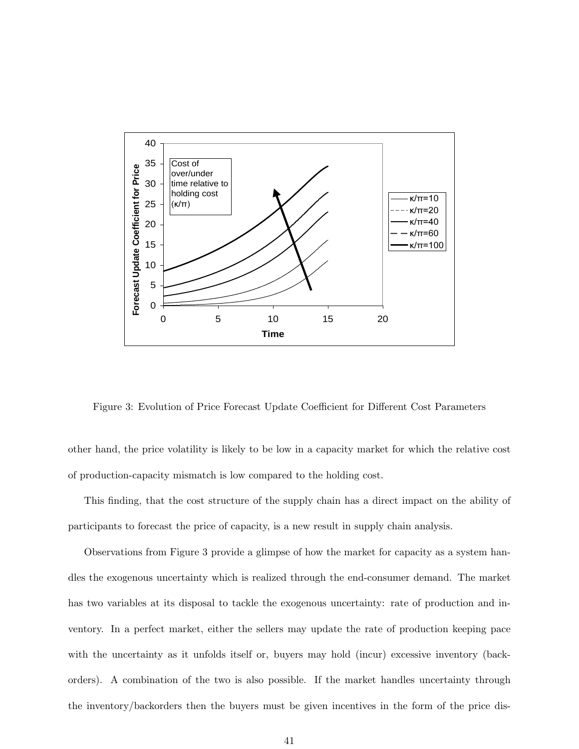40
35
30
25
20
15
10
5
0

Forecast Update Coefficient for Price

Cost of over/under time relative to holding cost (κ/π)

κ/π=10
κ/π=20
κ/π=40
κ/π=60
κ/π=100

0
5
10
15
20

Time

Figure 3: Evolution of Price Forecast Update Coefficient for Different Cost Parameters

other hand, the price volatility is likely to be low in a capacity market for which the relative cost of production-capacity mismatch is low compared to the holding cost.

This finding, that the cost structure of the supply chain has a direct impact on the ability of participants to forecast the price of capacity, is a new result in supply chain analysis.

Observations from Figure 3 provide a glimpse of how the market for capacity as a system handles the exogenous uncertainty which is realized through the end-consumer demand. The market has two variables at its disposal to tackle the exogenous uncertainty: rate of production and inventory. In a perfect market, either the sellers may update the rate of production keeping pace with the uncertainty as it unfolds itself or, buyers may hold (incur) excessive inventory (backorders). A combination of the two is also possible. If the market handles uncertainty through the inventory/backorders then the buyers must be given incentives in the form of the price dis-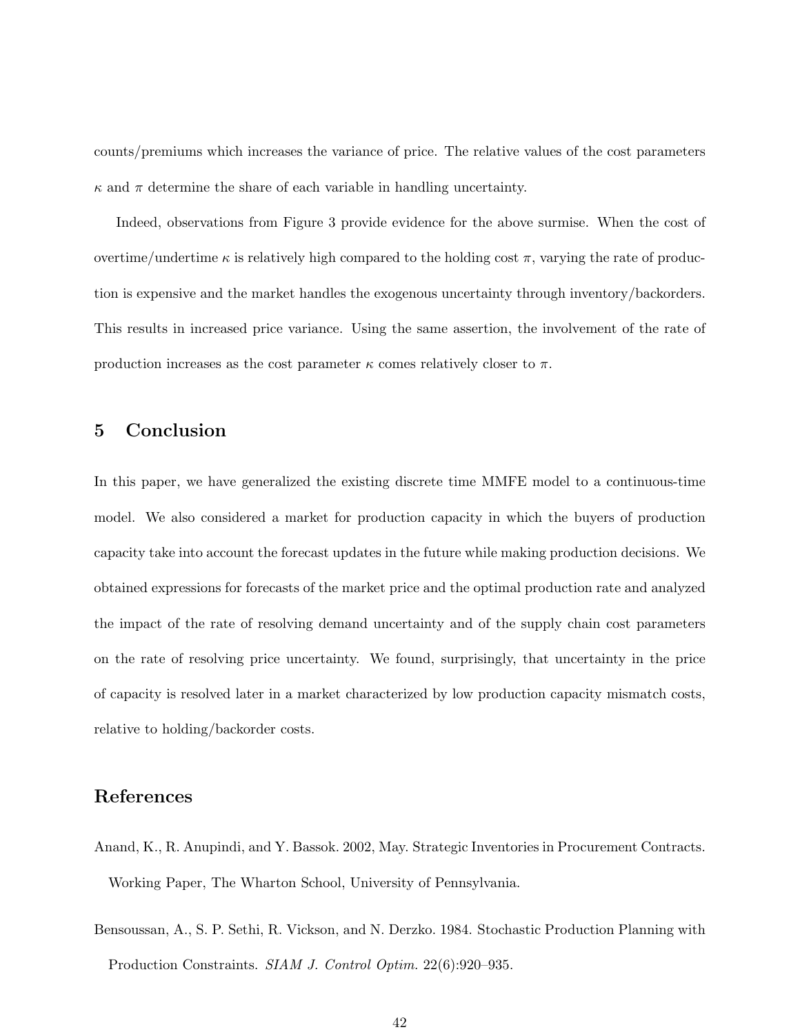counts/premiums which increases the variance of price. The relative values of the cost parameters $\kappa$ and $\pi$ determine the share of each variable in handling uncertainty.

Indeed, observations from Figure 3 provide evidence for the above surmise. When the cost of overtime/undertime $\kappa$ is relatively high compared to the holding cost $\pi$, varying the rate of production is expensive and the market handles the exogenous uncertainty through inventory/backorders. This results in increased price variance. Using the same assertion, the involvement of the rate of production increases as the cost parameter $\kappa$ comes relatively closer to $\pi$.

# 5 Conclusion

In this paper, we have generalized the existing discrete time MMFE model to a continuous-time model. We also considered a market for production capacity in which the buyers of production capacity take into account the forecast updates in the future while making production decisions. We obtained expressions for forecasts of the market price and the optimal production rate and analyzed the impact of the rate of resolving demand uncertainty and of the supply chain cost parameters on the rate of resolving price uncertainty. We found, surprisingly, that uncertainty in the price of capacity is resolved later in a market characterized by low production capacity mismatch costs, relative to holding/backorder costs.

# References

Anand, K., R. Anupindi, and Y. Bassok. 2002, May. Strategic Inventories in Procurement Contracts. Working Paper, The Wharton School, University of Pennsylvania.

Bensoussan, A., S. P. Sethi, R. Vickson, and N. Derzko. 1984. Stochastic Production Planning with Production Constraints. *SIAM J. Control Optim.* 22(6):920–935.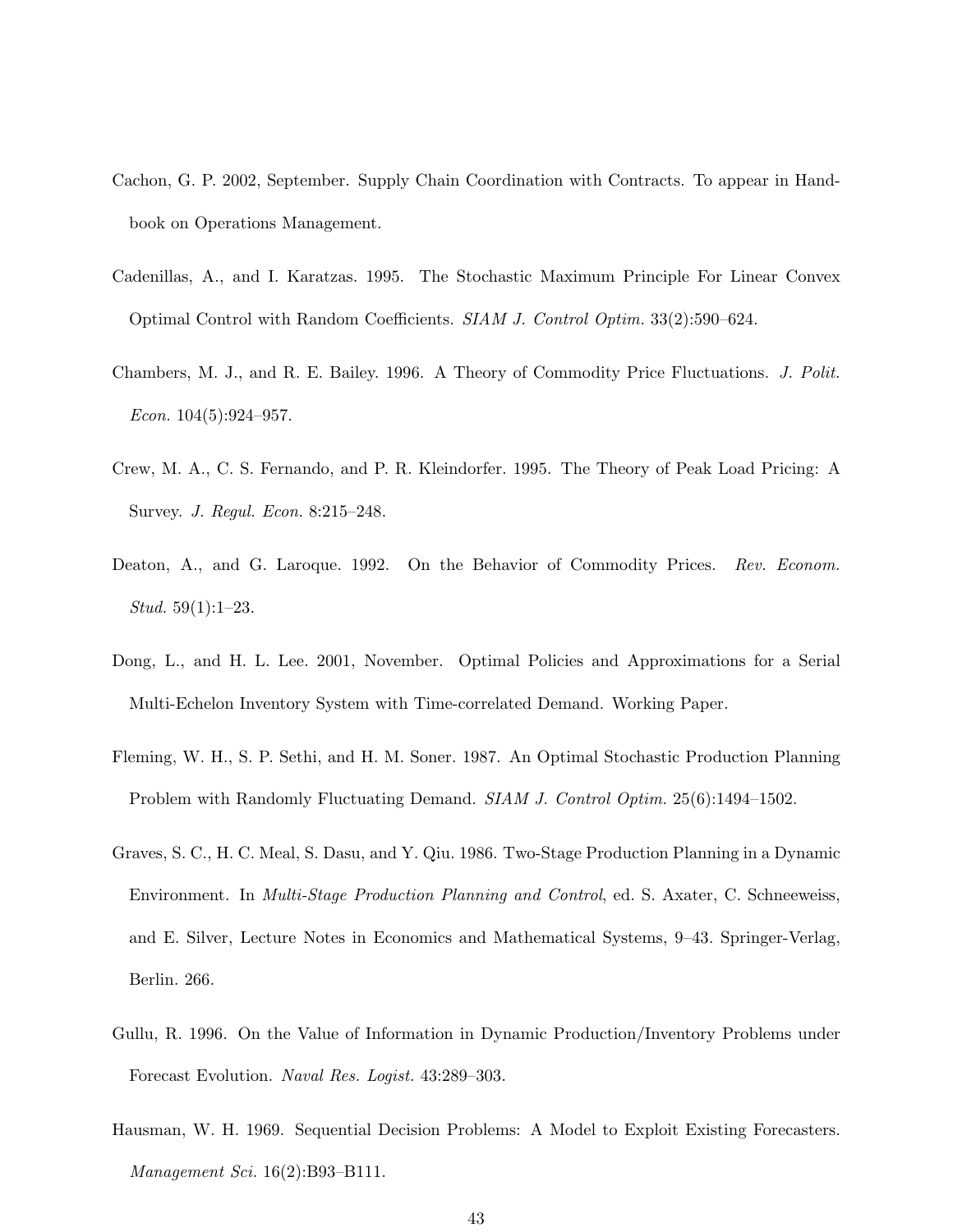Cachon, G. P. 2002, September. Supply Chain Coordination with Contracts. To appear in Handbook on Operations Management.

Cadenillas, A., and I. Karatzas. 1995. The Stochastic Maximum Principle For Linear Convex Optimal Control with Random Coefficients. *SIAM J. Control Optim.* 33(2):590–624.

Chambers, M. J., and R. E. Bailey. 1996. A Theory of Commodity Price Fluctuations. *J. Polit. Econ.* 104(5):924–957.

Crew, M. A., C. S. Fernando, and P. R. Kleindorfer. 1995. The Theory of Peak Load Pricing: A Survey. *J. Regul. Econ.* 8:215–248.

Deaton, A., and G. Laroque. 1992. On the Behavior of Commodity Prices. *Rev. Econom. Stud.* 59(1):1–23.

Dong, L., and H. L. Lee. 2001, November. Optimal Policies and Approximations for a Serial Multi-Echelon Inventory System with Time-correlated Demand. Working Paper.

Fleming, W. H., S. P. Sethi, and H. M. Soner. 1987. An Optimal Stochastic Production Planning Problem with Randomly Fluctuating Demand. *SIAM J. Control Optim.* 25(6):1494–1502.

Graves, S. C., H. C. Meal, S. Dasu, and Y. Qiu. 1986. Two-Stage Production Planning in a Dynamic Environment. In *Multi-Stage Production Planning and Control*, ed. S. Axater, C. Schneeweiss, and E. Silver, Lecture Notes in Economics and Mathematical Systems, 9–43. Springer-Verlag, Berlin. 266.

Gullu, R. 1996. On the Value of Information in Dynamic Production/Inventory Problems under Forecast Evolution. *Naval Res. Logist.* 43:289–303.

Hausman, W. H. 1969. Sequential Decision Problems: A Model to Exploit Existing Forecasters. *Management Sci.* 16(2):B93–B111.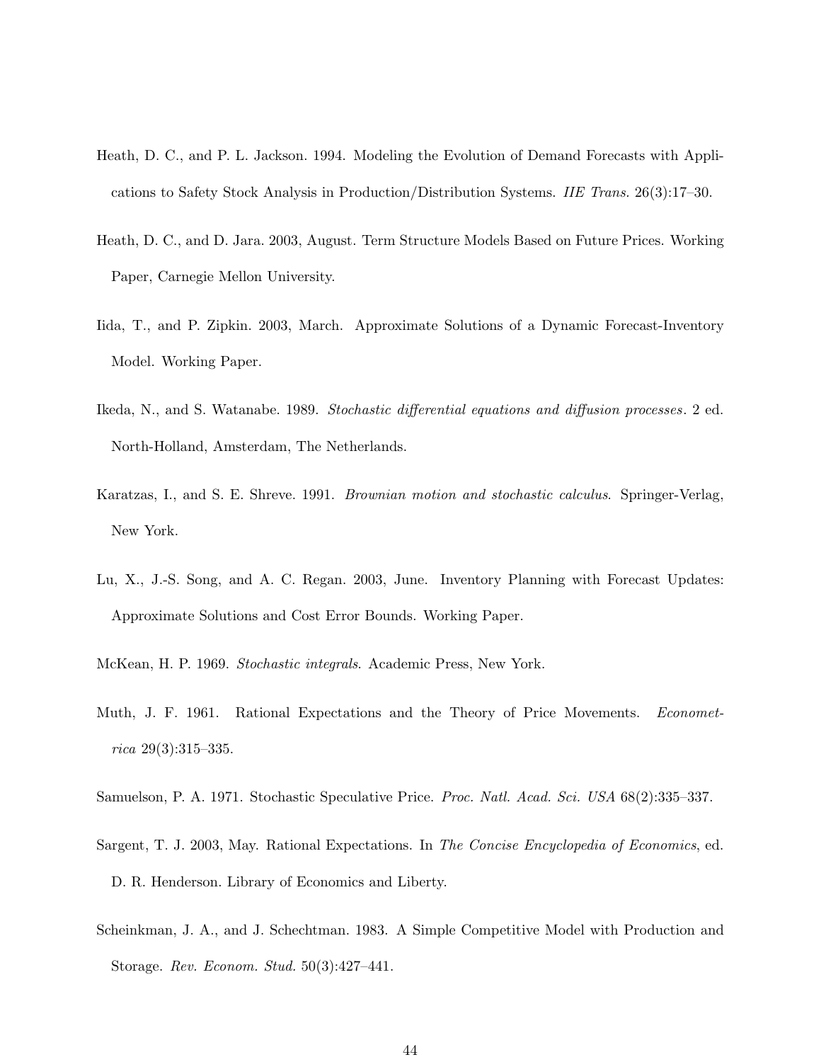Heath, D. C., and P. L. Jackson. 1994. Modeling the Evolution of Demand Forecasts with Applications to Safety Stock Analysis in Production/Distribution Systems. *IIE Trans.* 26(3):17–30.

Heath, D. C., and D. Jara. 2003, August. Term Structure Models Based on Future Prices. Working Paper, Carnegie Mellon University.

Iida, T., and P. Zipkin. 2003, March. Approximate Solutions of a Dynamic Forecast-Inventory Model. Working Paper.

Ikeda, N., and S. Watanabe. 1989. *Stochastic differential equations and diffusion processes*. 2 ed. North-Holland, Amsterdam, The Netherlands.

Karatzas, I., and S. E. Shreve. 1991. *Brownian motion and stochastic calculus*. Springer-Verlag, New York.

Lu, X., J.-S. Song, and A. C. Regan. 2003, June. Inventory Planning with Forecast Updates: Approximate Solutions and Cost Error Bounds. Working Paper.

McKean, H. P. 1969. *Stochastic integrals*. Academic Press, New York.

Muth, J. F. 1961. Rational Expectations and the Theory of Price Movements. *Econometrica* 29(3):315–335.

Samuelson, P. A. 1971. Stochastic Speculative Price. *Proc. Natl. Acad. Sci. USA* 68(2):335–337.

Sargent, T. J. 2003, May. Rational Expectations. In *The Concise Encyclopedia of Economics*, ed. D. R. Henderson. Library of Economics and Liberty.

Scheinkman, J. A., and J. Schechtman. 1983. A Simple Competitive Model with Production and Storage. *Rev. Econom. Stud.* 50(3):427–441.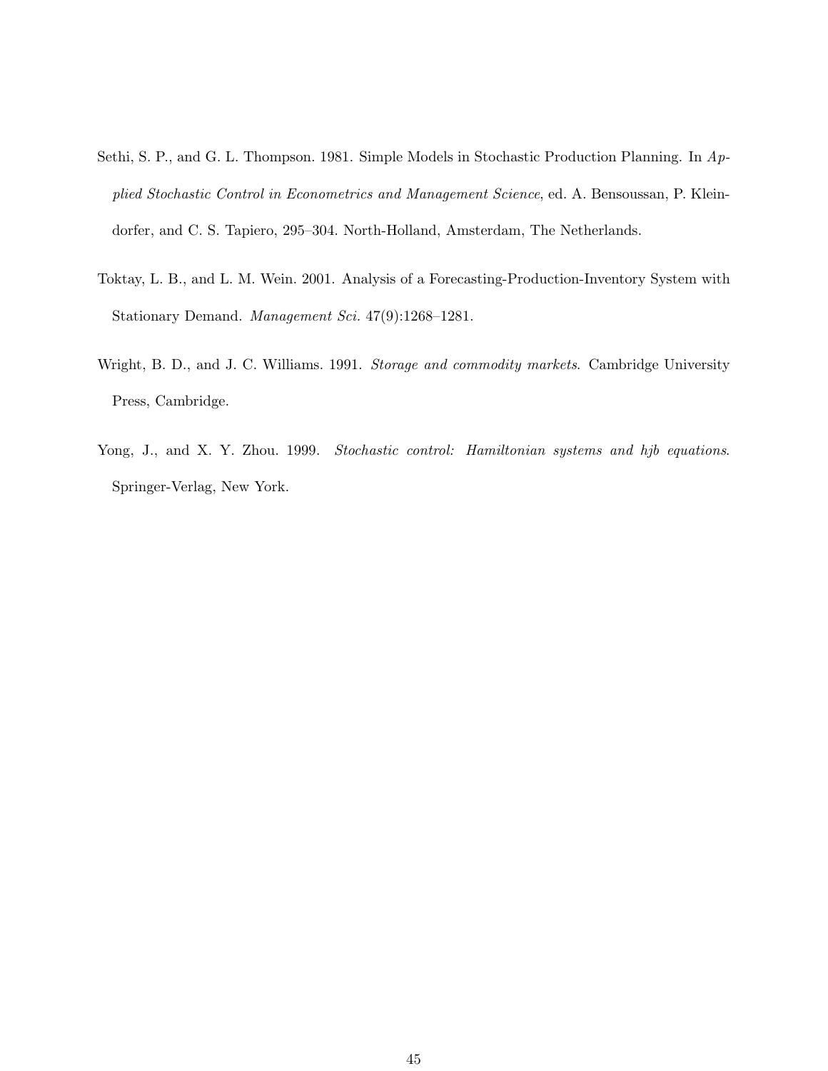Sethi, S. P., and G. L. Thompson. 1981. Simple Models in Stochastic Production Planning. In *Applied Stochastic Control in Econometrics and Management Science*, ed. A. Bensoussan, P. Kleindorfer, and C. S. Tapiero, 295–304. North-Holland, Amsterdam, The Netherlands.

Toktay, L. B., and L. M. Wein. 2001. Analysis of a Forecasting-Production-Inventory System with Stationary Demand. *Management Sci.* 47(9):1268–1281.

Wright, B. D., and J. C. Williams. 1991. *Storage and commodity markets*. Cambridge University Press, Cambridge.

Yong, J., and X. Y. Zhou. 1999. *Stochastic control: Hamiltonian systems and hjb equations*. Springer-Verlag, New York.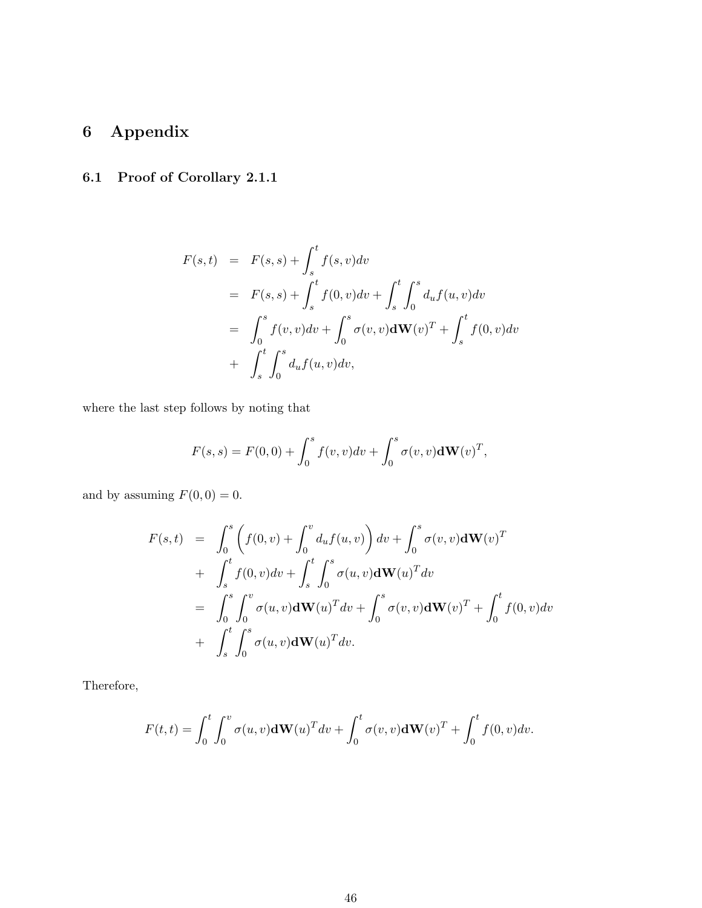# 6 Appendix

## 6.1 Proof of Corollary 2.1.1

$$
\begin{aligned}
F(s,t) &= F(s,s) + \int_s^t f(s,v)dv \\
&= F(s,s) + \int_s^t f(0,v)dv + \int_s^t \int_0^s d_u f(u,v)dv \\
&= \int_0^s f(v,v)dv + \int_0^s \sigma(v,v)\mathbf{dW}(v)^T + \int_s^t f(0,v)dv \\
&+ \int_s^t \int_0^s d_u f(u,v)dv,
\end{aligned}
$$

where the last step follows by noting that

$$
F(s,s) = F(0,0) + \int_0^s f(v,v)dv + \int_0^s \sigma(v,v)\mathbf{dW}(v)^T,
$$

and by assuming $F(0,0) = 0$.

$$
\begin{aligned}
F(s,t) &= \int_0^s \left( f(0,v) + \int_0^v d_u f(u,v) \right) dv + \int_0^s \sigma(v,v)\mathbf{dW}(v)^T \\
&+ \int_s^t f(0,v)dv + \int_s^t \int_0^s \sigma(u,v)\mathbf{dW}(u)^T dv \\
&= \int_0^s \int_0^v \sigma(u,v)\mathbf{dW}(u)^T dv + \int_0^s \sigma(v,v)\mathbf{dW}(v)^T + \int_0^t f(0,v)dv \\
&+ \int_s^t \int_0^s \sigma(u,v)\mathbf{dW}(u)^T dv.
\end{aligned}
$$

Therefore,

$$
F(t,t) = \int_0^t \int_0^v \sigma(u,v)\mathbf{dW}(u)^T dv + \int_0^t \sigma(v,v)\mathbf{dW}(v)^T + \int_0^t f(0,v)dv.
$$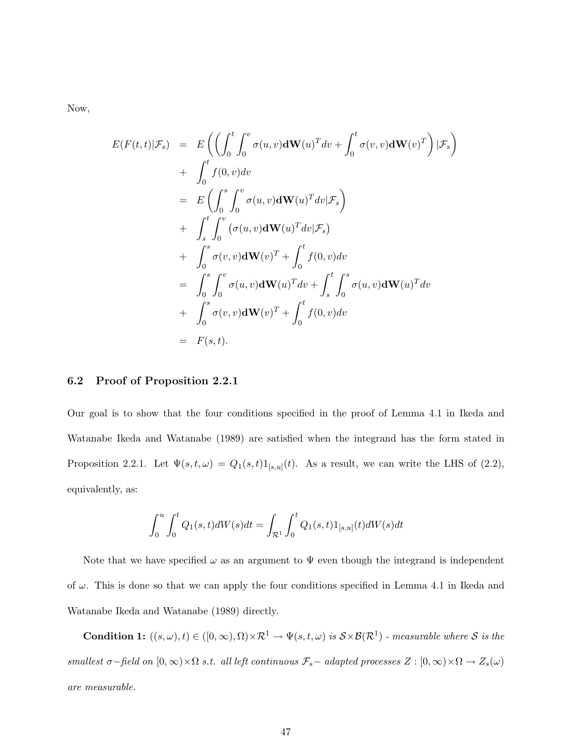Now,

$$
\begin{aligned}
E(F(t,t)|\mathcal{F}_s) &= E\left(\left(\int_0^t \int_0^v \sigma(u,v)\mathbf{dW}(u)^T dv + \int_0^t \sigma(v,v)\mathbf{dW}(v)^T\right)|\mathcal{F}_s\right) \\
&+ \int_0^t f(0,v)dv \\
&= E\left(\int_0^s \int_0^v \sigma(u,v)\mathbf{dW}(u)^T dv|\mathcal{F}_s\right) \\
&+ \int_s^t \int_0^v \left(\sigma(u,v)\mathbf{dW}(u)^T dv|\mathcal{F}_s\right) \\
&+ \int_0^s \sigma(v,v)\mathbf{dW}(v)^T + \int_0^t f(0,v)dv \\
&= \int_0^s \int_0^v \sigma(u,v)\mathbf{dW}(u)^T dv + \int_s^t \int_0^s \sigma(u,v)\mathbf{dW}(u)^T dv \\
&+ \int_0^s \sigma(v,v)\mathbf{dW}(v)^T + \int_0^t f(0,v)dv \\
&= F(s,t).
\end{aligned}
$$

## 6.2 Proof of Proposition 2.2.1

Our goal is to show that the four conditions specified in the proof of Lemma 4.1 in Ikeda and Watanabe Ikeda and Watanabe (1989) are satisfied when the integrand has the form stated in Proposition 2.2.1. Let $\Psi(s,t,\omega) = Q_1(s,t)1_{[s,u]}(t)$. As a result, we can write the LHS of (2.2), equivalently, as:

$$
\int_0^u \int_0^t Q_1(s,t)dW(s)dt = \int_{\mathcal{R}^1} \int_0^t Q_1(s,t)1_{[s,u]}(t)dW(s)dt
$$

Note that we have specified $\omega$ as an argument to $\Psi$ even though the integrand is independent of $\omega$. This is done so that we can apply the four conditions specified in Lemma 4.1 in Ikeda and Watanabe Ikeda and Watanabe (1989) directly.

**Condition 1:** *$((s,\omega),t) \in ([0,\infty),\Omega)\times\mathcal{R}^1 \to \Psi(s,t,\omega)$ is $\mathcal{S}\times\mathcal{B}(\mathcal{R}^1)$ - measurable where $\mathcal{S}$ is the smallest $\sigma-$field on $[0,\infty)\times\Omega$ s.t. all left continuous $\mathcal{F}_s-$ adapted processes $Z : [0,\infty)\times\Omega \to Z_s(\omega)$ are measurable.*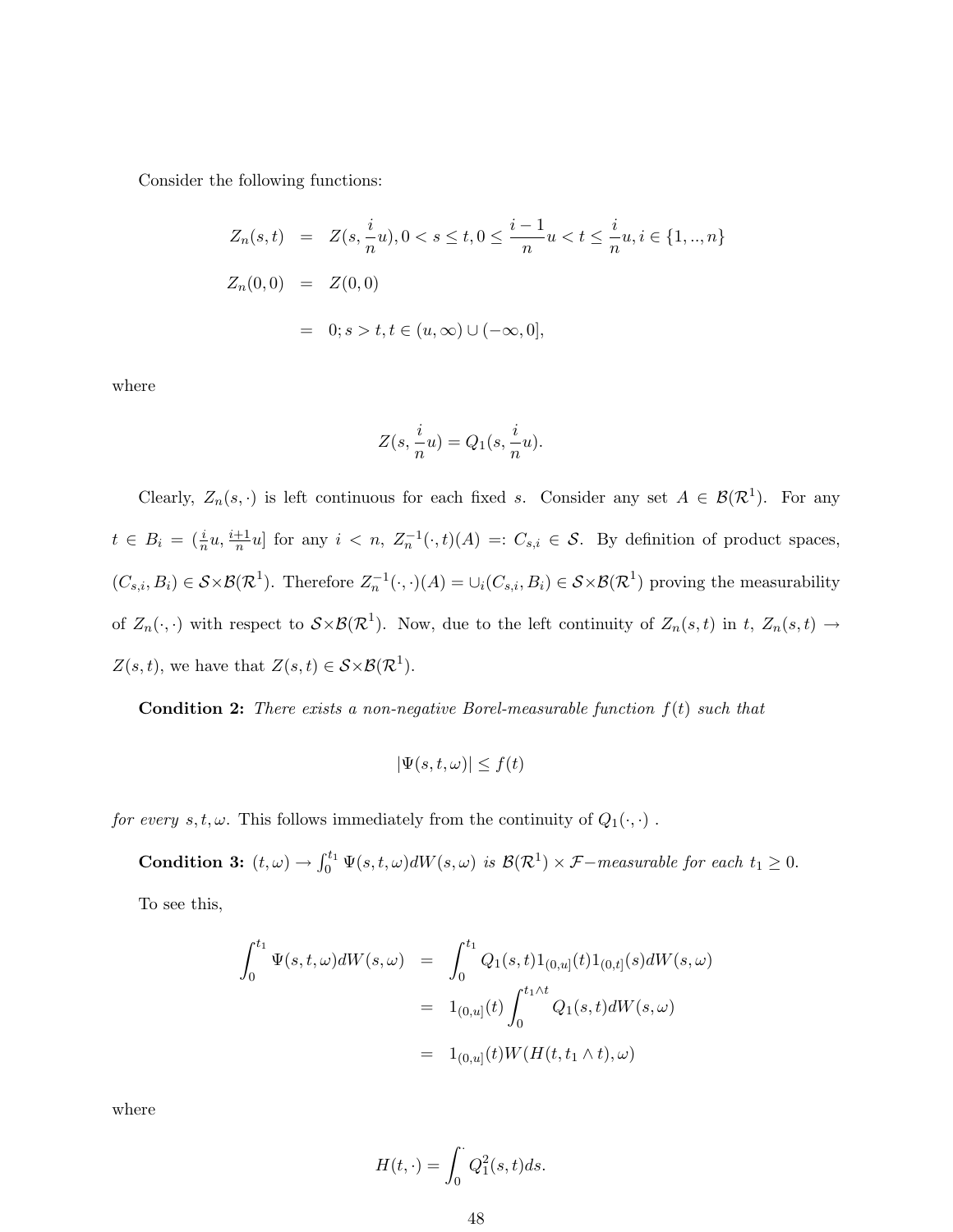Consider the following functions:

$$
\begin{aligned}
Z_n(s,t) &= Z(s, \frac{i}{n}u), 0 < s \leq t, 0 \leq \frac{i-1}{n}u < t \leq \frac{i}{n}u, i \in \{1,..,n\} \\
Z_n(0,0) &= Z(0,0) \\
&= 0; s > t, t \in (u, \infty) \cup (-\infty, 0],
\end{aligned}
$$

where

$$
Z(s, \frac{i}{n}u) = Q_1(s, \frac{i}{n}u).
$$

Clearly, $Z_n(s, \cdot)$ is left continuous for each fixed $s$. Consider any set $A \in \mathcal{B}(\mathcal{R}^1)$. For any $t \in B_i = (\frac{i}{n}u, \frac{i+1}{n}u]$ for any $i < n$, $Z_n^{-1}(\cdot, t)(A) =: C_{s,i} \in \mathcal{S}$. By definition of product spaces, $(C_{s,i}, B_i) \in \mathcal{S} \times \mathcal{B}(\mathcal{R}^1)$. Therefore $Z_n^{-1}(\cdot, \cdot)(A) = \cup_i (C_{s,i}, B_i) \in \mathcal{S} \times \mathcal{B}(\mathcal{R}^1)$ proving the measurability of $Z_n(\cdot, \cdot)$ with respect to $\mathcal{S} \times \mathcal{B}(\mathcal{R}^1)$. Now, due to the left continuity of $Z_n(s,t)$ in $t$, $Z_n(s,t) \to Z(s,t)$, we have that $Z(s,t) \in \mathcal{S} \times \mathcal{B}(\mathcal{R}^1)$.

**Condition 2:** *There exists a non-negative Borel-measurable function $f(t)$ such that*

$$
|\Psi(s,t,\omega)| \leq f(t)
$$

*for every $s, t, \omega$.* This follows immediately from the continuity of $Q_1(\cdot, \cdot)$ .

**Condition 3:** *$(t, \omega) \to \int_0^{t_1} \Psi(s,t,\omega) dW(s,\omega)$ is $\mathcal{B}(\mathcal{R}^1) \times \mathcal{F}-$measurable for each $t_1 \geq 0$.*

To see this,

$$
\begin{aligned}
\int_0^{t_1} \Psi(s,t,\omega) dW(s,\omega) &= \int_0^{t_1} Q_1(s,t) 1_{(0,u]}(t) 1_{(0,t]}(s) dW(s,\omega) \\
&= 1_{(0,u]}(t) \int_0^{t_1 \wedge t} Q_1(s,t) dW(s,\omega) \\
&= 1_{(0,u]}(t) W(H(t, t_1 \wedge t), \omega)
\end{aligned}
$$

where

$$
H(t, \cdot) = \int_0^{\cdot} Q_1^2(s,t) ds.
$$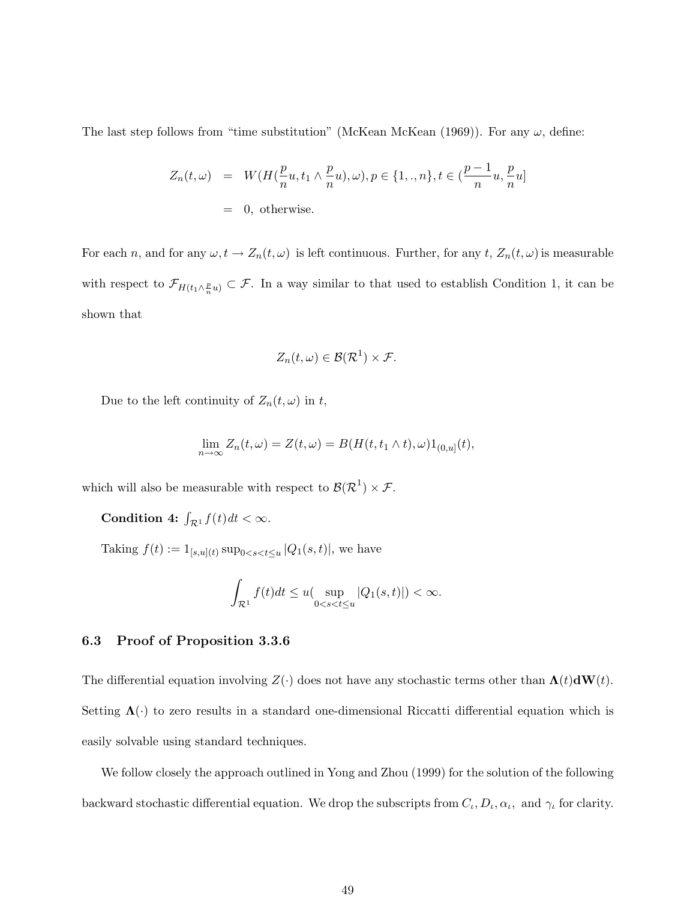The last step follows from "time substitution" (McKean McKean (1969)). For any $\omega$, define:

$$
\begin{aligned}
Z_n(t,\omega) &= W(H(\frac{p}{n}u, t_1 \wedge \frac{p}{n}u), \omega), p \in \{1, ., n\}, t \in (\frac{p-1}{n}u, \frac{p}{n}u] \\
&= 0, \text{ otherwise.}
\end{aligned}
$$

For each $n$, and for any $\omega, t \to Z_n(t,\omega)$ is left continuous. Further, for any $t$, $Z_n(t,\omega)$ is measurable with respect to $\mathcal{F}_{H(t_1 \wedge \frac{p}{n}u)} \subset \mathcal{F}$. In a way similar to that used to establish Condition 1, it can be shown that

$$
Z_n(t,\omega) \in \mathcal{B}(\mathcal{R}^1) \times \mathcal{F}.
$$

Due to the left continuity of $Z_n(t,\omega)$ in $t$,

$$
\lim_{n\to\infty} Z_n(t,\omega) = Z(t,\omega) = B(H(t, t_1 \wedge t), \omega) 1_{(0,u]}(t),
$$

which will also be measurable with respect to $\mathcal{B}(\mathcal{R}^1) \times \mathcal{F}$.

**Condition 4:** $\int_{\mathcal{R}^1} f(t)dt < \infty$.

Taking $f(t) := 1_{[s,u](t)} \sup_{0<s<t\leq u} |Q_1(s,t)|$, we have

$$
\int_{\mathcal{R}^1} f(t)dt \leq u(\sup_{0<s<t\leq u} |Q_1(s,t)|) < \infty.
$$

### 6.3 Proof of Proposition 3.3.6

The differential equation involving $Z(\cdot)$ does not have any stochastic terms other than $\mathbf{\Lambda}(t)\mathbf{dW}(t)$. Setting $\mathbf{\Lambda}(\cdot)$ to zero results in a standard one-dimensional Riccatti differential equation which is easily solvable using standard techniques.

We follow closely the approach outlined in Yong and Zhou (1999) for the solution of the following backward stochastic differential equation. We drop the subscripts from $C_\iota, D_\iota, \alpha_\iota,$ and $\gamma_\iota$ for clarity.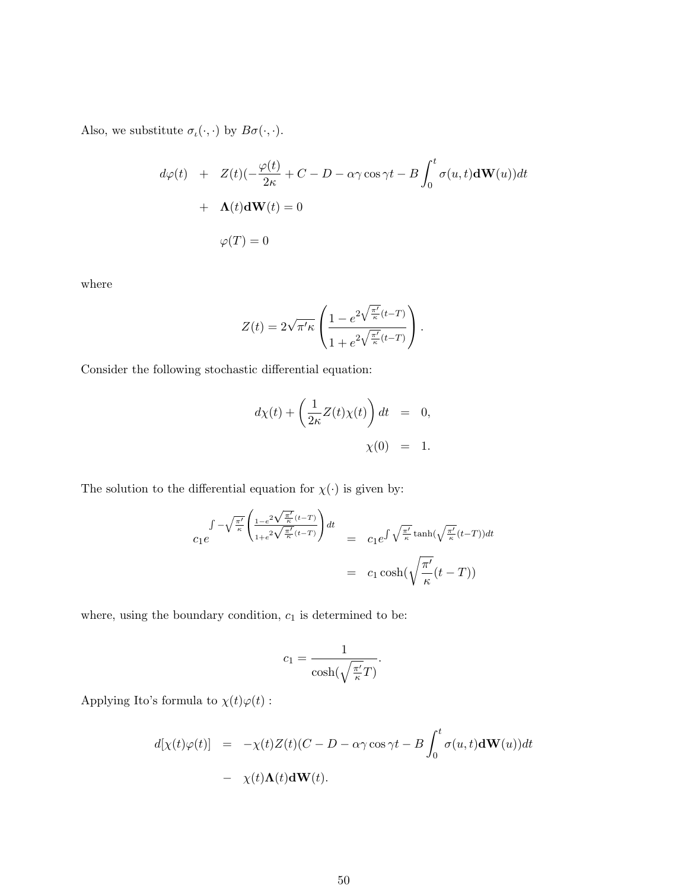Also, we substitute $\sigma_\iota(\cdot,\cdot)$ by $B\sigma(\cdot,\cdot)$.

$$
\begin{aligned}
d\varphi(t) \quad &+ \quad Z(t)(-\frac{\varphi(t)}{2\kappa} + C - D - \alpha\gamma\cos\gamma t - B\int_0^t \sigma(u,t)\mathbf{dW}(u))dt \\
&+ \quad \mathbf{\Lambda}(t)\mathbf{dW}(t) = 0 \\
&\quad\quad \varphi(T) = 0
\end{aligned}
$$

where

$$
Z(t) = 2\sqrt{\pi'\kappa}\left(\frac{1 - e^{2\sqrt{\frac{\pi'}{\kappa}}(t-T)}}{1 + e^{2\sqrt{\frac{\pi'}{\kappa}}(t-T)}}\right).
$$

Consider the following stochastic differential equation:

$$
\begin{aligned}
d\chi(t) + \left(\frac{1}{2\kappa}Z(t)\chi(t)\right)dt &= 0, \\
\chi(0) &= 1.
\end{aligned}
$$

The solution to the differential equation for $\chi(\cdot)$ is given by:

$$
\begin{aligned}
c_1 e^{\int -\sqrt{\frac{\pi'}{\kappa}}\left(\frac{1-e^{2\sqrt{\frac{\pi'}{\kappa}}(t-T)}}{1+e^{2\sqrt{\frac{\pi'}{\kappa}}(t-T)}}\right)dt} &= c_1 e^{\int \sqrt{\frac{\pi'}{\kappa}}\tanh(\sqrt{\frac{\pi'}{\kappa}}(t-T))dt} \\
&= c_1\cosh(\sqrt{\frac{\pi'}{\kappa}}(t-T))
\end{aligned}
$$

where, using the boundary condition, $c_1$ is determined to be:

$$
c_1 = \frac{1}{\cosh(\sqrt{\frac{\pi'}{\kappa}}T)}.
$$

Applying Ito's formula to $\chi(t)\varphi(t)$ :

$$
\begin{aligned}
d[\chi(t)\varphi(t)] &= -\chi(t)Z(t)(C - D - \alpha\gamma\cos\gamma t - B\int_0^t \sigma(u,t)\mathbf{dW}(u))dt \\
&- \quad \chi(t)\mathbf{\Lambda}(t)\mathbf{dW}(t).
\end{aligned}
$$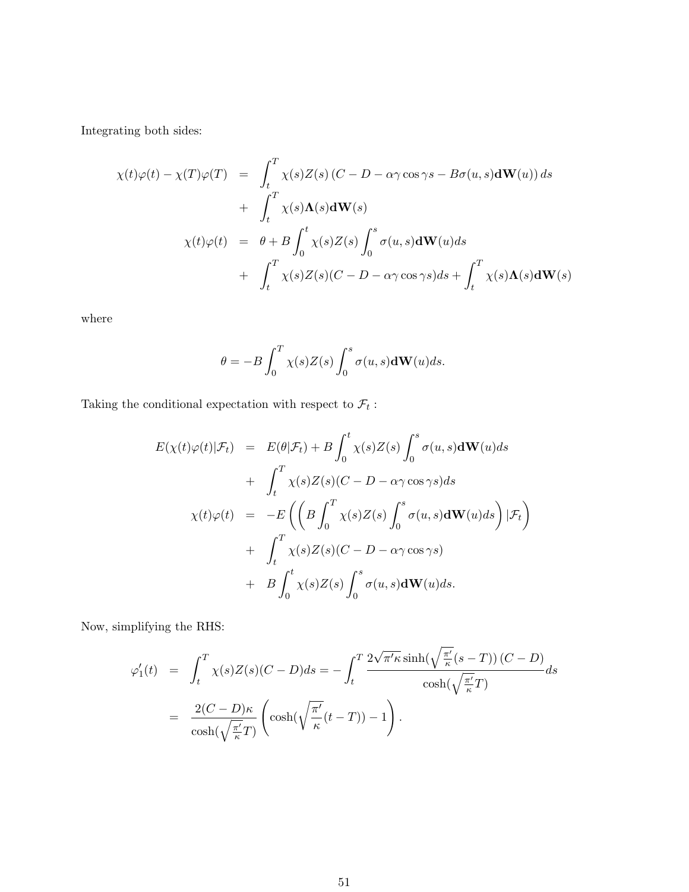Integrating both sides:

$$
\begin{aligned}
\chi(t)\varphi(t) - \chi(T)\varphi(T) &= \int_t^T \chi(s)Z(s)\left(C - D - \alpha\gamma\cos\gamma s - B\sigma(u,s)\mathbf{dW}(u)\right)ds \\
&+ \int_t^T \chi(s)\mathbf{\Lambda}(s)\mathbf{dW}(s) \\
\chi(t)\varphi(t) &= \theta + B\int_0^t \chi(s)Z(s)\int_0^s \sigma(u,s)\mathbf{dW}(u)ds \\
&+ \int_t^T \chi(s)Z(s)(C - D - \alpha\gamma\cos\gamma s)ds + \int_t^T \chi(s)\mathbf{\Lambda}(s)\mathbf{dW}(s)
\end{aligned}
$$

where

$$
\theta = -B\int_0^T \chi(s)Z(s)\int_0^s \sigma(u,s)\mathbf{dW}(u)ds.
$$

Taking the conditional expectation with respect to $\mathcal{F}_t$ :

$$
\begin{aligned}
E(\chi(t)\varphi(t)|\mathcal{F}_t) &= E(\theta|\mathcal{F}_t) + B\int_0^t \chi(s)Z(s)\int_0^s \sigma(u,s)\mathbf{dW}(u)ds \\
&+ \int_t^T \chi(s)Z(s)(C - D - \alpha\gamma\cos\gamma s)ds \\
\chi(t)\varphi(t) &= -E\left(\left(B\int_0^T \chi(s)Z(s)\int_0^s \sigma(u,s)\mathbf{dW}(u)ds\right)|\mathcal{F}_t\right) \\
&+ \int_t^T \chi(s)Z(s)(C - D - \alpha\gamma\cos\gamma s) \\
&+ B\int_0^t \chi(s)Z(s)\int_0^s \sigma(u,s)\mathbf{dW}(u)ds.
\end{aligned}
$$

Now, simplifying the RHS:

$$
\begin{aligned}
\varphi_1'(t) &= \int_t^T \chi(s)Z(s)(C-D)ds = -\int_t^T \frac{2\sqrt{\pi'\kappa}\sinh(\sqrt{\frac{\pi'}{\kappa}}(s-T))\,(C-D)}{\cosh(\sqrt{\frac{\pi'}{\kappa}}T)}ds \\
&= \frac{2(C-D)\kappa}{\cosh(\sqrt{\frac{\pi'}{\kappa}}T)}\left(\cosh(\sqrt{\frac{\pi'}{\kappa}}(t-T)) - 1\right).
\end{aligned}
$$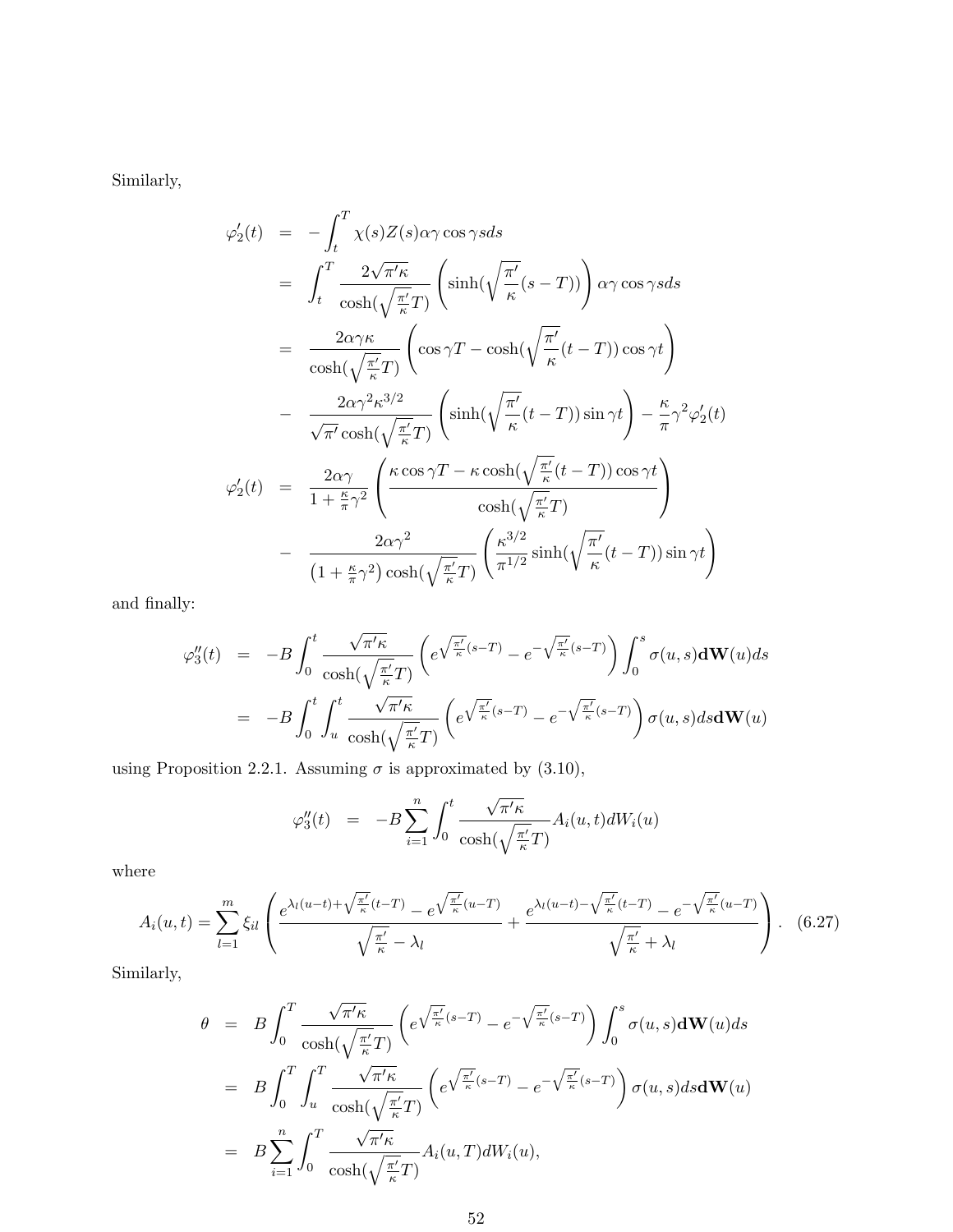Similarly,

$$
\begin{aligned}
\varphi_2'(t) &= -\int_t^T \chi(s)Z(s)\alpha\gamma\cos\gamma s ds \\
&= \int_t^T \frac{2\sqrt{\pi'\kappa}}{\cosh(\sqrt{\frac{\pi'}{\kappa}}T)}\left(\sinh(\sqrt{\frac{\pi'}{\kappa}}(s-T))\right)\alpha\gamma\cos\gamma s ds \\
&= \frac{2\alpha\gamma\kappa}{\cosh(\sqrt{\frac{\pi'}{\kappa}}T)}\left(\cos\gamma T - \cosh(\sqrt{\frac{\pi'}{\kappa}}(t-T))\cos\gamma t\right) \\
&- \frac{2\alpha\gamma^2\kappa^{3/2}}{\sqrt{\pi'}\cosh(\sqrt{\frac{\pi'}{\kappa}}T)}\left(\sinh(\sqrt{\frac{\pi'}{\kappa}}(t-T))\sin\gamma t\right) - \frac{\kappa}{\pi}\gamma^2\varphi_2'(t) \\
\varphi_2'(t) &= \frac{2\alpha\gamma}{1+\frac{\kappa}{\pi}\gamma^2}\left(\frac{\kappa\cos\gamma T - \kappa\cosh(\sqrt{\frac{\pi'}{\kappa}}(t-T))\cos\gamma t}{\cosh(\sqrt{\frac{\pi'}{\kappa}}T)}\right) \\
&- \frac{2\alpha\gamma^2}{\left(1+\frac{\kappa}{\pi}\gamma^2\right)\cosh(\sqrt{\frac{\pi'}{\kappa}}T)}\left(\frac{\kappa^{3/2}}{\pi^{1/2}}\sinh(\sqrt{\frac{\pi'}{\kappa}}(t-T))\sin\gamma t\right)
\end{aligned}
$$

and finally:

$$
\begin{aligned}
\varphi_3''(t) &= -B\int_0^t \frac{\sqrt{\pi'\kappa}}{\cosh(\sqrt{\frac{\pi'}{\kappa}}T)}\left(e^{\sqrt{\frac{\pi'}{\kappa}}(s-T)} - e^{-\sqrt{\frac{\pi'}{\kappa}}(s-T)}\right)\int_0^s \sigma(u,s)\mathbf{dW}(u)ds \\
&= -B\int_0^t\int_u^t \frac{\sqrt{\pi'\kappa}}{\cosh(\sqrt{\frac{\pi'}{\kappa}}T)}\left(e^{\sqrt{\frac{\pi'}{\kappa}}(s-T)} - e^{-\sqrt{\frac{\pi'}{\kappa}}(s-T)}\right)\sigma(u,s)ds\mathbf{dW}(u)
\end{aligned}
$$

using Proposition 2.2.1. Assuming $\sigma$ is approximated by (3.10),

$$
\varphi_3''(t) = -B\sum_{i=1}^n \int_0^t \frac{\sqrt{\pi'\kappa}}{\cosh(\sqrt{\frac{\pi'}{\kappa}}T)}A_i(u,t)dW_i(u)
$$

where

$$
A_i(u,t) = \sum_{l=1}^m \xi_{il}\left(\frac{e^{\lambda_l(u-t)+\sqrt{\frac{\pi'}{\kappa}}(t-T)} - e^{\sqrt{\frac{\pi'}{\kappa}}(u-T)}}{\sqrt{\frac{\pi'}{\kappa}}-\lambda_l} + \frac{e^{\lambda_l(u-t)-\sqrt{\frac{\pi'}{\kappa}}(t-T)} - e^{-\sqrt{\frac{\pi'}{\kappa}}(u-T)}}{\sqrt{\frac{\pi'}{\kappa}}+\lambda_l}\right). \quad (6.27)
$$

Similarly,

$$
\begin{aligned}
\theta &= B\int_0^T \frac{\sqrt{\pi'\kappa}}{\cosh(\sqrt{\frac{\pi'}{\kappa}}T)}\left(e^{\sqrt{\frac{\pi'}{\kappa}}(s-T)} - e^{-\sqrt{\frac{\pi'}{\kappa}}(s-T)}\right)\int_0^s \sigma(u,s)\mathbf{dW}(u)ds \\
&= B\int_0^T\int_u^T \frac{\sqrt{\pi'\kappa}}{\cosh(\sqrt{\frac{\pi'}{\kappa}}T)}\left(e^{\sqrt{\frac{\pi'}{\kappa}}(s-T)} - e^{-\sqrt{\frac{\pi'}{\kappa}}(s-T)}\right)\sigma(u,s)ds\mathbf{dW}(u) \\
&= B\sum_{i=1}^n \int_0^T \frac{\sqrt{\pi'\kappa}}{\cosh(\sqrt{\frac{\pi'}{\kappa}}T)}A_i(u,T)dW_i(u),
\end{aligned}
$$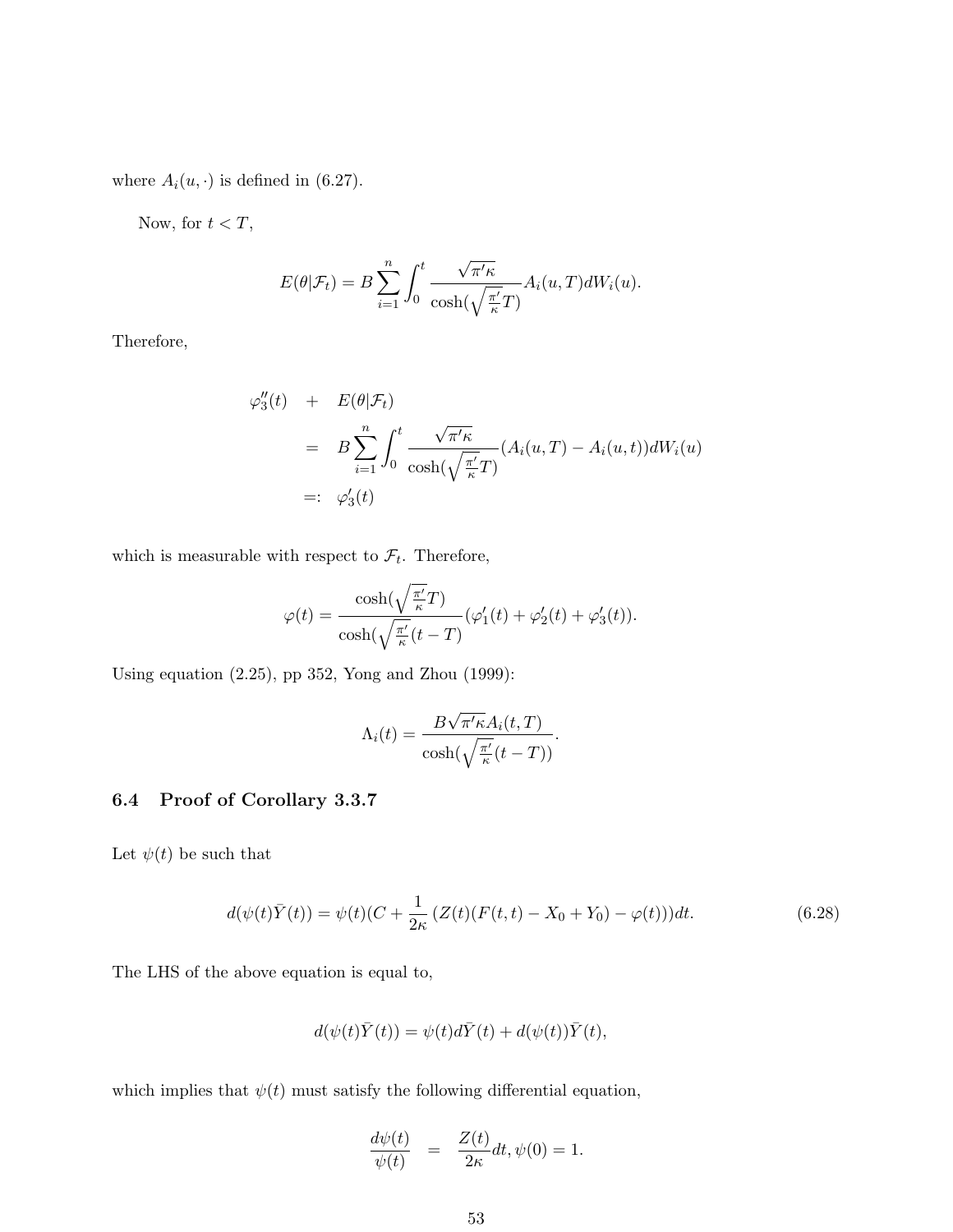where $A_i(u, \cdot)$ is defined in (6.27).

Now, for $t < T$,

$$E(\theta|\mathcal{F}_t) = B \sum_{i=1}^{n} \int_0^t \frac{\sqrt{\pi' \kappa}}{\cosh(\sqrt{\frac{\pi'}{\kappa}} T)} A_i(u, T) dW_i(u).$$

Therefore,

$$\begin{aligned}
\varphi_3''(t) \quad &+ \quad E(\theta|\mathcal{F}_t) \\
&= \quad B \sum_{i=1}^{n} \int_0^t \frac{\sqrt{\pi' \kappa}}{\cosh(\sqrt{\frac{\pi'}{\kappa}} T)} (A_i(u, T) - A_i(u, t)) dW_i(u) \\
&=: \quad \varphi_3'(t)
\end{aligned}$$

which is measurable with respect to $\mathcal{F}_t$. Therefore,

$$\varphi(t) = \frac{\cosh(\sqrt{\frac{\pi'}{\kappa}} T)}{\cosh(\sqrt{\frac{\pi'}{\kappa}} (t - T)} (\varphi_1'(t) + \varphi_2'(t) + \varphi_3'(t)).$$

Using equation (2.25), pp 352, Yong and Zhou (1999):

$$\Lambda_i(t) = \frac{B\sqrt{\pi' \kappa} A_i(t, T)}{\cosh(\sqrt{\frac{\pi'}{\kappa}} (t - T))}.$$

### 6.4 Proof of Corollary 3.3.7

Let $\psi(t)$ be such that

$$d(\psi(t) \bar{Y}(t)) = \psi(t)(C + \frac{1}{2\kappa} (Z(t)(F(t, t) - X_0 + Y_0) - \varphi(t)))dt. \tag{6.28}$$

The LHS of the above equation is equal to,

$$d(\psi(t) \bar{Y}(t)) = \psi(t) d\bar{Y}(t) + d(\psi(t)) \bar{Y}(t),$$

which implies that $\psi(t)$ must satisfy the following differential equation,

$$\frac{d\psi(t)}{\psi(t)} \quad = \quad \frac{Z(t)}{2\kappa} dt, \psi(0) = 1.$$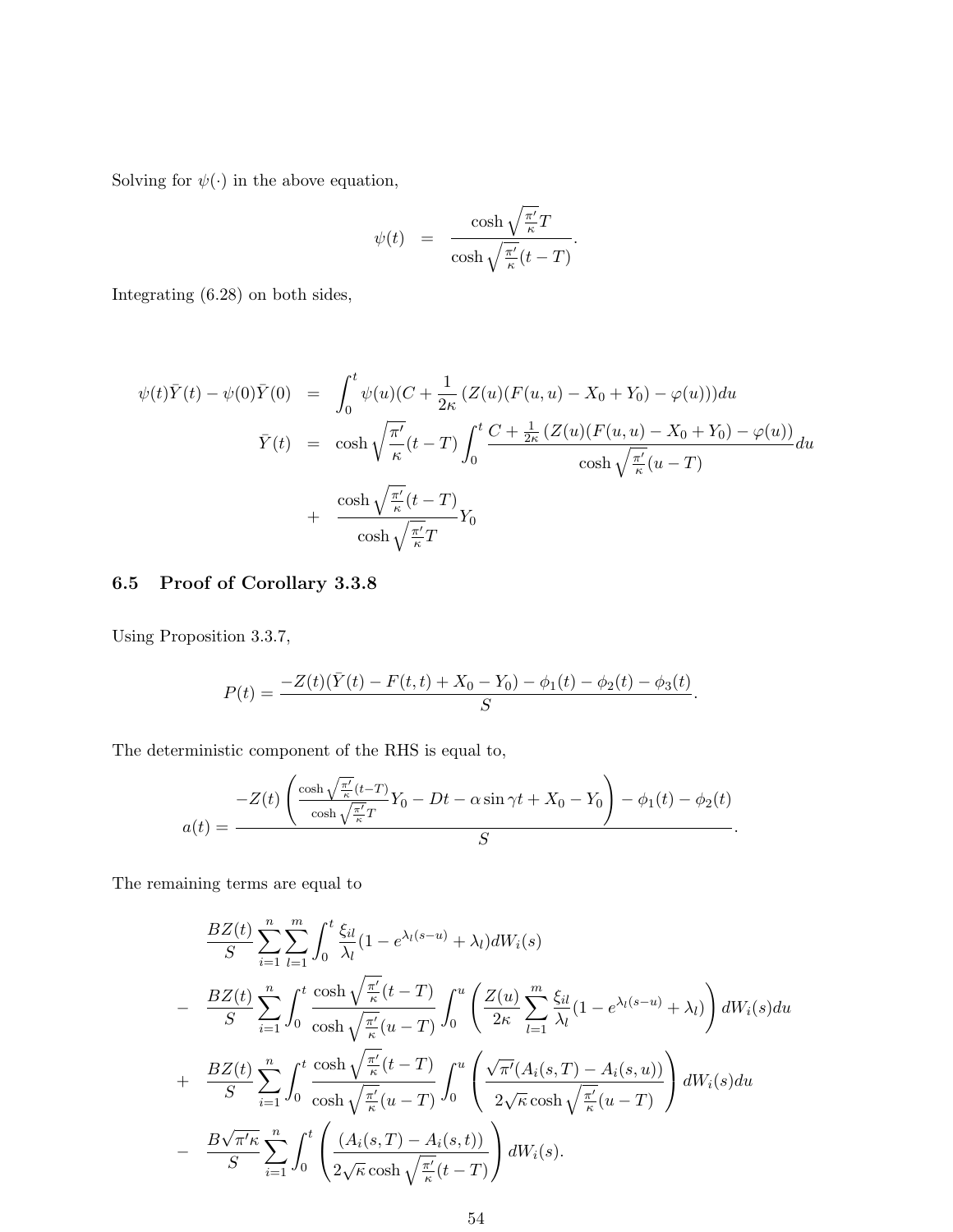Solving for $\psi(\cdot)$ in the above equation,

$$\psi(t) \quad = \quad \frac{\cosh\sqrt{\frac{\pi'}{\kappa}}T}{\cosh\sqrt{\frac{\pi'}{\kappa}}(t-T)}.$$

Integrating (6.28) on both sides,

$$\begin{aligned}
\psi(t)\bar{Y}(t) - \psi(0)\bar{Y}(0) &= \int_0^t \psi(u)(C + \frac{1}{2\kappa}\left(Z(u)(F(u,u) - X_0 + Y_0) - \varphi(u)\right))du \\
\bar{Y}(t) &= \cosh\sqrt{\frac{\pi'}{\kappa}}(t-T)\int_0^t \frac{C + \frac{1}{2\kappa}\left(Z(u)(F(u,u) - X_0 + Y_0) - \varphi(u)\right)}{\cosh\sqrt{\frac{\pi'}{\kappa}}(u-T)}du \\
&+ \frac{\cosh\sqrt{\frac{\pi'}{\kappa}}(t-T)}{\cosh\sqrt{\frac{\pi'}{\kappa}}T}Y_0
\end{aligned}$$

## 6.5 Proof of Corollary 3.3.8

Using Proposition 3.3.7,

$$P(t) = \frac{-Z(t)(\bar{Y}(t) - F(t,t) + X_0 - Y_0) - \phi_1(t) - \phi_2(t) - \phi_3(t)}{S}.$$

The deterministic component of the RHS is equal to,

$$a(t) = \frac{-Z(t)\left(\frac{\cosh\sqrt{\frac{\pi'}{\kappa}}(t-T)}{\cosh\sqrt{\frac{\pi'}{\kappa}}T}Y_0 - Dt - \alpha\sin\gamma t + X_0 - Y_0\right) - \phi_1(t) - \phi_2(t)}{S}.$$

The remaining terms are equal to

$$\begin{aligned}
& \frac{BZ(t)}{S}\sum_{i=1}^{n}\sum_{l=1}^{m}\int_0^t \frac{\xi_{il}}{\lambda_l}(1 - e^{\lambda_l(s-u)} + \lambda_l)dW_i(s) \\
- & \frac{BZ(t)}{S}\sum_{i=1}^{n}\int_0^t \frac{\cosh\sqrt{\frac{\pi'}{\kappa}}(t-T)}{\cosh\sqrt{\frac{\pi'}{\kappa}}(u-T)}\int_0^u\left(\frac{Z(u)}{2\kappa}\sum_{l=1}^{m}\frac{\xi_{il}}{\lambda_l}(1 - e^{\lambda_l(s-u)} + \lambda_l)\right)dW_i(s)du \\
+ & \frac{BZ(t)}{S}\sum_{i=1}^{n}\int_0^t \frac{\cosh\sqrt{\frac{\pi'}{\kappa}}(t-T)}{\cosh\sqrt{\frac{\pi'}{\kappa}}(u-T)}\int_0^u\left(\frac{\sqrt{\pi'}(A_i(s,T) - A_i(s,u))}{2\sqrt{\kappa}\cosh\sqrt{\frac{\pi'}{\kappa}}(u-T)}\right)dW_i(s)du \\
- & \frac{B\sqrt{\pi'\kappa}}{S}\sum_{i=1}^{n}\int_0^t\left(\frac{(A_i(s,T) - A_i(s,t))}{2\sqrt{\kappa}\cosh\sqrt{\frac{\pi'}{\kappa}}(t-T)}\right)dW_i(s).
\end{aligned}$$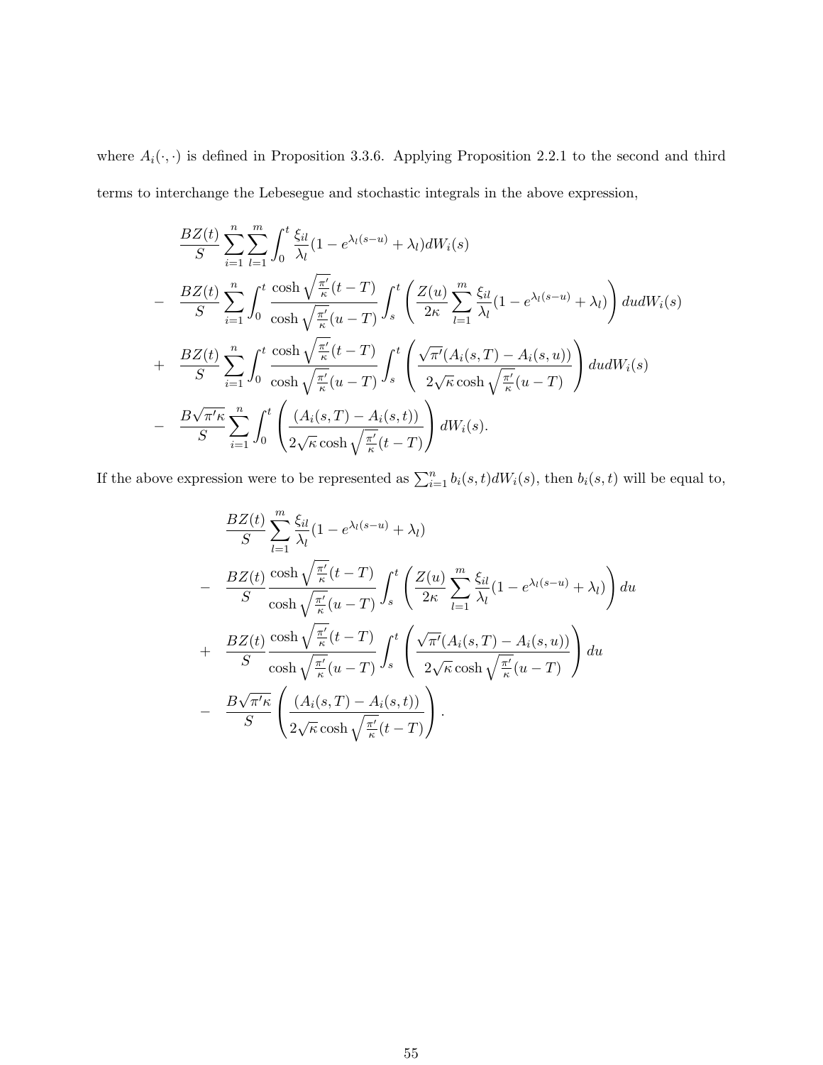where $A_i(\cdot,\cdot)$ is defined in Proposition 3.3.6. Applying Proposition 2.2.1 to the second and third terms to interchange the Lebesegue and stochastic integrals in the above expression,

$$
\begin{aligned}
& \frac{BZ(t)}{S}\sum_{i=1}^{n}\sum_{l=1}^{m}\int_0^t \frac{\xi_{il}}{\lambda_l}(1-e^{\lambda_l(s-u)}+\lambda_l)dW_i(s) \\
- \quad & \frac{BZ(t)}{S}\sum_{i=1}^{n}\int_0^t \frac{\cosh\sqrt{\frac{\pi'}{\kappa}}(t-T)}{\cosh\sqrt{\frac{\pi'}{\kappa}}(u-T)}\int_s^t \left(\frac{Z(u)}{2\kappa}\sum_{l=1}^{m}\frac{\xi_{il}}{\lambda_l}(1-e^{\lambda_l(s-u)}+\lambda_l)\right)dudW_i(s) \\
+ \quad & \frac{BZ(t)}{S}\sum_{i=1}^{n}\int_0^t \frac{\cosh\sqrt{\frac{\pi'}{\kappa}}(t-T)}{\cosh\sqrt{\frac{\pi'}{\kappa}}(u-T)}\int_s^t \left(\frac{\sqrt{\pi'}(A_i(s,T)-A_i(s,u))}{2\sqrt{\kappa}\cosh\sqrt{\frac{\pi'}{\kappa}}(u-T)}\right)dudW_i(s) \\
- \quad & \frac{B\sqrt{\pi'\kappa}}{S}\sum_{i=1}^{n}\int_0^t \left(\frac{(A_i(s,T)-A_i(s,t))}{2\sqrt{\kappa}\cosh\sqrt{\frac{\pi'}{\kappa}}(t-T)}\right)dW_i(s).
\end{aligned}
$$

If the above expression were to be represented as $\sum_{i=1}^{n} b_i(s,t)dW_i(s)$, then $b_i(s,t)$ will be equal to,

$$
\begin{aligned}
& \frac{BZ(t)}{S}\sum_{l=1}^{m}\frac{\xi_{il}}{\lambda_l}(1-e^{\lambda_l(s-u)}+\lambda_l) \\
- \quad & \frac{BZ(t)}{S}\frac{\cosh\sqrt{\frac{\pi'}{\kappa}}(t-T)}{\cosh\sqrt{\frac{\pi'}{\kappa}}(u-T)}\int_s^t \left(\frac{Z(u)}{2\kappa}\sum_{l=1}^{m}\frac{\xi_{il}}{\lambda_l}(1-e^{\lambda_l(s-u)}+\lambda_l)\right)du \\
+ \quad & \frac{BZ(t)}{S}\frac{\cosh\sqrt{\frac{\pi'}{\kappa}}(t-T)}{\cosh\sqrt{\frac{\pi'}{\kappa}}(u-T)}\int_s^t \left(\frac{\sqrt{\pi'}(A_i(s,T)-A_i(s,u))}{2\sqrt{\kappa}\cosh\sqrt{\frac{\pi'}{\kappa}}(u-T)}\right)du \\
- \quad & \frac{B\sqrt{\pi'\kappa}}{S}\left(\frac{(A_i(s,T)-A_i(s,t))}{2\sqrt{\kappa}\cosh\sqrt{\frac{\pi'}{\kappa}}(t-T)}\right).
\end{aligned}
$$